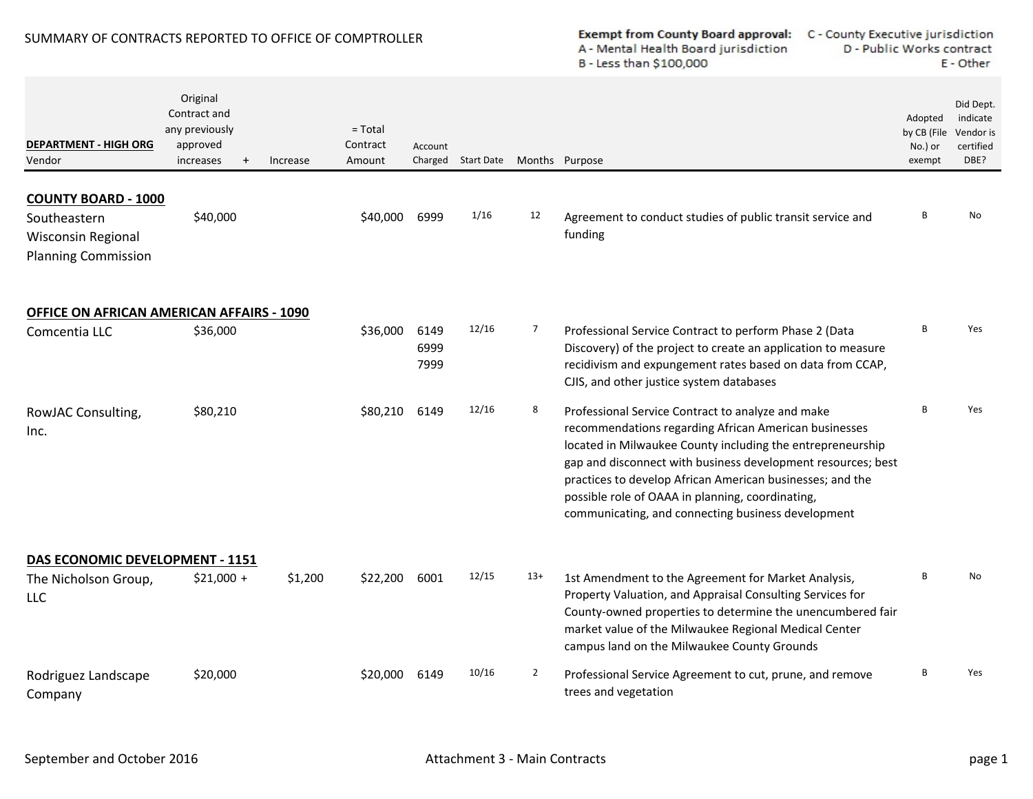SUMMARY OF CONTRACTS REPORTED TO OFFICE OF COMPTROLLER

**Exempt from County Board approval:**
A - Mental Health Board jurisdiction
B - Less than $100,000
C - County Executive jurisdiction
D - Public Works contract
E - Other

| DEPARTMENT - HIGH ORG / Vendor | Original Contract and any previously approved increases | + | Increase | = Total Contract Amount | Account Charged | Start Date | Months | Purpose | Adopted by CB (File No.) or exempt | Did Dept. indicate Vendor is certified DBE? |
|---|---|---|---|---|---|---|---|---|---|---|
| **COUNTY BOARD - 1000** | | | | | | | | | | |
| Southeastern Wisconsin Regional Planning Commission | $40,000 | | | $40,000 | 6999 | 1/16 | 12 | Agreement to conduct studies of public transit service and funding | B | No |
| **OFFICE ON AFRICAN AMERICAN AFFAIRS - 1090** | | | | | | | | | | |
| Comcentia LLC | $36,000 | | | $36,000 | 6149 6999 7999 | 12/16 | 7 | Professional Service Contract to perform Phase 2 (Data Discovery) of the project to create an application to measure recidivism and expungement rates based on data from CCAP, CJIS, and other justice system databases | B | Yes |
| RowJAC Consulting, Inc. | $80,210 | | | $80,210 | 6149 | 12/16 | 8 | Professional Service Contract to analyze and make recommendations regarding African American businesses located in Milwaukee County including the entrepreneurship gap and disconnect with business development resources; best practices to develop African American businesses; and the possible role of OAAA in planning, coordinating, communicating, and connecting business development | B | Yes |
| **DAS ECONOMIC DEVELOPMENT - 1151** | | | | | | | | | | |
| The Nicholson Group, LLC | $21,000 | + | $1,200 | $22,200 | 6001 | 12/15 | 13+ | 1st Amendment to the Agreement for Market Analysis, Property Valuation, and Appraisal Consulting Services for County-owned properties to determine the unencumbered fair market value of the Milwaukee Regional Medical Center campus land on the Milwaukee County Grounds | B | No |
| Rodriguez Landscape Company | $20,000 | | | $20,000 | 6149 | 10/16 | 2 | Professional Service Agreement to cut, prune, and remove trees and vegetation | B | Yes |

September and October 2016 — Attachment 3 - Main Contracts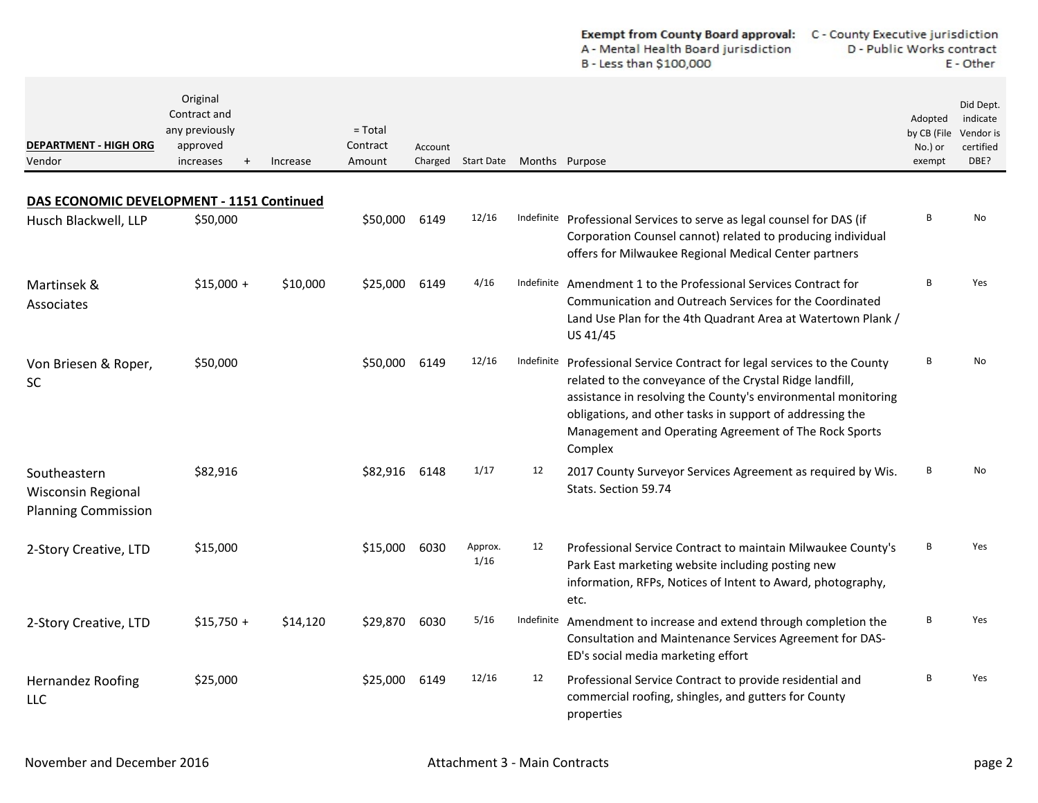**Exempt from County Board approval:** C - County Executive jurisdiction
A - Mental Health Board jurisdiction D - Public Works contract
B - Less than $100,000 E - Other

| DEPARTMENT - HIGH ORG<br>Vendor | Original Contract and any previously approved increases | + | Increase | = Total Contract Amount | Account Charged | Start Date | Months | Purpose | Adopted by CB (File No.) or exempt | Did Dept. indicate Vendor is certified DBE? |
|---|---|---|---|---|---|---|---|---|---|---|
| **DAS ECONOMIC DEVELOPMENT - 1151 Continued** | | | | | | | | | | |
| Husch Blackwell, LLP | $50,000 | | | $50,000 | 6149 | 12/16 | Indefinite | Professional Services to serve as legal counsel for DAS (if Corporation Counsel cannot) related to producing individual offers for Milwaukee Regional Medical Center partners | B | No |
| Martinsek & Associates | $15,000 | + | $10,000 | $25,000 | 6149 | 4/16 | Indefinite | Amendment 1 to the Professional Services Contract for Communication and Outreach Services for the Coordinated Land Use Plan for the 4th Quadrant Area at Watertown Plank / US 41/45 | B | Yes |
| Von Briesen & Roper, SC | $50,000 | | | $50,000 | 6149 | 12/16 | Indefinite | Professional Service Contract for legal services to the County related to the conveyance of the Crystal Ridge landfill, assistance in resolving the County's environmental monitoring obligations, and other tasks in support of addressing the Management and Operating Agreement of The Rock Sports Complex | B | No |
| Southeastern Wisconsin Regional Planning Commission | $82,916 | | | $82,916 | 6148 | 1/17 | 12 | 2017 County Surveyor Services Agreement as required by Wis. Stats. Section 59.74 | B | No |
| 2-Story Creative, LTD | $15,000 | | | $15,000 | 6030 | Approx. 1/16 | 12 | Professional Service Contract to maintain Milwaukee County's Park East marketing website including posting new information, RFPs, Notices of Intent to Award, photography, etc. | B | Yes |
| 2-Story Creative, LTD | $15,750 | + | $14,120 | $29,870 | 6030 | 5/16 | Indefinite | Amendment to increase and extend through completion the Consultation and Maintenance Services Agreement for DAS-ED's social media marketing effort | B | Yes |
| Hernandez Roofing LLC | $25,000 | | | $25,000 | 6149 | 12/16 | 12 | Professional Service Contract to provide residential and commercial roofing, shingles, and gutters for County properties | B | Yes |

November and December 2016 — Attachment 3 - Main Contracts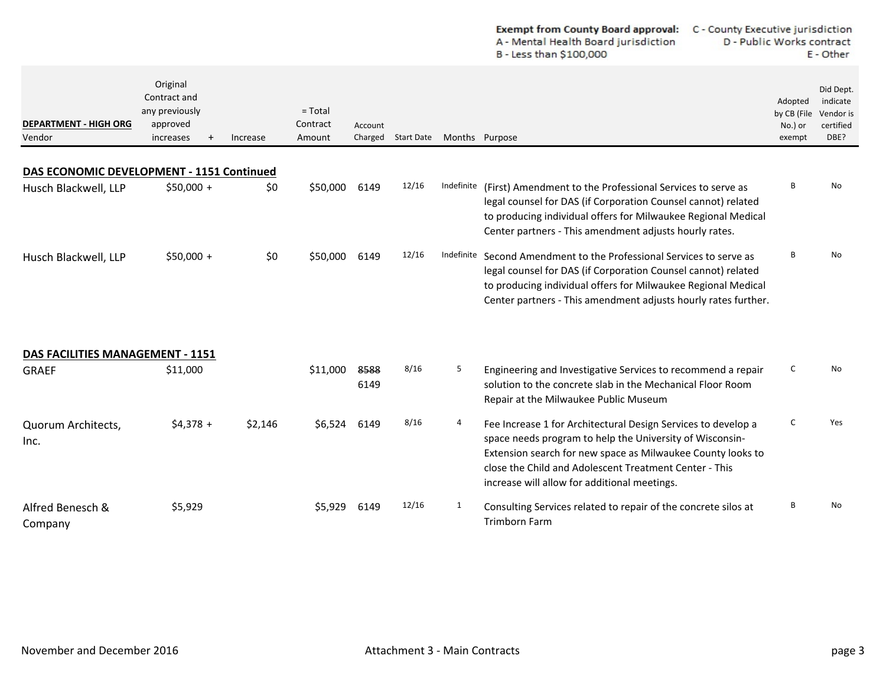**Exempt from County Board approval:** A - Mental Health Board jurisdiction; B - Less than $100,000; C - County Executive jurisdiction; D - Public Works contract; E - Other

| DEPARTMENT - HIGH ORG<br>Vendor | Original Contract and any previously approved increases | + | Increase | = Total Contract Amount | Account Charged | Start Date | Months | Purpose | Adopted by CB (File No.) or exempt | Did Dept. indicate Vendor is certified DBE? |
|---|---|---|---|---|---|---|---|---|---|---|
| **DAS ECONOMIC DEVELOPMENT - 1151 Continued** | | | | | | | | | | |
| Husch Blackwell, LLP | $50,000 | + | $0 | $50,000 | 6149 | 12/16 | Indefinite | (First) Amendment to the Professional Services to serve as legal counsel for DAS (if Corporation Counsel cannot) related to producing individual offers for Milwaukee Regional Medical Center partners - This amendment adjusts hourly rates. | B | No |
| Husch Blackwell, LLP | $50,000 | + | $0 | $50,000 | 6149 | 12/16 | Indefinite | Second Amendment to the Professional Services to serve as legal counsel for DAS (if Corporation Counsel cannot) related to producing individual offers for Milwaukee Regional Medical Center partners - This amendment adjusts hourly rates further. | B | No |
| **DAS FACILITIES MANAGEMENT - 1151** | | | | | | | | | | |
| GRAEF | $11,000 | | | $11,000 | ~~8588~~ 6149 | 8/16 | 5 | Engineering and Investigative Services to recommend a repair solution to the concrete slab in the Mechanical Floor Room Repair at the Milwaukee Public Museum | C | No |
| Quorum Architects, Inc. | $4,378 | + | $2,146 | $6,524 | 6149 | 8/16 | 4 | Fee Increase 1 for Architectural Design Services to develop a space needs program to help the University of Wisconsin-Extension search for new space as Milwaukee County looks to close the Child and Adolescent Treatment Center - This increase will allow for additional meetings. | C | Yes |
| Alfred Benesch & Company | $5,929 | | | $5,929 | 6149 | 12/16 | 1 | Consulting Services related to repair of the concrete silos at Trimborn Farm | B | No |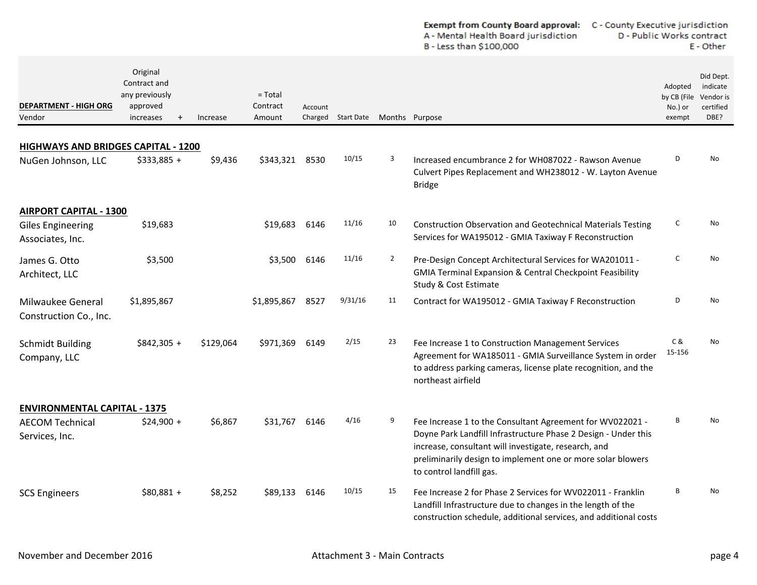**Exempt from County Board approval:**
A - Mental Health Board jurisdiction
B - Less than $100,000
C - County Executive jurisdiction
D - Public Works contract
E - Other

| DEPARTMENT - HIGH ORG<br>Vendor | Original Contract and any previously approved increases | + | Increase | = Total Contract Amount | Account Charged | Start Date | Months | Purpose | Adopted by CB (File No.) or exempt | Did Dept. indicate Vendor is certified DBE? |
|---|---|---|---|---|---|---|---|---|---|---|
| **HIGHWAYS AND BRIDGES CAPITAL - 1200** | | | | | | | | | | |
| NuGen Johnson, LLC | $333,885 | + | $9,436 | $343,321 | 8530 | 10/15 | 3 | Increased encumbrance 2 for WH087022 - Rawson Avenue Culvert Pipes Replacement and WH238012 - W. Layton Avenue Bridge | D | No |
| **AIRPORT CAPITAL - 1300** | | | | | | | | | | |
| Giles Engineering Associates, Inc. | $19,683 | | | $19,683 | 6146 | 11/16 | 10 | Construction Observation and Geotechnical Materials Testing Services for WA195012 - GMIA Taxiway F Reconstruction | C | No |
| James G. Otto Architect, LLC | $3,500 | | | $3,500 | 6146 | 11/16 | 2 | Pre-Design Concept Architectural Services for WA201011 - GMIA Terminal Expansion & Central Checkpoint Feasibility Study & Cost Estimate | C | No |
| Milwaukee General Construction Co., Inc. | $1,895,867 | | | $1,895,867 | 8527 | 9/31/16 | 11 | Contract for WA195012 - GMIA Taxiway F Reconstruction | D | No |
| Schmidt Building Company, LLC | $842,305 | + | $129,064 | $971,369 | 6149 | 2/15 | 23 | Fee Increase 1 to Construction Management Services Agreement for WA185011 - GMIA Surveillance System in order to address parking cameras, license plate recognition, and the northeast airfield | C & 15-156 | No |
| **ENVIRONMENTAL CAPITAL - 1375** | | | | | | | | | | |
| AECOM Technical Services, Inc. | $24,900 | + | $6,867 | $31,767 | 6146 | 4/16 | 9 | Fee Increase 1 to the Consultant Agreement for WV022021 - Doyne Park Landfill Infrastructure Phase 2 Design - Under this increase, consultant will investigate, research, and preliminarily design to implement one or more solar blowers to control landfill gas. | B | No |
| SCS Engineers | $80,881 | + | $8,252 | $89,133 | 6146 | 10/15 | 15 | Fee Increase 2 for Phase 2 Services for WV022011 - Franklin Landfill Infrastructure due to changes in the length of the construction schedule, additional services, and additional costs | B | No |

November and December 2016 — Attachment 3 - Main Contracts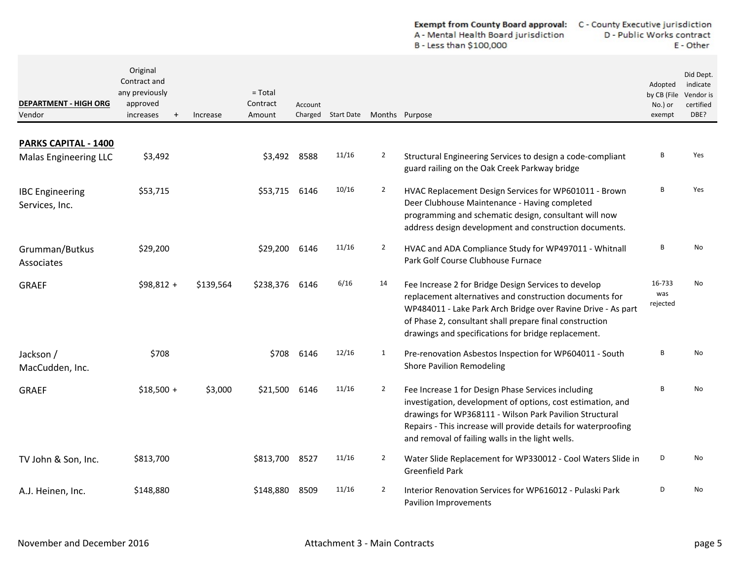**Exempt from County Board approval:** A - Mental Health Board jurisdiction B - Less than $100,000 C - County Executive jurisdiction D - Public Works contract E - Other

| DEPARTMENT - HIGH ORG Vendor | Original Contract and any previously approved increases + | Increase | = Total Contract Amount | Account Charged | Start Date | Months | Purpose | Adopted by CB (File No.) or exempt | Did Dept. indicate Vendor is certified DBE? |
|---|---|---|---|---|---|---|---|---|---|
| **PARKS CAPITAL - 1400** | | | | | | | | | |
| Malas Engineering LLC | $3,492 | | $3,492 | 8588 | 11/16 | 2 | Structural Engineering Services to design a code-compliant guard railing on the Oak Creek Parkway bridge | B | Yes |
| IBC Engineering Services, Inc. | $53,715 | | $53,715 | 6146 | 10/16 | 2 | HVAC Replacement Design Services for WP601011 - Brown Deer Clubhouse Maintenance - Having completed programming and schematic design, consultant will now address design development and construction documents. | B | Yes |
| Grumman/Butkus Associates | $29,200 | | $29,200 | 6146 | 11/16 | 2 | HVAC and ADA Compliance Study for WP497011 - Whitnall Park Golf Course Clubhouse Furnace | B | No |
| GRAEF | $98,812 + | $139,564 | $238,376 | 6146 | 6/16 | 14 | Fee Increase 2 for Bridge Design Services to develop replacement alternatives and construction documents for WP484011 - Lake Park Arch Bridge over Ravine Drive - As part of Phase 2, consultant shall prepare final construction drawings and specifications for bridge replacement. | 16-733 was rejected | No |
| Jackson / MacCudden, Inc. | $708 | | $708 | 6146 | 12/16 | 1 | Pre-renovation Asbestos Inspection for WP604011 - South Shore Pavilion Remodeling | B | No |
| GRAEF | $18,500 + | $3,000 | $21,500 | 6146 | 11/16 | 2 | Fee Increase 1 for Design Phase Services including investigation, development of options, cost estimation, and drawings for WP368111 - Wilson Park Pavilion Structural Repairs - This increase will provide details for waterproofing and removal of failing walls in the light wells. | B | No |
| TV John & Son, Inc. | $813,700 | | $813,700 | 8527 | 11/16 | 2 | Water Slide Replacement for WP330012 - Cool Waters Slide in Greenfield Park | D | No |
| A.J. Heinen, Inc. | $148,880 | | $148,880 | 8509 | 11/16 | 2 | Interior Renovation Services for WP616012 - Pulaski Park Pavilion Improvements | D | No |

November and December 2016 Attachment 3 - Main Contracts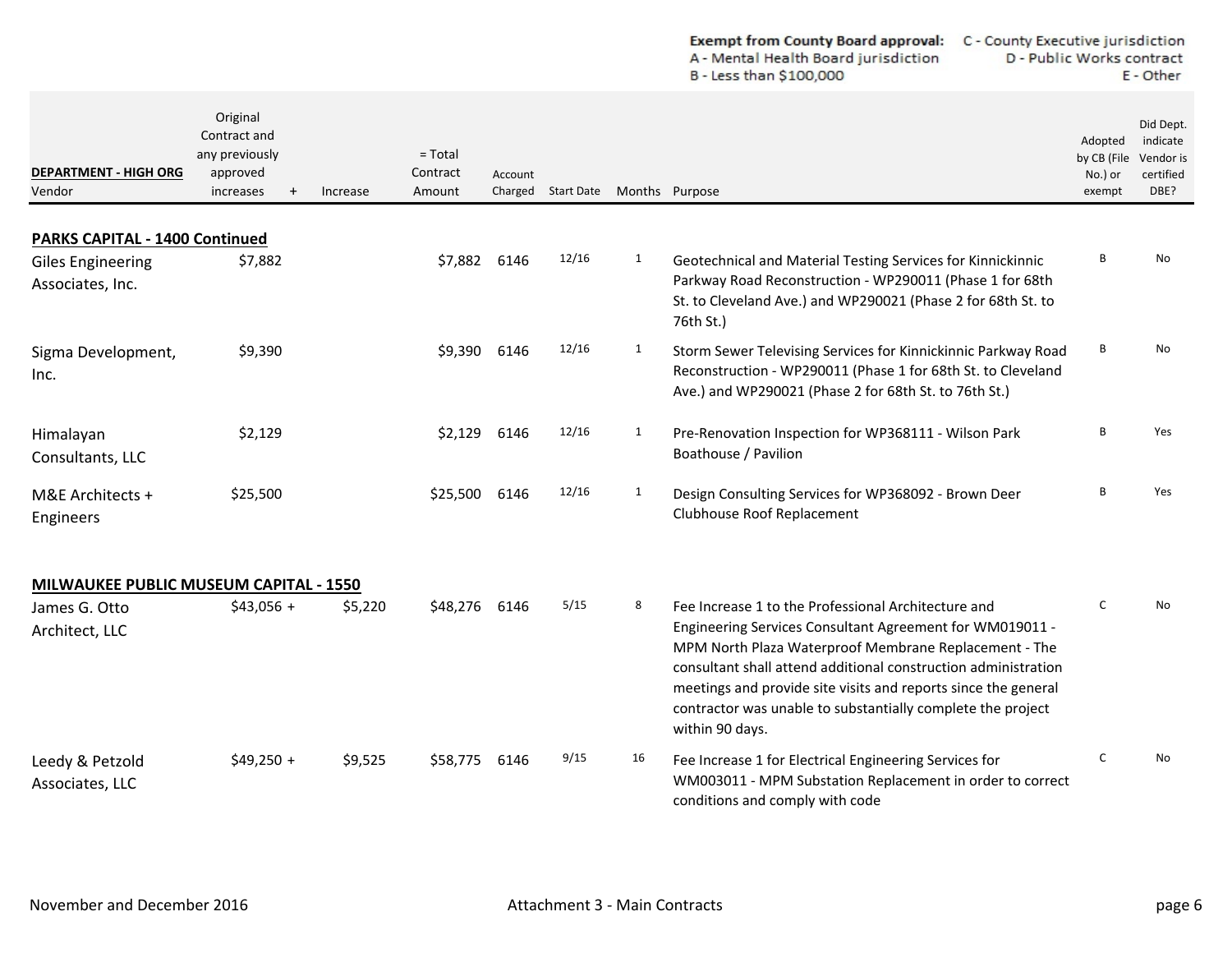**Exempt from County Board approval:** C - County Executive jurisdiction
A - Mental Health Board jurisdiction D - Public Works contract
B - Less than $100,000 E - Other

| DEPARTMENT - HIGH ORG<br>Vendor | Original Contract and any previously approved increases | + | Increase | = Total Contract Amount | Account Charged | Start Date | Months | Purpose | Adopted by CB (File No.) or exempt | Did Dept. indicate Vendor is certified DBE? |
|---|---|---|---|---|---|---|---|---|---|---|
| **PARKS CAPITAL - 1400 Continued** | | | | | | | | | | |
| Giles Engineering Associates, Inc. | $7,882 | | | $7,882 | 6146 | 12/16 | 1 | Geotechnical and Material Testing Services for Kinnickinnic Parkway Road Reconstruction - WP290011 (Phase 1 for 68th St. to Cleveland Ave.) and WP290021 (Phase 2 for 68th St. to 76th St.) | B | No |
| Sigma Development, Inc. | $9,390 | | | $9,390 | 6146 | 12/16 | 1 | Storm Sewer Televising Services for Kinnickinnic Parkway Road Reconstruction - WP290011 (Phase 1 for 68th St. to Cleveland Ave.) and WP290021 (Phase 2 for 68th St. to 76th St.) | B | No |
| Himalayan Consultants, LLC | $2,129 | | | $2,129 | 6146 | 12/16 | 1 | Pre-Renovation Inspection for WP368111 - Wilson Park Boathouse / Pavilion | B | Yes |
| M&E Architects + Engineers | $25,500 | | | $25,500 | 6146 | 12/16 | 1 | Design Consulting Services for WP368092 - Brown Deer Clubhouse Roof Replacement | B | Yes |
| **MILWAUKEE PUBLIC MUSEUM CAPITAL - 1550** | | | | | | | | | | |
| James G. Otto Architect, LLC | $43,056 | + | $5,220 | $48,276 | 6146 | 5/15 | 8 | Fee Increase 1 to the Professional Architecture and Engineering Services Consultant Agreement for WM019011 - MPM North Plaza Waterproof Membrane Replacement - The consultant shall attend additional construction administration meetings and provide site visits and reports since the general contractor was unable to substantially complete the project within 90 days. | C | No |
| Leedy & Petzold Associates, LLC | $49,250 | + | $9,525 | $58,775 | 6146 | 9/15 | 16 | Fee Increase 1 for Electrical Engineering Services for WM003011 - MPM Substation Replacement in order to correct conditions and comply with code | C | No |

November and December 2016 Attachment 3 - Main Contracts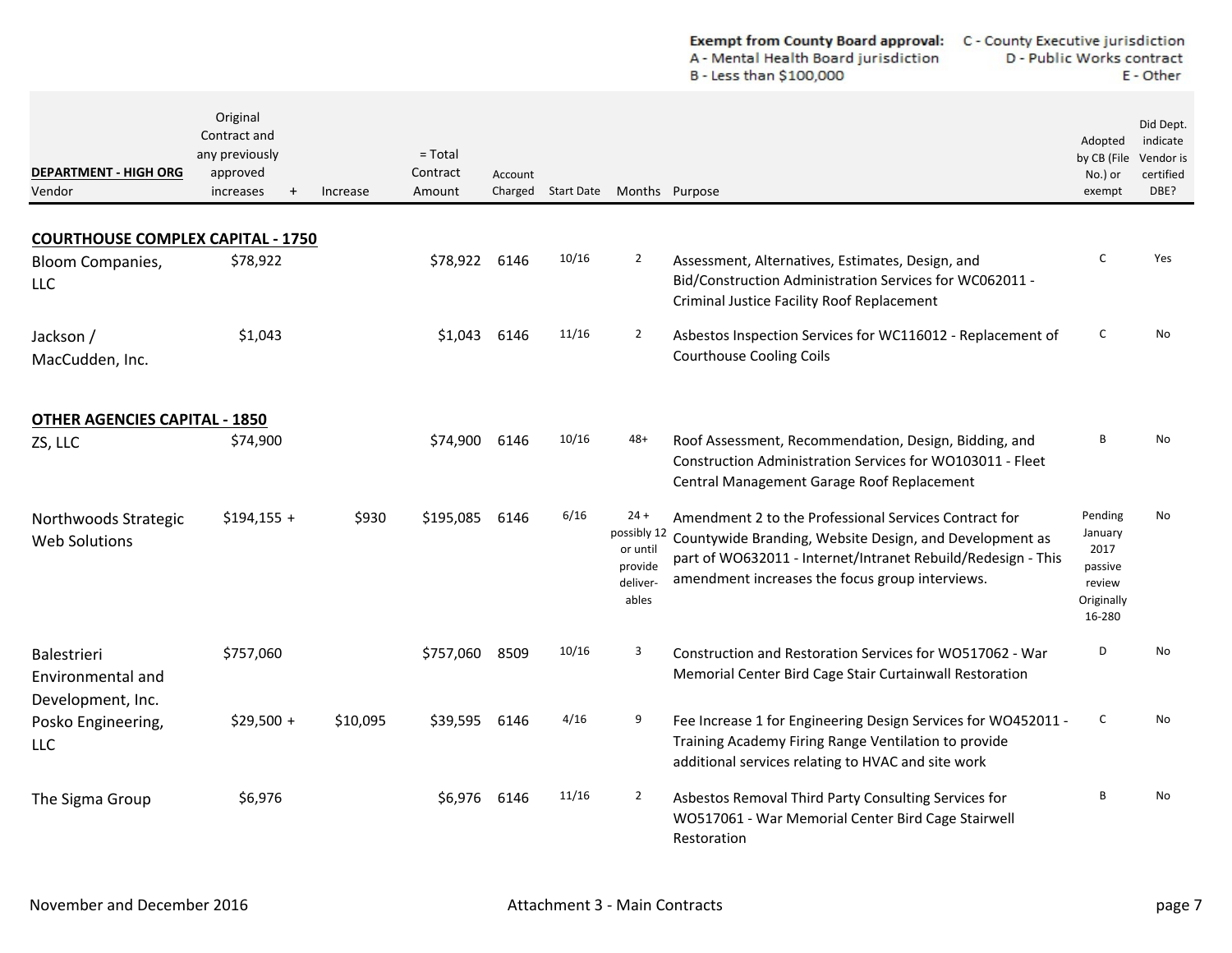**Exempt from County Board approval:** A - Mental Health Board jurisdiction, B - Less than $100,000, C - County Executive jurisdiction, D - Public Works contract, E - Other

| DEPARTMENT - HIGH ORG<br>Vendor | Original Contract and any previously approved increases | + | Increase | = Total Contract Amount | Account Charged | Start Date | Months | Purpose | Adopted by CB (File No.) or exempt | Did Dept. indicate Vendor is certified DBE? |
|---|---|---|---|---|---|---|---|---|---|---|
| **COURTHOUSE COMPLEX CAPITAL - 1750** | | | | | | | | | | |
| Bloom Companies, LLC | $78,922 | | | $78,922 | 6146 | 10/16 | 2 | Assessment, Alternatives, Estimates, Design, and Bid/Construction Administration Services for WC062011 - Criminal Justice Facility Roof Replacement | C | Yes |
| Jackson / MacCudden, Inc. | $1,043 | | | $1,043 | 6146 | 11/16 | 2 | Asbestos Inspection Services for WC116012 - Replacement of Courthouse Cooling Coils | C | No |
| **OTHER AGENCIES CAPITAL - 1850** | | | | | | | | | | |
| ZS, LLC | $74,900 | | | $74,900 | 6146 | 10/16 | 48+ | Roof Assessment, Recommendation, Design, Bidding, and Construction Administration Services for WO103011 - Fleet Central Management Garage Roof Replacement | B | No |
| Northwoods Strategic Web Solutions | $194,155 | + | $930 | $195,085 | 6146 | 6/16 | 24 + possibly 12 or until provide deliver-ables | Amendment 2 to the Professional Services Contract for Countywide Branding, Website Design, and Development as part of WO632011 - Internet/Intranet Rebuild/Redesign - This amendment increases the focus group interviews. | Pending January 2017 passive review Originally 16-280 | No |
| Balestrieri Environmental and Development, Inc. | $757,060 | | | $757,060 | 8509 | 10/16 | 3 | Construction and Restoration Services for WO517062 - War Memorial Center Bird Cage Stair Curtainwall Restoration | D | No |
| Posko Engineering, LLC | $29,500 | + | $10,095 | $39,595 | 6146 | 4/16 | 9 | Fee Increase 1 for Engineering Design Services for WO452011 - Training Academy Firing Range Ventilation to provide additional services relating to HVAC and site work | C | No |
| The Sigma Group | $6,976 | | | $6,976 | 6146 | 11/16 | 2 | Asbestos Removal Third Party Consulting Services for WO517061 - War Memorial Center Bird Cage Stairwell Restoration | B | No |

November and December 2016 — Attachment 3 - Main Contracts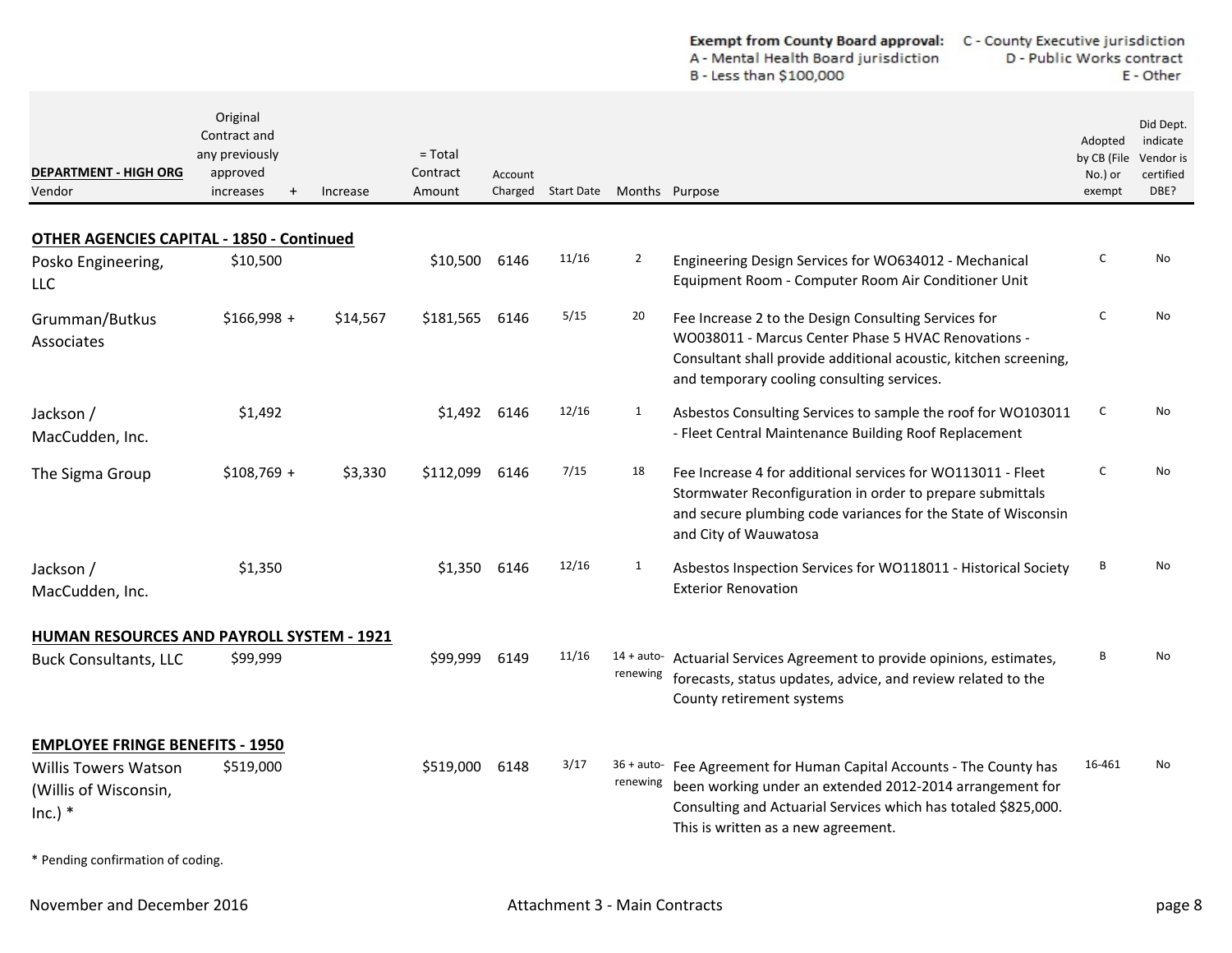**Exempt from County Board approval:** C - County Executive jurisdiction
A - Mental Health Board jurisdiction D - Public Works contract
B - Less than $100,000 E - Other

| DEPARTMENT - HIGH ORG / Vendor | Original Contract and any previously approved increases | + | Increase | = Total Contract Amount | Account Charged | Start Date | Months | Purpose | Adopted by CB (File No.) or exempt | Did Dept. indicate Vendor is certified DBE? |
|---|---|---|---|---|---|---|---|---|---|---|
| **OTHER AGENCIES CAPITAL - 1850 - Continued** | | | | | | | | | | |
| Posko Engineering, LLC | $10,500 | | | $10,500 | 6146 | 11/16 | 2 | Engineering Design Services for WO634012 - Mechanical Equipment Room - Computer Room Air Conditioner Unit | C | No |
| Grumman/Butkus Associates | $166,998 | + | $14,567 | $181,565 | 6146 | 5/15 | 20 | Fee Increase 2 to the Design Consulting Services for WO038011 - Marcus Center Phase 5 HVAC Renovations - Consultant shall provide additional acoustic, kitchen screening, and temporary cooling consulting services. | C | No |
| Jackson / MacCudden, Inc. | $1,492 | | | $1,492 | 6146 | 12/16 | 1 | Asbestos Consulting Services to sample the roof for WO103011 - Fleet Central Maintenance Building Roof Replacement | C | No |
| The Sigma Group | $108,769 | + | $3,330 | $112,099 | 6146 | 7/15 | 18 | Fee Increase 4 for additional services for WO113011 - Fleet Stormwater Reconfiguration in order to prepare submittals and secure plumbing code variances for the State of Wisconsin and City of Wauwatosa | C | No |
| Jackson / MacCudden, Inc. | $1,350 | | | $1,350 | 6146 | 12/16 | 1 | Asbestos Inspection Services for WO118011 - Historical Society Exterior Renovation | B | No |
| **HUMAN RESOURCES AND PAYROLL SYSTEM - 1921** | | | | | | | | | | |
| Buck Consultants, LLC | $99,999 | | | $99,999 | 6149 | 11/16 | 14 + auto-renewing | Actuarial Services Agreement to provide opinions, estimates, forecasts, status updates, advice, and review related to the County retirement systems | B | No |
| **EMPLOYEE FRINGE BENEFITS - 1950** | | | | | | | | | | |
| Willis Towers Watson (Willis of Wisconsin, Inc.) * | $519,000 | | | $519,000 | 6148 | 3/17 | 36 + auto-renewing | Fee Agreement for Human Capital Accounts - The County has been working under an extended 2012-2014 arrangement for Consulting and Actuarial Services which has totaled $825,000. This is written as a new agreement. | 16-461 | No |

* Pending confirmation of coding.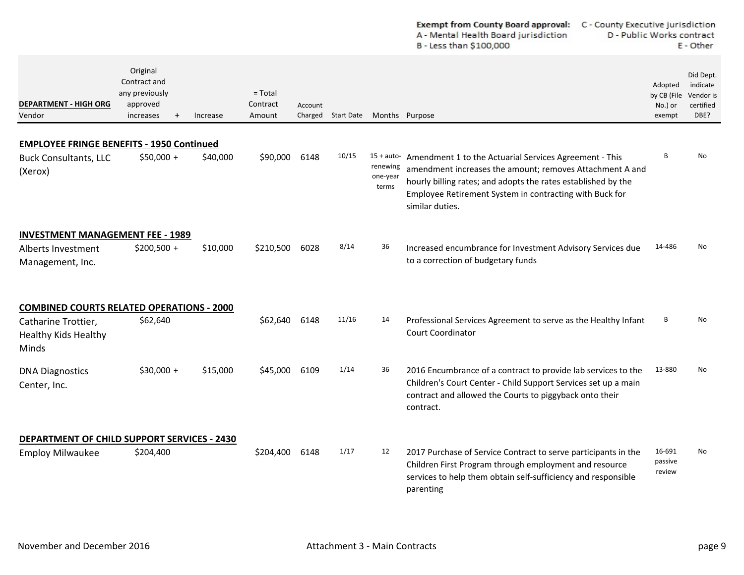Exempt from County Board approval:
A - Mental Health Board jurisdiction
B - Less than $100,000
C - County Executive jurisdiction
D - Public Works contract
E - Other

| DEPARTMENT - HIGH ORG<br>Vendor | Original Contract and any previously approved increases | + | Increase | = Total Contract Amount | Account Charged | Start Date | Months | Purpose | Adopted by CB (File No.) or exempt | Did Dept. indicate Vendor is certified DBE? |
|---|---|---|---|---|---|---|---|---|---|---|
| **EMPLOYEE FRINGE BENEFITS - 1950 Continued** | | | | | | | | | | |
| Buck Consultants, LLC (Xerox) | $50,000 | + | $40,000 | $90,000 | 6148 | 10/15 | 15 + auto-renewing one-year terms | Amendment 1 to the Actuarial Services Agreement - This amendment increases the amount; removes Attachment A and hourly billing rates; and adopts the rates established by the Employee Retirement System in contracting with Buck for similar duties. | B | No |
| **INVESTMENT MANAGEMENT FEE - 1989** | | | | | | | | | | |
| Alberts Investment Management, Inc. | $200,500 | + | $10,000 | $210,500 | 6028 | 8/14 | 36 | Increased encumbrance for Investment Advisory Services due to a correction of budgetary funds | 14-486 | No |
| **COMBINED COURTS RELATED OPERATIONS - 2000** | | | | | | | | | | |
| Catharine Trottier, Healthy Kids Healthy Minds | $62,640 | | | $62,640 | 6148 | 11/16 | 14 | Professional Services Agreement to serve as the Healthy Infant Court Coordinator | B | No |
| DNA Diagnostics Center, Inc. | $30,000 | + | $15,000 | $45,000 | 6109 | 1/14 | 36 | 2016 Encumbrance of a contract to provide lab services to the Children's Court Center - Child Support Services set up a main contract and allowed the Courts to piggyback onto their contract. | 13-880 | No |
| **DEPARTMENT OF CHILD SUPPORT SERVICES - 2430** | | | | | | | | | | |
| Employ Milwaukee | $204,400 | | | $204,400 | 6148 | 1/17 | 12 | 2017 Purchase of Service Contract to serve participants in the Children First Program through employment and resource services to help them obtain self-sufficiency and responsible parenting | 16-691 passive review | No |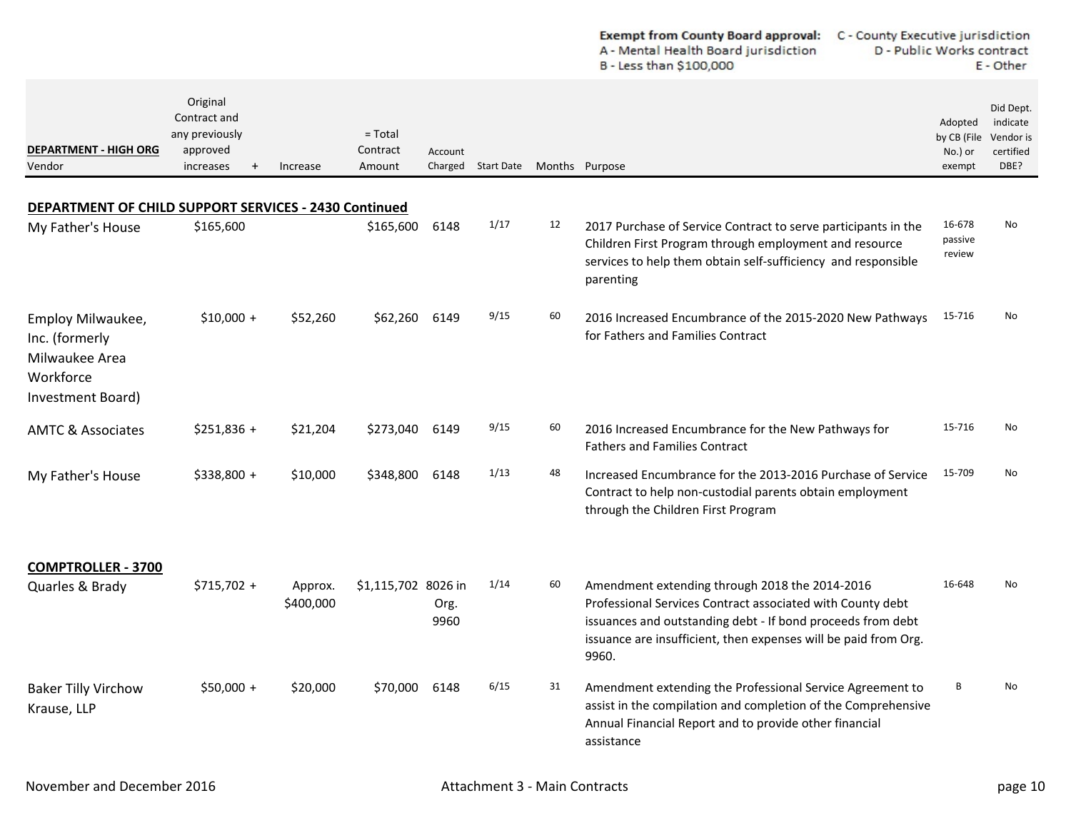Exempt from County Board approval: A - Mental Health Board jurisdiction; B - Less than $100,000; C - County Executive jurisdiction; D - Public Works contract; E - Other

| DEPARTMENT - HIGH ORG<br>Vendor | Original Contract and any previously approved increases | + | Increase | = Total Contract Amount | Account Charged | Start Date | Months | Purpose | Adopted by CB (File No.) or exempt | Did Dept. indicate Vendor is certified DBE? |
|---|---|---|---|---|---|---|---|---|---|---|
| **DEPARTMENT OF CHILD SUPPORT SERVICES - 2430 Continued** | | | | | | | | | | |
| My Father's House | $165,600 | | | $165,600 | 6148 | 1/17 | 12 | 2017 Purchase of Service Contract to serve participants in the Children First Program through employment and resource services to help them obtain self-sufficiency and responsible parenting | 16-678 passive review | No |
| Employ Milwaukee, Inc. (formerly Milwaukee Area Workforce Investment Board) | $10,000 | + | $52,260 | $62,260 | 6149 | 9/15 | 60 | 2016 Increased Encumbrance of the 2015-2020 New Pathways for Fathers and Families Contract | 15-716 | No |
| AMTC & Associates | $251,836 | + | $21,204 | $273,040 | 6149 | 9/15 | 60 | 2016 Increased Encumbrance for the New Pathways for Fathers and Families Contract | 15-716 | No |
| My Father's House | $338,800 | + | $10,000 | $348,800 | 6148 | 1/13 | 48 | Increased Encumbrance for the 2013-2016 Purchase of Service Contract to help non-custodial parents obtain employment through the Children First Program | 15-709 | No |
| **COMPTROLLER - 3700** | | | | | | | | | | |
| Quarles & Brady | $715,702 | + | Approx. $400,000 | $1,115,702 | 8026 in Org. 9960 | 1/14 | 60 | Amendment extending through 2018 the 2014-2016 Professional Services Contract associated with County debt issuances and outstanding debt - If bond proceeds from debt issuance are insufficient, then expenses will be paid from Org. 9960. | 16-648 | No |
| Baker Tilly Virchow Krause, LLP | $50,000 | + | $20,000 | $70,000 | 6148 | 6/15 | 31 | Amendment extending the Professional Service Agreement to assist in the compilation and completion of the Comprehensive Annual Financial Report and to provide other financial assistance | B | No |

November and December 2016 — Attachment 3 - Main Contracts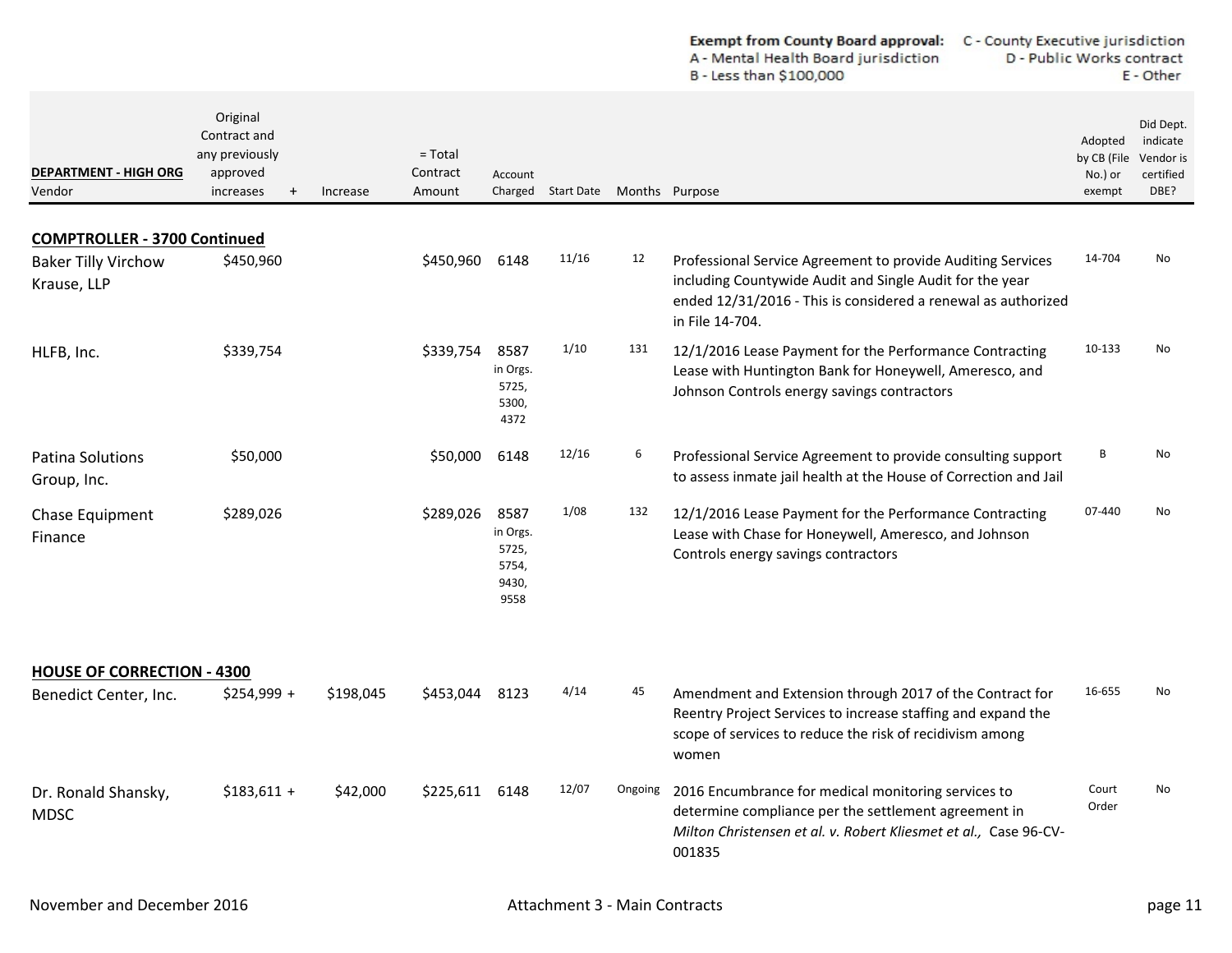**Exempt from County Board approval:** A - Mental Health Board jurisdiction; B - Less than $100,000; C - County Executive jurisdiction; D - Public Works contract; E - Other

| DEPARTMENT - HIGH ORG<br>Vendor | Original Contract and any previously approved increases | + | Increase | = Total Contract Amount | Account Charged | Start Date | Months | Purpose | Adopted by CB (File No.) or exempt | Did Dept. indicate Vendor is certified DBE? |
|---|---|---|---|---|---|---|---|---|---|---|
| **COMPTROLLER - 3700 Continued** | | | | | | | | | | |
| Baker Tilly Virchow Krause, LLP | $450,960 | | | $450,960 | 6148 | 11/16 | 12 | Professional Service Agreement to provide Auditing Services including Countywide Audit and Single Audit for the year ended 12/31/2016 - This is considered a renewal as authorized in File 14-704. | 14-704 | No |
| HLFB, Inc. | $339,754 | | | $339,754 | 8587 in Orgs. 5725, 5300, 4372 | 1/10 | 131 | 12/1/2016 Lease Payment for the Performance Contracting Lease with Huntington Bank for Honeywell, Ameresco, and Johnson Controls energy savings contractors | 10-133 | No |
| Patina Solutions Group, Inc. | $50,000 | | | $50,000 | 6148 | 12/16 | 6 | Professional Service Agreement to provide consulting support to assess inmate jail health at the House of Correction and Jail | B | No |
| Chase Equipment Finance | $289,026 | | | $289,026 | 8587 in Orgs. 5725, 5754, 9430, 9558 | 1/08 | 132 | 12/1/2016 Lease Payment for the Performance Contracting Lease with Chase for Honeywell, Ameresco, and Johnson Controls energy savings contractors | 07-440 | No |
| **HOUSE OF CORRECTION - 4300** | | | | | | | | | | |
| Benedict Center, Inc. | $254,999 | + | $198,045 | $453,044 | 8123 | 4/14 | 45 | Amendment and Extension through 2017 of the Contract for Reentry Project Services to increase staffing and expand the scope of services to reduce the risk of recidivism among women | 16-655 | No |
| Dr. Ronald Shansky, MDSC | $183,611 | + | $42,000 | $225,611 | 6148 | 12/07 | Ongoing | 2016 Encumbrance for medical monitoring services to determine compliance per the settlement agreement in *Milton Christensen et al. v. Robert Kliesmet et al.,* Case 96-CV-001835 | Court Order | No |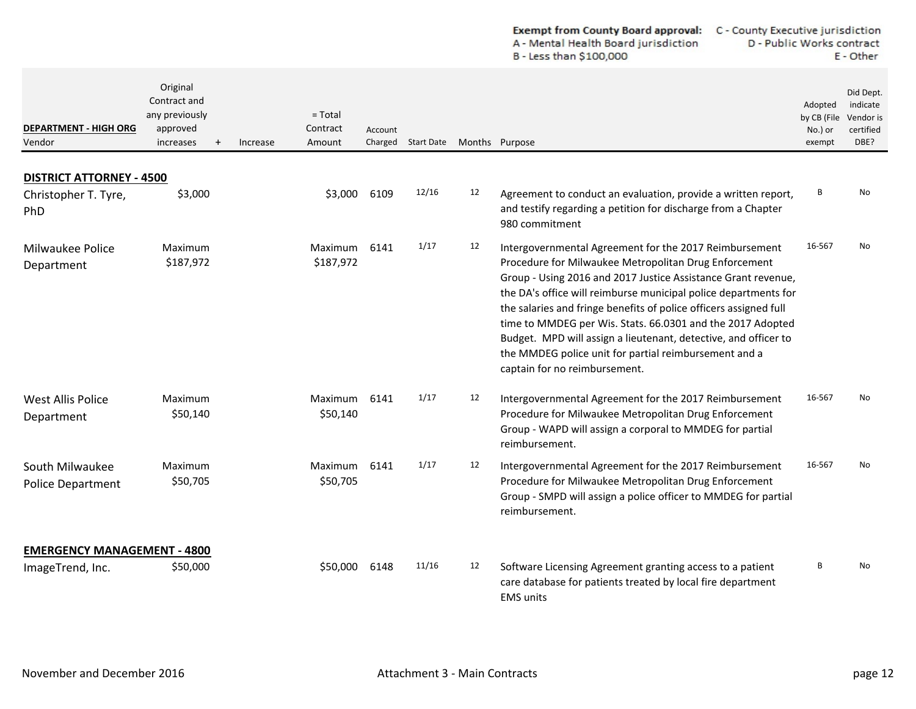**Exempt from County Board approval:** A - Mental Health Board jurisdiction; B - Less than $100,000; C - County Executive jurisdiction; D - Public Works contract; E - Other

| DEPARTMENT - HIGH ORG<br>Vendor | Original Contract and any previously approved increases | + | Increase | = Total Contract Amount | Account Charged | Start Date | Months | Purpose | Adopted by CB (File No.) or exempt | Did Dept. indicate Vendor is certified DBE? |
|---|---|---|---|---|---|---|---|---|---|---|
| **DISTRICT ATTORNEY - 4500** | | | | | | | | | | |
| Christopher T. Tyre, PhD | $3,000 | | | $3,000 | 6109 | 12/16 | 12 | Agreement to conduct an evaluation, provide a written report, and testify regarding a petition for discharge from a Chapter 980 commitment | B | No |
| Milwaukee Police Department | Maximum $187,972 | | | Maximum $187,972 | 6141 | 1/17 | 12 | Intergovernmental Agreement for the 2017 Reimbursement Procedure for Milwaukee Metropolitan Drug Enforcement Group - Using 2016 and 2017 Justice Assistance Grant revenue, the DA's office will reimburse municipal police departments for the salaries and fringe benefits of police officers assigned full time to MMDEG per Wis. Stats. 66.0301 and the 2017 Adopted Budget. MPD will assign a lieutenant, detective, and officer to the MMDEG police unit for partial reimbursement and a captain for no reimbursement. | 16-567 | No |
| West Allis Police Department | Maximum $50,140 | | | Maximum $50,140 | 6141 | 1/17 | 12 | Intergovernmental Agreement for the 2017 Reimbursement Procedure for Milwaukee Metropolitan Drug Enforcement Group - WAPD will assign a corporal to MMDEG for partial reimbursement. | 16-567 | No |
| South Milwaukee Police Department | Maximum $50,705 | | | Maximum $50,705 | 6141 | 1/17 | 12 | Intergovernmental Agreement for the 2017 Reimbursement Procedure for Milwaukee Metropolitan Drug Enforcement Group - SMPD will assign a police officer to MMDEG for partial reimbursement. | 16-567 | No |
| **EMERGENCY MANAGEMENT - 4800** | | | | | | | | | | |
| ImageTrend, Inc. | $50,000 | | | $50,000 | 6148 | 11/16 | 12 | Software Licensing Agreement granting access to a patient care database for patients treated by local fire department EMS units | B | No |

November and December 2016 — Attachment 3 - Main Contracts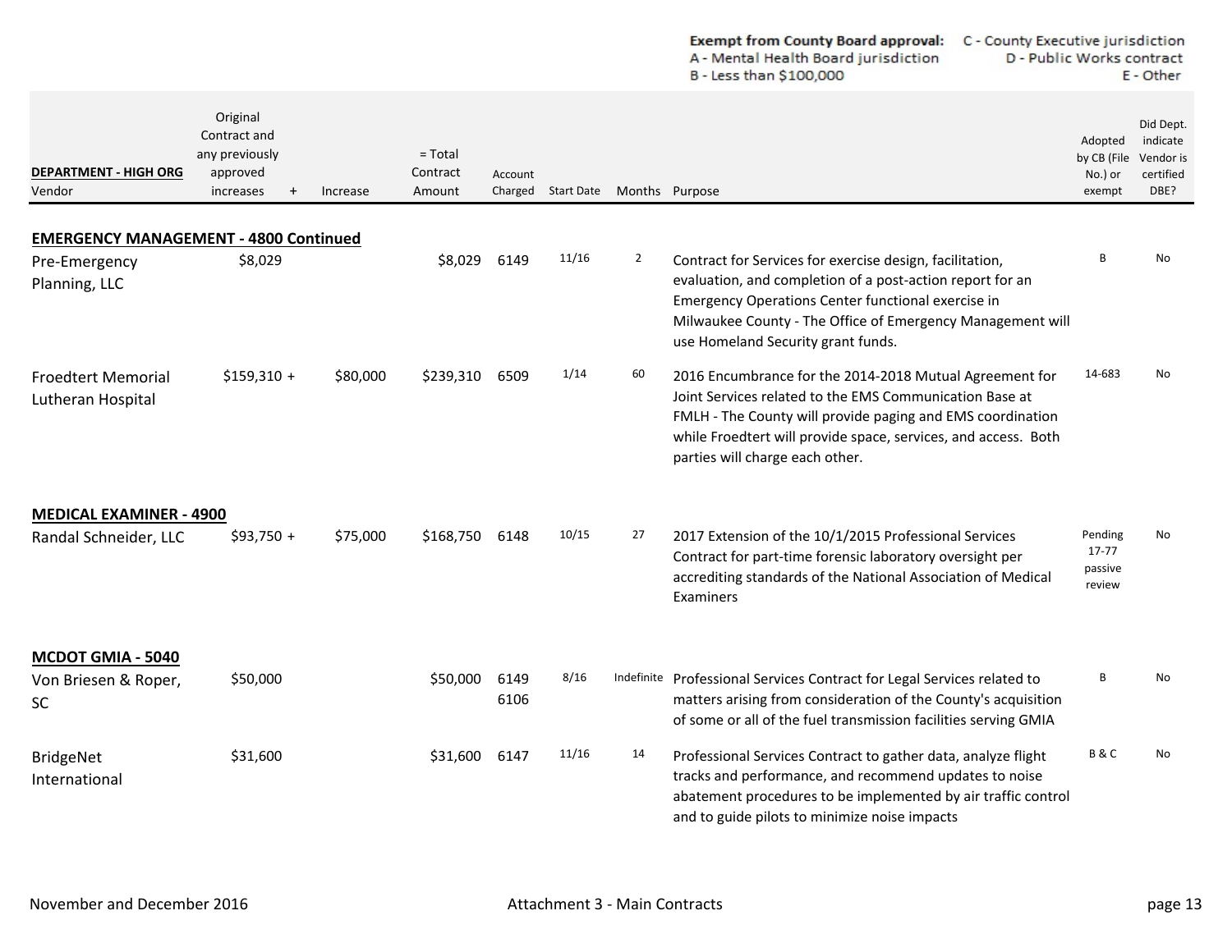**Exempt from County Board approval:**
A - Mental Health Board jurisdiction
B - Less than $100,000
C - County Executive jurisdiction
D - Public Works contract
E - Other

| DEPARTMENT - HIGH ORG<br>Vendor | Original Contract and any previously approved increases | + | Increase | = Total Contract Amount | Account Charged | Start Date | Months | Purpose | Adopted by CB (File No.) or exempt | Did Dept. indicate Vendor is certified DBE? |
|---|---|---|---|---|---|---|---|---|---|---|
| **EMERGENCY MANAGEMENT - 4800 Continued** | | | | | | | | | | |
| Pre-Emergency Planning, LLC | $8,029 | | | $8,029 | 6149 | 11/16 | 2 | Contract for Services for exercise design, facilitation, evaluation, and completion of a post-action report for an Emergency Operations Center functional exercise in Milwaukee County - The Office of Emergency Management will use Homeland Security grant funds. | B | No |
| Froedtert Memorial Lutheran Hospital | $159,310 | + | $80,000 | $239,310 | 6509 | 1/14 | 60 | 2016 Encumbrance for the 2014-2018 Mutual Agreement for Joint Services related to the EMS Communication Base at FMLH - The County will provide paging and EMS coordination while Froedtert will provide space, services, and access. Both parties will charge each other. | 14-683 | No |
| **MEDICAL EXAMINER - 4900** | | | | | | | | | | |
| Randal Schneider, LLC | $93,750 | + | $75,000 | $168,750 | 6148 | 10/15 | 27 | 2017 Extension of the 10/1/2015 Professional Services Contract for part-time forensic laboratory oversight per accrediting standards of the National Association of Medical Examiners | Pending 17-77 passive review | No |
| **MCDOT GMIA - 5040** | | | | | | | | | | |
| Von Briesen & Roper, SC | $50,000 | | | $50,000 | 6149<br>6106 | 8/16 | Indefinite | Professional Services Contract for Legal Services related to matters arising from consideration of the County's acquisition of some or all of the fuel transmission facilities serving GMIA | B | No |
| BridgeNet International | $31,600 | | | $31,600 | 6147 | 11/16 | 14 | Professional Services Contract to gather data, analyze flight tracks and performance, and recommend updates to noise abatement procedures to be implemented by air traffic control and to guide pilots to minimize noise impacts | B & C | No |

November and December 2016 — Attachment 3 - Main Contracts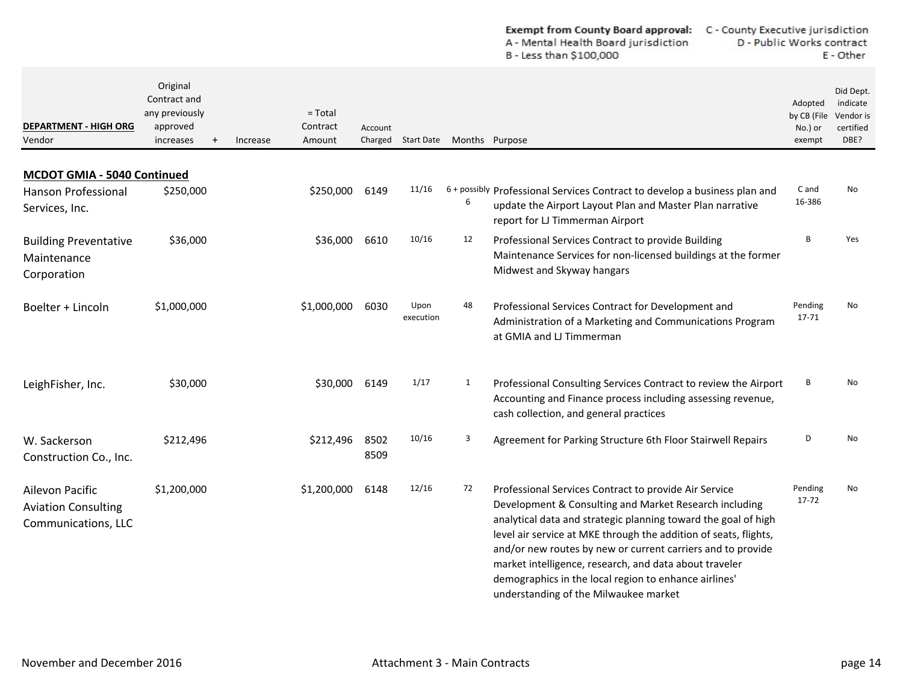**Exempt from County Board approval:** A - Mental Health Board jurisdiction B - Less than $100,000 C - County Executive jurisdiction D - Public Works contract E - Other

| DEPARTMENT - HIGH ORG<br>Vendor | Original Contract and any previously approved increases | + | Increase | = Total Contract Amount | Account Charged | Start Date | Months | Purpose | Adopted by CB (File No.) or exempt | Did Dept. indicate Vendor is certified DBE? |
|---|---|---|---|---|---|---|---|---|---|---|
| **MCDOT GMIA - 5040 Continued** | | | | | | | | | | |
| Hanson Professional Services, Inc. | $250,000 | | | $250,000 | 6149 | 11/16 | 6 + possibly 6 | Professional Services Contract to develop a business plan and update the Airport Layout Plan and Master Plan narrative report for LJ Timmerman Airport | C and 16-386 | No |
| Building Preventative Maintenance Corporation | $36,000 | | | $36,000 | 6610 | 10/16 | 12 | Professional Services Contract to provide Building Maintenance Services for non-licensed buildings at the former Midwest and Skyway hangars | B | Yes |
| Boelter + Lincoln | $1,000,000 | | | $1,000,000 | 6030 | Upon execution | 48 | Professional Services Contract for Development and Administration of a Marketing and Communications Program at GMIA and LJ Timmerman | Pending 17-71 | No |
| LeighFisher, Inc. | $30,000 | | | $30,000 | 6149 | 1/17 | 1 | Professional Consulting Services Contract to review the Airport Accounting and Finance process including assessing revenue, cash collection, and general practices | B | No |
| W. Sackerson Construction Co., Inc. | $212,496 | | | $212,496 | 8502<br>8509 | 10/16 | 3 | Agreement for Parking Structure 6th Floor Stairwell Repairs | D | No |
| Ailevon Pacific Aviation Consulting Communications, LLC | $1,200,000 | | | $1,200,000 | 6148 | 12/16 | 72 | Professional Services Contract to provide Air Service Development & Consulting and Market Research including analytical data and strategic planning toward the goal of high level air service at MKE through the addition of seats, flights, and/or new routes by new or current carriers and to provide market intelligence, research, and data about traveler demographics in the local region to enhance airlines' understanding of the Milwaukee market | Pending 17-72 | No |

November and December 2016 Attachment 3 - Main Contracts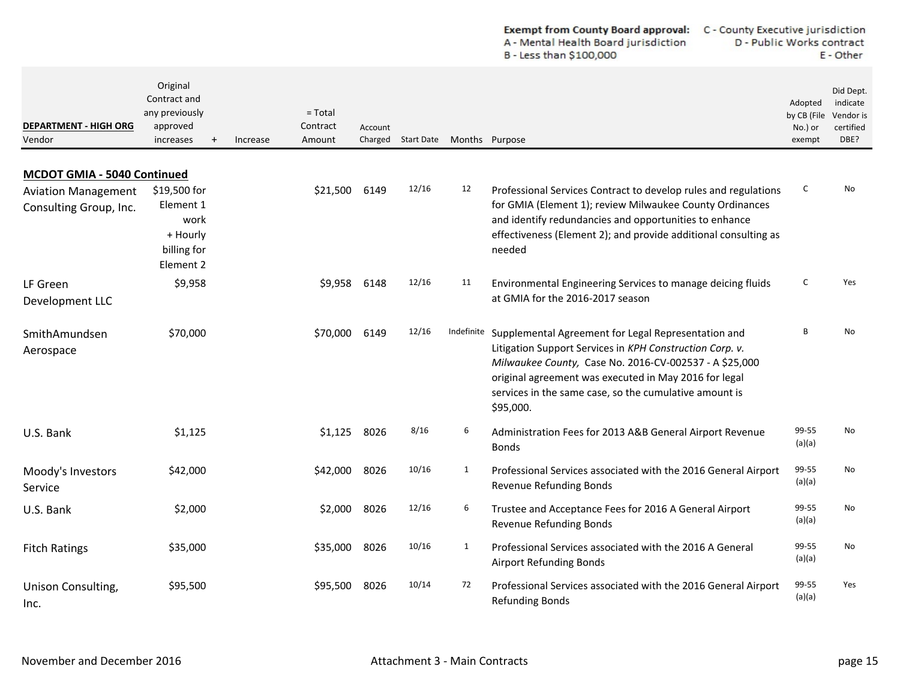**Exempt from County Board approval:**
A - Mental Health Board jurisdiction
B - Less than $100,000
C - County Executive jurisdiction
D - Public Works contract
E - Other

| DEPARTMENT - HIGH ORG<br>Vendor | Original Contract and any previously approved increases | + | Increase | = Total Contract Amount | Account Charged | Start Date | Months | Purpose | Adopted by CB (File No.) or exempt | Did Dept. indicate Vendor is certified DBE? |
|---|---|---|---|---|---|---|---|---|---|---|
| **MCDOT GMIA - 5040 Continued** | | | | | | | | | | |
| Aviation Management Consulting Group, Inc. | $19,500 for Element 1 work + Hourly billing for Element 2 | | | $21,500 | 6149 | 12/16 | 12 | Professional Services Contract to develop rules and regulations for GMIA (Element 1); review Milwaukee County Ordinances and identify redundancies and opportunities to enhance effectiveness (Element 2); and provide additional consulting as needed | C | No |
| LF Green Development LLC | $9,958 | | | $9,958 | 6148 | 12/16 | 11 | Environmental Engineering Services to manage deicing fluids at GMIA for the 2016-2017 season | C | Yes |
| SmithAmundsen Aerospace | $70,000 | | | $70,000 | 6149 | 12/16 | Indefinite | Supplemental Agreement for Legal Representation and Litigation Support Services in *KPH Construction Corp. v. Milwaukee County,* Case No. 2016-CV-002537 - A $25,000 original agreement was executed in May 2016 for legal services in the same case, so the cumulative amount is $95,000. | B | No |
| U.S. Bank | $1,125 | | | $1,125 | 8026 | 8/16 | 6 | Administration Fees for 2013 A&B General Airport Revenue Bonds | 99-55 (a)(a) | No |
| Moody's Investors Service | $42,000 | | | $42,000 | 8026 | 10/16 | 1 | Professional Services associated with the 2016 General Airport Revenue Refunding Bonds | 99-55 (a)(a) | No |
| U.S. Bank | $2,000 | | | $2,000 | 8026 | 12/16 | 6 | Trustee and Acceptance Fees for 2016 A General Airport Revenue Refunding Bonds | 99-55 (a)(a) | No |
| Fitch Ratings | $35,000 | | | $35,000 | 8026 | 10/16 | 1 | Professional Services associated with the 2016 A General Airport Refunding Bonds | 99-55 (a)(a) | No |
| Unison Consulting, Inc. | $95,500 | | | $95,500 | 8026 | 10/14 | 72 | Professional Services associated with the 2016 General Airport Refunding Bonds | 99-55 (a)(a) | Yes |

November and December 2016 — Attachment 3 - Main Contracts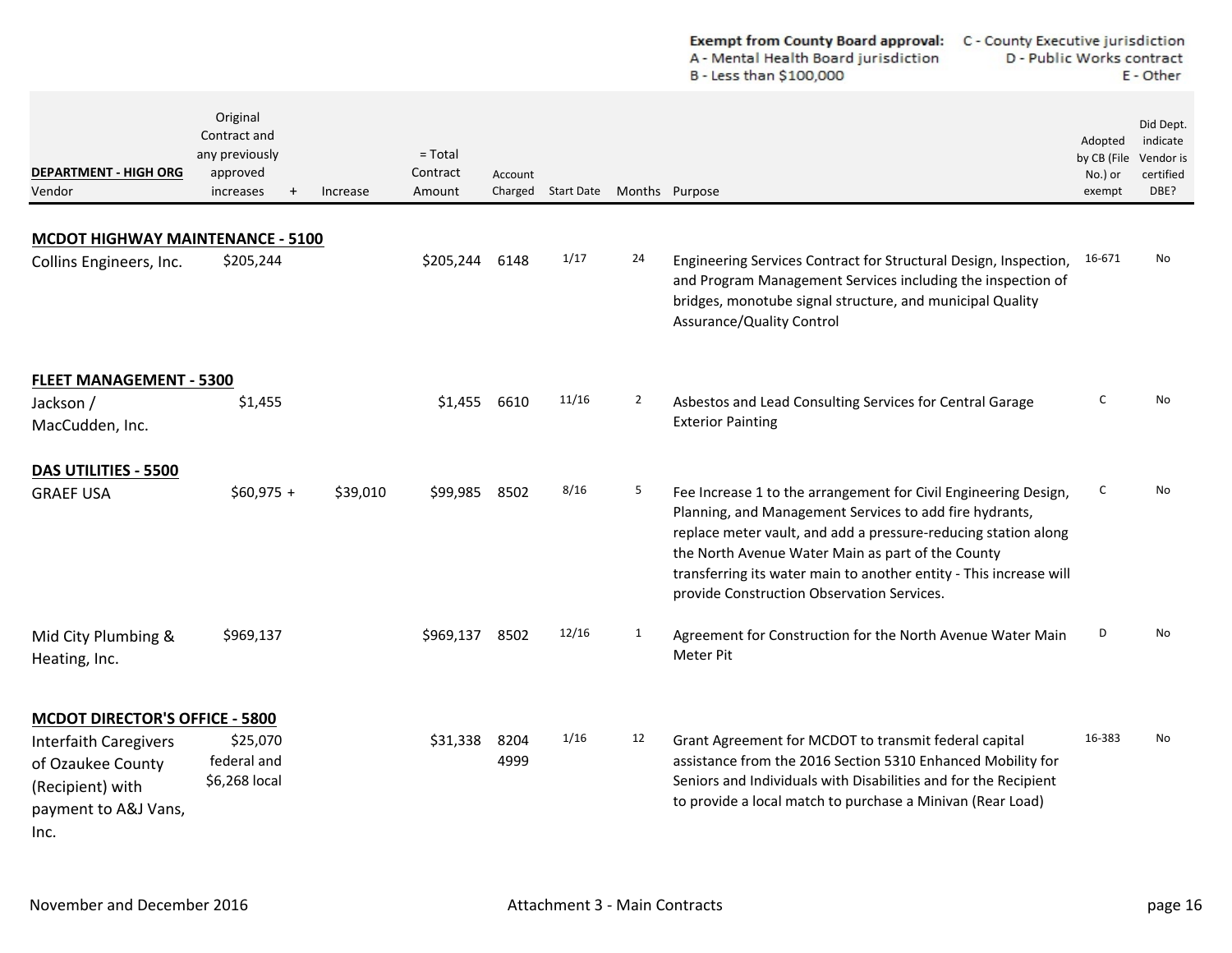**Exempt from County Board approval:**
A - Mental Health Board jurisdiction
B - Less than $100,000
C - County Executive jurisdiction
D - Public Works contract
E - Other

| DEPARTMENT - HIGH ORG<br>Vendor | Original Contract and any previously approved increases | + | Increase | = Total Contract Amount | Account Charged | Start Date | Months | Purpose | Adopted by CB (File No.) or exempt | Did Dept. indicate Vendor is certified DBE? |
|---|---|---|---|---|---|---|---|---|---|---|
| **MCDOT HIGHWAY MAINTENANCE - 5100** | | | | | | | | | | |
| Collins Engineers, Inc. | $205,244 | | | $205,244 | 6148 | 1/17 | 24 | Engineering Services Contract for Structural Design, Inspection, and Program Management Services including the inspection of bridges, monotube signal structure, and municipal Quality Assurance/Quality Control | 16-671 | No |
| **FLEET MANAGEMENT - 5300** | | | | | | | | | | |
| Jackson / MacCudden, Inc. | $1,455 | | | $1,455 | 6610 | 11/16 | 2 | Asbestos and Lead Consulting Services for Central Garage Exterior Painting | C | No |
| **DAS UTILITIES - 5500** | | | | | | | | | | |
| GRAEF USA | $60,975 | + | $39,010 | $99,985 | 8502 | 8/16 | 5 | Fee Increase 1 to the arrangement for Civil Engineering Design, Planning, and Management Services to add fire hydrants, replace meter vault, and add a pressure-reducing station along the North Avenue Water Main as part of the County transferring its water main to another entity - This increase will provide Construction Observation Services. | C | No |
| Mid City Plumbing & Heating, Inc. | $969,137 | | | $969,137 | 8502 | 12/16 | 1 | Agreement for Construction for the North Avenue Water Main Meter Pit | D | No |
| **MCDOT DIRECTOR'S OFFICE - 5800** | | | | | | | | | | |
| Interfaith Caregivers of Ozaukee County (Recipient) with payment to A&J Vans, Inc. | $25,070 federal and $6,268 local | | | $31,338 | 8204<br>4999 | 1/16 | 12 | Grant Agreement for MCDOT to transmit federal capital assistance from the 2016 Section 5310 Enhanced Mobility for Seniors and Individuals with Disabilities and for the Recipient to provide a local match to purchase a Minivan (Rear Load) | 16-383 | No |

November and December 2016 — Attachment 3 - Main Contracts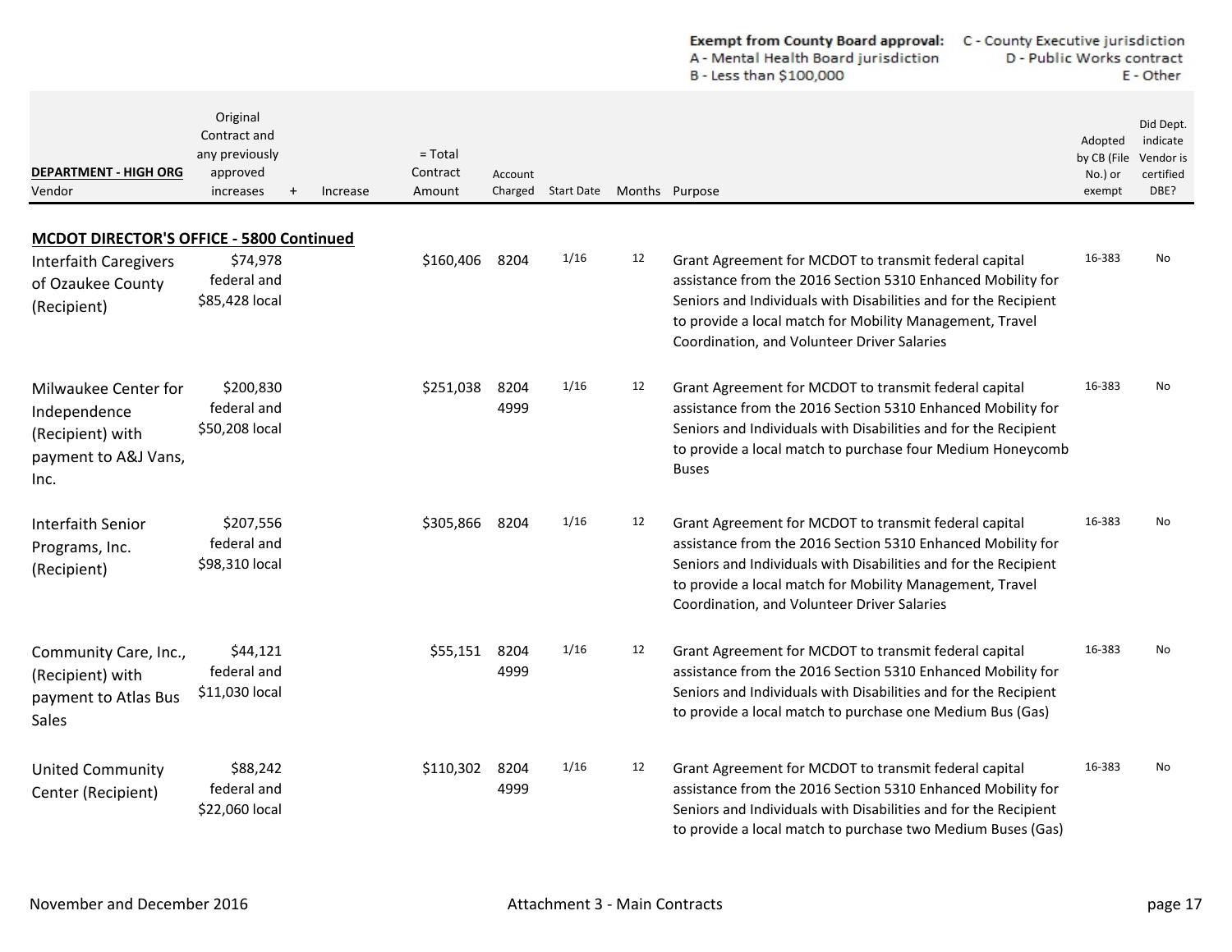**Exempt from County Board approval:**
A - Mental Health Board jurisdiction
B - Less than $100,000
C - County Executive jurisdiction
D - Public Works contract
E - Other

| DEPARTMENT - HIGH ORG<br>Vendor | Original Contract and any previously approved increases | + | Increase | = Total Contract Amount | Account Charged | Start Date | Months | Purpose | Adopted by CB (File No.) or exempt | Did Dept. indicate Vendor is certified DBE? |
|---|---|---|---|---|---|---|---|---|---|---|
| **MCDOT DIRECTOR'S OFFICE - 5800 Continued** | | | | | | | | | | |
| Interfaith Caregivers of Ozaukee County (Recipient) | $74,978 federal and $85,428 local | | | $160,406 | 8204 | 1/16 | 12 | Grant Agreement for MCDOT to transmit federal capital assistance from the 2016 Section 5310 Enhanced Mobility for Seniors and Individuals with Disabilities and for the Recipient to provide a local match for Mobility Management, Travel Coordination, and Volunteer Driver Salaries | 16-383 | No |
| Milwaukee Center for Independence (Recipient) with payment to A&J Vans, Inc. | $200,830 federal and $50,208 local | | | $251,038 | 8204 4999 | 1/16 | 12 | Grant Agreement for MCDOT to transmit federal capital assistance from the 2016 Section 5310 Enhanced Mobility for Seniors and Individuals with Disabilities and for the Recipient to provide a local match to purchase four Medium Honeycomb Buses | 16-383 | No |
| Interfaith Senior Programs, Inc. (Recipient) | $207,556 federal and $98,310 local | | | $305,866 | 8204 | 1/16 | 12 | Grant Agreement for MCDOT to transmit federal capital assistance from the 2016 Section 5310 Enhanced Mobility for Seniors and Individuals with Disabilities and for the Recipient to provide a local match for Mobility Management, Travel Coordination, and Volunteer Driver Salaries | 16-383 | No |
| Community Care, Inc., (Recipient) with payment to Atlas Bus Sales | $44,121 federal and $11,030 local | | | $55,151 | 8204 4999 | 1/16 | 12 | Grant Agreement for MCDOT to transmit federal capital assistance from the 2016 Section 5310 Enhanced Mobility for Seniors and Individuals with Disabilities and for the Recipient to provide a local match to purchase one Medium Bus (Gas) | 16-383 | No |
| United Community Center (Recipient) | $88,242 federal and $22,060 local | | | $110,302 | 8204 4999 | 1/16 | 12 | Grant Agreement for MCDOT to transmit federal capital assistance from the 2016 Section 5310 Enhanced Mobility for Seniors and Individuals with Disabilities and for the Recipient to provide a local match to purchase two Medium Buses (Gas) | 16-383 | No |

November and December 2016 — Attachment 3 - Main Contracts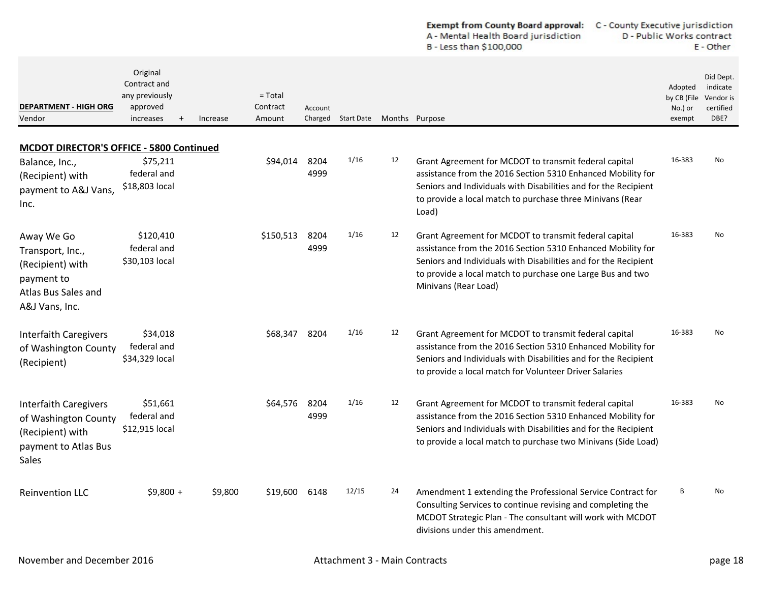**Exempt from County Board approval:** A - Mental Health Board jurisdiction; B - Less than $100,000; C - County Executive jurisdiction; D - Public Works contract; E - Other

| DEPARTMENT - HIGH ORG<br>Vendor | Original Contract and any previously approved increases | + | Increase | = Total Contract Amount | Account Charged | Start Date | Months | Purpose | Adopted by CB (File No.) or exempt | Did Dept. indicate Vendor is certified DBE? |
|---|---|---|---|---|---|---|---|---|---|---|
| **MCDOT DIRECTOR'S OFFICE - 5800 Continued** | | | | | | | | | | |
| Balance, Inc., (Recipient) with payment to A&J Vans, Inc. | $75,211 federal and $18,803 local | | | $94,014 | 8204 4999 | 1/16 | 12 | Grant Agreement for MCDOT to transmit federal capital assistance from the 2016 Section 5310 Enhanced Mobility for Seniors and Individuals with Disabilities and for the Recipient to provide a local match to purchase three Minivans (Rear Load) | 16-383 | No |
| Away We Go Transport, Inc., (Recipient) with payment to Atlas Bus Sales and A&J Vans, Inc. | $120,410 federal and $30,103 local | | | $150,513 | 8204 4999 | 1/16 | 12 | Grant Agreement for MCDOT to transmit federal capital assistance from the 2016 Section 5310 Enhanced Mobility for Seniors and Individuals with Disabilities and for the Recipient to provide a local match to purchase one Large Bus and two Minivans (Rear Load) | 16-383 | No |
| Interfaith Caregivers of Washington County (Recipient) | $34,018 federal and $34,329 local | | | $68,347 | 8204 | 1/16 | 12 | Grant Agreement for MCDOT to transmit federal capital assistance from the 2016 Section 5310 Enhanced Mobility for Seniors and Individuals with Disabilities and for the Recipient to provide a local match for Volunteer Driver Salaries | 16-383 | No |
| Interfaith Caregivers of Washington County (Recipient) with payment to Atlas Bus Sales | $51,661 federal and $12,915 local | | | $64,576 | 8204 4999 | 1/16 | 12 | Grant Agreement for MCDOT to transmit federal capital assistance from the 2016 Section 5310 Enhanced Mobility for Seniors and Individuals with Disabilities and for the Recipient to provide a local match to purchase two Minivans (Side Load) | 16-383 | No |
| Reinvention LLC | $9,800 | + | $9,800 | $19,600 | 6148 | 12/15 | 24 | Amendment 1 extending the Professional Service Contract for Consulting Services to continue revising and completing the MCDOT Strategic Plan - The consultant will work with MCDOT divisions under this amendment. | B | No |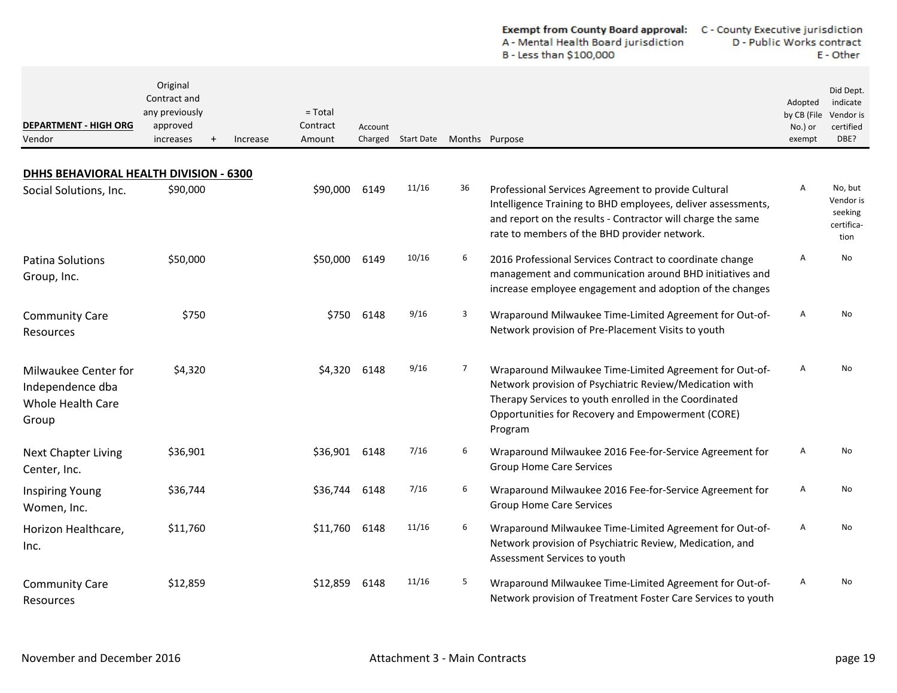**Exempt from County Board approval:** A - Mental Health Board jurisdiction; B - Less than $100,000; C - County Executive jurisdiction; D - Public Works contract; E - Other

| DEPARTMENT - HIGH ORG<br>Vendor | Original Contract and any previously approved increases | + | Increase | = Total Contract Amount | Account Charged | Start Date | Months | Purpose | Adopted by CB (File No.) or exempt | Did Dept. indicate Vendor is certified DBE? |
|---|---|---|---|---|---|---|---|---|---|---|
| **DHHS BEHAVIORAL HEALTH DIVISION - 6300** | | | | | | | | | | |
| Social Solutions, Inc. | $90,000 | | | $90,000 | 6149 | 11/16 | 36 | Professional Services Agreement to provide Cultural Intelligence Training to BHD employees, deliver assessments, and report on the results - Contractor will charge the same rate to members of the BHD provider network. | A | No, but Vendor is seeking certifica-tion |
| Patina Solutions Group, Inc. | $50,000 | | | $50,000 | 6149 | 10/16 | 6 | 2016 Professional Services Contract to coordinate change management and communication around BHD initiatives and increase employee engagement and adoption of the changes | A | No |
| Community Care Resources | $750 | | | $750 | 6148 | 9/16 | 3 | Wraparound Milwaukee Time-Limited Agreement for Out-of-Network provision of Pre-Placement Visits to youth | A | No |
| Milwaukee Center for Independence dba Whole Health Care Group | $4,320 | | | $4,320 | 6148 | 9/16 | 7 | Wraparound Milwaukee Time-Limited Agreement for Out-of-Network provision of Psychiatric Review/Medication with Therapy Services to youth enrolled in the Coordinated Opportunities for Recovery and Empowerment (CORE) Program | A | No |
| Next Chapter Living Center, Inc. | $36,901 | | | $36,901 | 6148 | 7/16 | 6 | Wraparound Milwaukee 2016 Fee-for-Service Agreement for Group Home Care Services | A | No |
| Inspiring Young Women, Inc. | $36,744 | | | $36,744 | 6148 | 7/16 | 6 | Wraparound Milwaukee 2016 Fee-for-Service Agreement for Group Home Care Services | A | No |
| Horizon Healthcare, Inc. | $11,760 | | | $11,760 | 6148 | 11/16 | 6 | Wraparound Milwaukee Time-Limited Agreement for Out-of-Network provision of Psychiatric Review, Medication, and Assessment Services to youth | A | No |
| Community Care Resources | $12,859 | | | $12,859 | 6148 | 11/16 | 5 | Wraparound Milwaukee Time-Limited Agreement for Out-of-Network provision of Treatment Foster Care Services to youth | A | No |

November and December 2016 — Attachment 3 - Main Contracts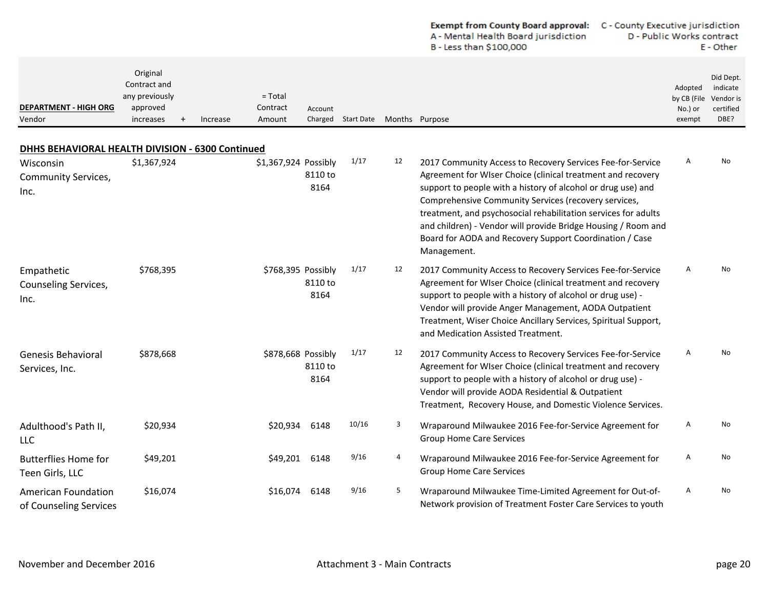**Exempt from County Board approval:** A - Mental Health Board jurisdiction B - Less than $100,000 C - County Executive jurisdiction D - Public Works contract E - Other

| **DEPARTMENT - HIGH ORG** Vendor | Original Contract and any previously approved increases | + | Increase | = Total Contract Amount | Account Charged | Start Date | Months | Purpose | Adopted by CB (File No.) or exempt | Did Dept. indicate Vendor is certified DBE? |
|---|---|---|---|---|---|---|---|---|---|---|
| **DHHS BEHAVIORAL HEALTH DIVISION - 6300 Continued** | | | | | | | | | | |
| Wisconsin Community Services, Inc. | $1,367,924 | | | $1,367,924 | Possibly 8110 to 8164 | 1/17 | 12 | 2017 Community Access to Recovery Services Fee-for-Service Agreement for WIser Choice (clinical treatment and recovery support to people with a history of alcohol or drug use) and Comprehensive Community Services (recovery services, treatment, and psychosocial rehabilitation services for adults and children) - Vendor will provide Bridge Housing / Room and Board for AODA and Recovery Support Coordination / Case Management. | A | No |
| Empathetic Counseling Services, Inc. | $768,395 | | | $768,395 | Possibly 8110 to 8164 | 1/17 | 12 | 2017 Community Access to Recovery Services Fee-for-Service Agreement for WIser Choice (clinical treatment and recovery support to people with a history of alcohol or drug use) - Vendor will provide Anger Management, AODA Outpatient Treatment, Wiser Choice Ancillary Services, Spiritual Support, and Medication Assisted Treatment. | A | No |
| Genesis Behavioral Services, Inc. | $878,668 | | | $878,668 | Possibly 8110 to 8164 | 1/17 | 12 | 2017 Community Access to Recovery Services Fee-for-Service Agreement for WIser Choice (clinical treatment and recovery support to people with a history of alcohol or drug use) - Vendor will provide AODA Residential & Outpatient Treatment, Recovery House, and Domestic Violence Services. | A | No |
| Adulthood's Path II, LLC | $20,934 | | | $20,934 | 6148 | 10/16 | 3 | Wraparound Milwaukee 2016 Fee-for-Service Agreement for Group Home Care Services | A | No |
| Butterflies Home for Teen Girls, LLC | $49,201 | | | $49,201 | 6148 | 9/16 | 4 | Wraparound Milwaukee 2016 Fee-for-Service Agreement for Group Home Care Services | A | No |
| American Foundation of Counseling Services | $16,074 | | | $16,074 | 6148 | 9/16 | 5 | Wraparound Milwaukee Time-Limited Agreement for Out-of-Network provision of Treatment Foster Care Services to youth | A | No |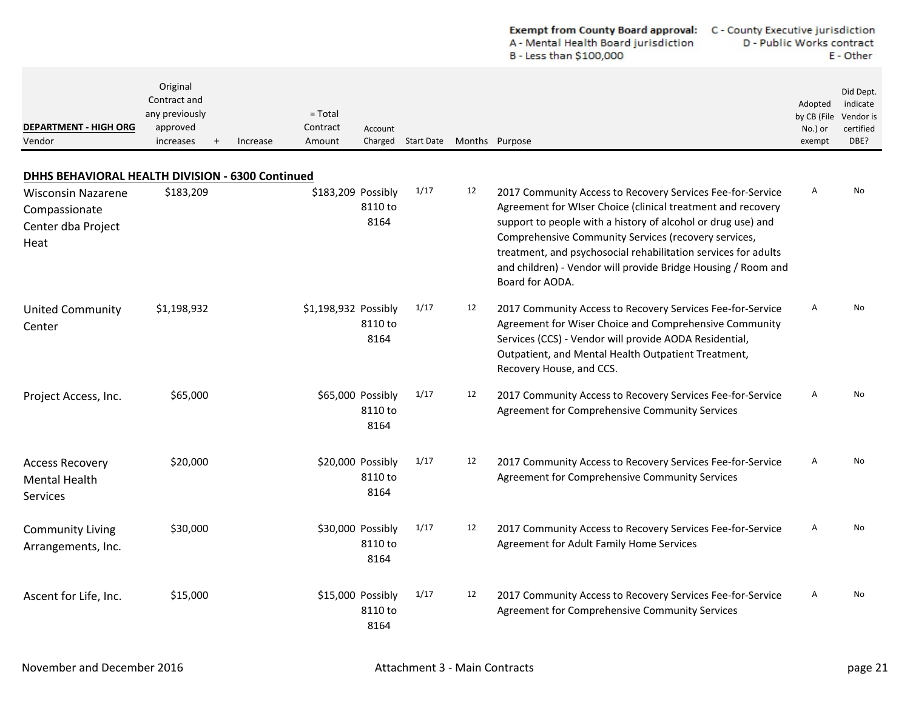**Exempt from County Board approval:** C - County Executive jurisdiction
A - Mental Health Board jurisdiction D - Public Works contract
B - Less than $100,000 E - Other

| **DEPARTMENT - HIGH ORG** Vendor | Original Contract and any previously approved increases | + | Increase | = Total Contract Amount | Account Charged | Start Date | Months | Purpose | Adopted by CB (File No.) or exempt | Did Dept. indicate Vendor is certified DBE? |
|---|---|---|---|---|---|---|---|---|---|---|
| **DHHS BEHAVIORAL HEALTH DIVISION - 6300 Continued** | | | | | | | | | | |
| Wisconsin Nazarene Compassionate Center dba Project Heat | $183,209 | | | $183,209 | Possibly 8110 to 8164 | 1/17 | 12 | 2017 Community Access to Recovery Services Fee-for-Service Agreement for WIser Choice (clinical treatment and recovery support to people with a history of alcohol or drug use) and Comprehensive Community Services (recovery services, treatment, and psychosocial rehabilitation services for adults and children) - Vendor will provide Bridge Housing / Room and Board for AODA. | A | No |
| United Community Center | $1,198,932 | | | $1,198,932 | Possibly 8110 to 8164 | 1/17 | 12 | 2017 Community Access to Recovery Services Fee-for-Service Agreement for Wiser Choice and Comprehensive Community Services (CCS) - Vendor will provide AODA Residential, Outpatient, and Mental Health Outpatient Treatment, Recovery House, and CCS. | A | No |
| Project Access, Inc. | $65,000 | | | $65,000 | Possibly 8110 to 8164 | 1/17 | 12 | 2017 Community Access to Recovery Services Fee-for-Service Agreement for Comprehensive Community Services | A | No |
| Access Recovery Mental Health Services | $20,000 | | | $20,000 | Possibly 8110 to 8164 | 1/17 | 12 | 2017 Community Access to Recovery Services Fee-for-Service Agreement for Comprehensive Community Services | A | No |
| Community Living Arrangements, Inc. | $30,000 | | | $30,000 | Possibly 8110 to 8164 | 1/17 | 12 | 2017 Community Access to Recovery Services Fee-for-Service Agreement for Adult Family Home Services | A | No |
| Ascent for Life, Inc. | $15,000 | | | $15,000 | Possibly 8110 to 8164 | 1/17 | 12 | 2017 Community Access to Recovery Services Fee-for-Service Agreement for Comprehensive Community Services | A | No |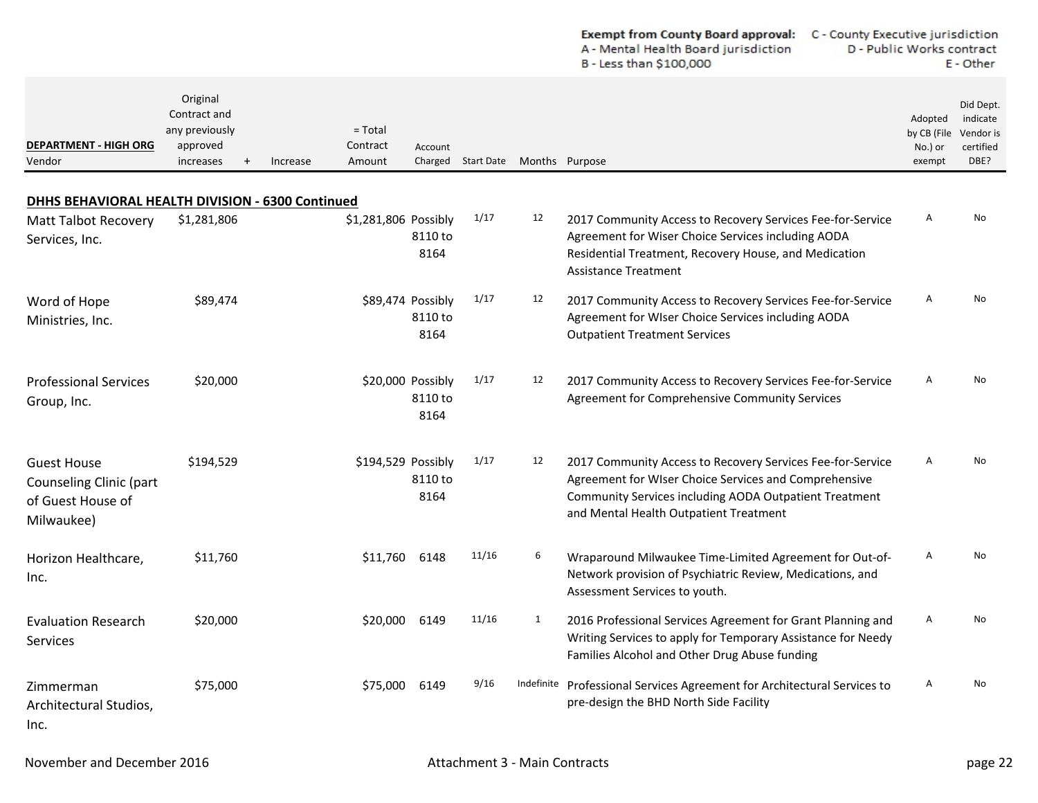**Exempt from County Board approval:** A - Mental Health Board jurisdiction; B - Less than $100,000; C - County Executive jurisdiction; D - Public Works contract; E - Other

| DEPARTMENT - HIGH ORG<br>Vendor | Original Contract and any previously approved increases | + | Increase | = Total Contract Amount | Account Charged | Start Date | Months | Purpose | Adopted by CB (File No.) or exempt | Did Dept. indicate Vendor is certified DBE? |
|---|---|---|---|---|---|---|---|---|---|---|
| **DHHS BEHAVIORAL HEALTH DIVISION - 6300 Continued** | | | | | | | | | | |
| Matt Talbot Recovery Services, Inc. | $1,281,806 | | | $1,281,806 | Possibly 8110 to 8164 | 1/17 | 12 | 2017 Community Access to Recovery Services Fee-for-Service Agreement for Wiser Choice Services including AODA Residential Treatment, Recovery House, and Medication Assistance Treatment | A | No |
| Word of Hope Ministries, Inc. | $89,474 | | | $89,474 | Possibly 8110 to 8164 | 1/17 | 12 | 2017 Community Access to Recovery Services Fee-for-Service Agreement for WIser Choice Services including AODA Outpatient Treatment Services | A | No |
| Professional Services Group, Inc. | $20,000 | | | $20,000 | Possibly 8110 to 8164 | 1/17 | 12 | 2017 Community Access to Recovery Services Fee-for-Service Agreement for Comprehensive Community Services | A | No |
| Guest House Counseling Clinic (part of Guest House of Milwaukee) | $194,529 | | | $194,529 | Possibly 8110 to 8164 | 1/17 | 12 | 2017 Community Access to Recovery Services Fee-for-Service Agreement for WIser Choice Services and Comprehensive Community Services including AODA Outpatient Treatment and Mental Health Outpatient Treatment | A | No |
| Horizon Healthcare, Inc. | $11,760 | | | $11,760 | 6148 | 11/16 | 6 | Wraparound Milwaukee Time-Limited Agreement for Out-of-Network provision of Psychiatric Review, Medications, and Assessment Services to youth. | A | No |
| Evaluation Research Services | $20,000 | | | $20,000 | 6149 | 11/16 | 1 | 2016 Professional Services Agreement for Grant Planning and Writing Services to apply for Temporary Assistance for Needy Families Alcohol and Other Drug Abuse funding | A | No |
| Zimmerman Architectural Studios, Inc. | $75,000 | | | $75,000 | 6149 | 9/16 | Indefinite | Professional Services Agreement for Architectural Services to pre-design the BHD North Side Facility | A | No |

November and December 2016 — Attachment 3 - Main Contracts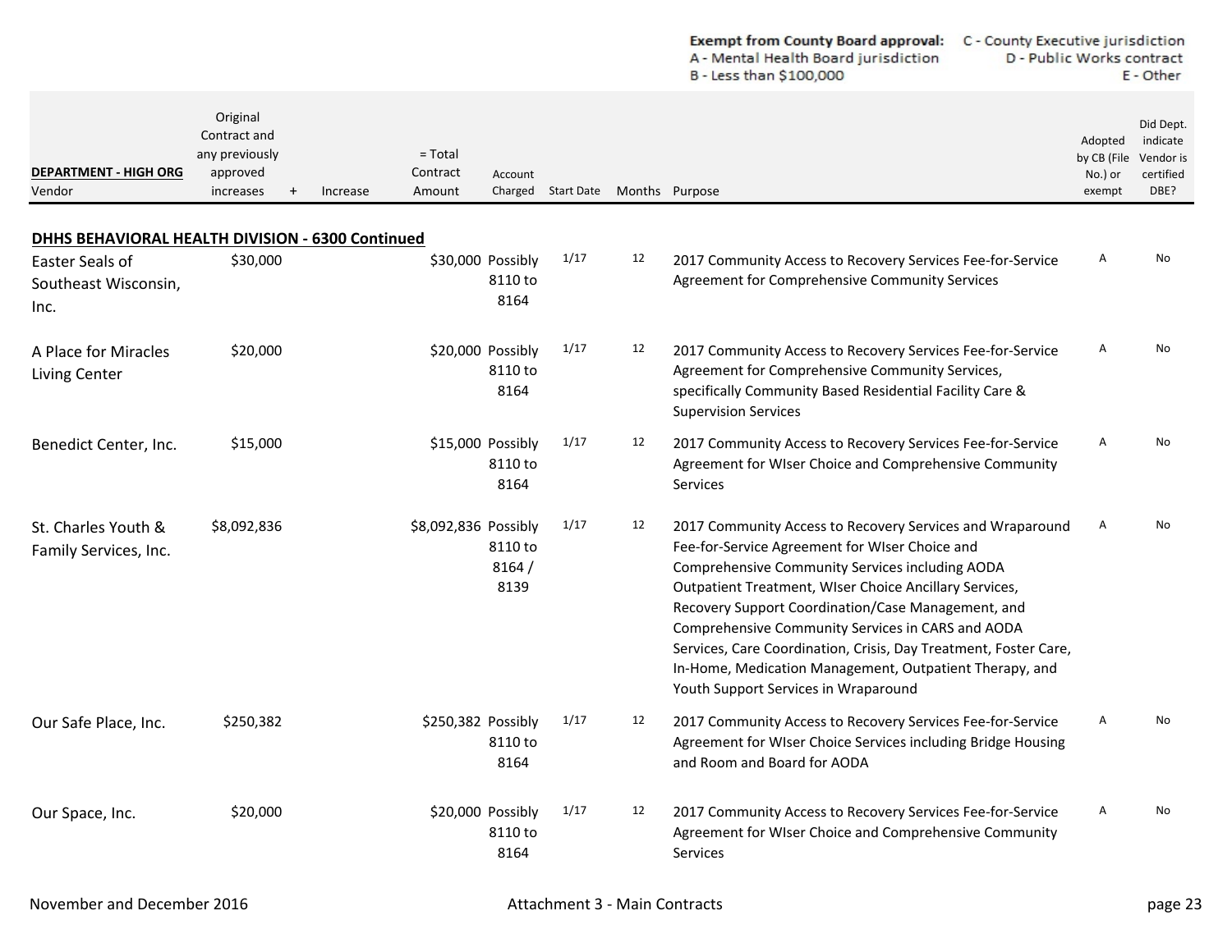**Exempt from County Board approval:**
A - Mental Health Board jurisdiction
B - Less than $100,000
C - County Executive jurisdiction
D - Public Works contract
E - Other

| DEPARTMENT - HIGH ORG<br>Vendor | Original Contract and any previously approved increases | + | Increase | = Total Contract Amount | Account Charged | Start Date | Months | Purpose | Adopted by CB (File No.) or exempt | Did Dept. indicate Vendor is certified DBE? |
|---|---|---|---|---|---|---|---|---|---|---|
| **DHHS BEHAVIORAL HEALTH DIVISION - 6300 Continued** | | | | | | | | | | |
| Easter Seals of Southeast Wisconsin, Inc. | $30,000 | | | $30,000 | Possibly 8110 to 8164 | 1/17 | 12 | 2017 Community Access to Recovery Services Fee-for-Service Agreement for Comprehensive Community Services | A | No |
| A Place for Miracles Living Center | $20,000 | | | $20,000 | Possibly 8110 to 8164 | 1/17 | 12 | 2017 Community Access to Recovery Services Fee-for-Service Agreement for Comprehensive Community Services, specifically Community Based Residential Facility Care & Supervision Services | A | No |
| Benedict Center, Inc. | $15,000 | | | $15,000 | Possibly 8110 to 8164 | 1/17 | 12 | 2017 Community Access to Recovery Services Fee-for-Service Agreement for WIser Choice and Comprehensive Community Services | A | No |
| St. Charles Youth & Family Services, Inc. | $8,092,836 | | | $8,092,836 | Possibly 8110 to 8164 / 8139 | 1/17 | 12 | 2017 Community Access to Recovery Services and Wraparound Fee-for-Service Agreement for WIser Choice and Comprehensive Community Services including AODA Outpatient Treatment, WIser Choice Ancillary Services, Recovery Support Coordination/Case Management, and Comprehensive Community Services in CARS and AODA Services, Care Coordination, Crisis, Day Treatment, Foster Care, In-Home, Medication Management, Outpatient Therapy, and Youth Support Services in Wraparound | A | No |
| Our Safe Place, Inc. | $250,382 | | | $250,382 | Possibly 8110 to 8164 | 1/17 | 12 | 2017 Community Access to Recovery Services Fee-for-Service Agreement for WIser Choice Services including Bridge Housing and Room and Board for AODA | A | No |
| Our Space, Inc. | $20,000 | | | $20,000 | Possibly 8110 to 8164 | 1/17 | 12 | 2017 Community Access to Recovery Services Fee-for-Service Agreement for WIser Choice and Comprehensive Community Services | A | No |

November and December 2016 Attachment 3 - Main Contracts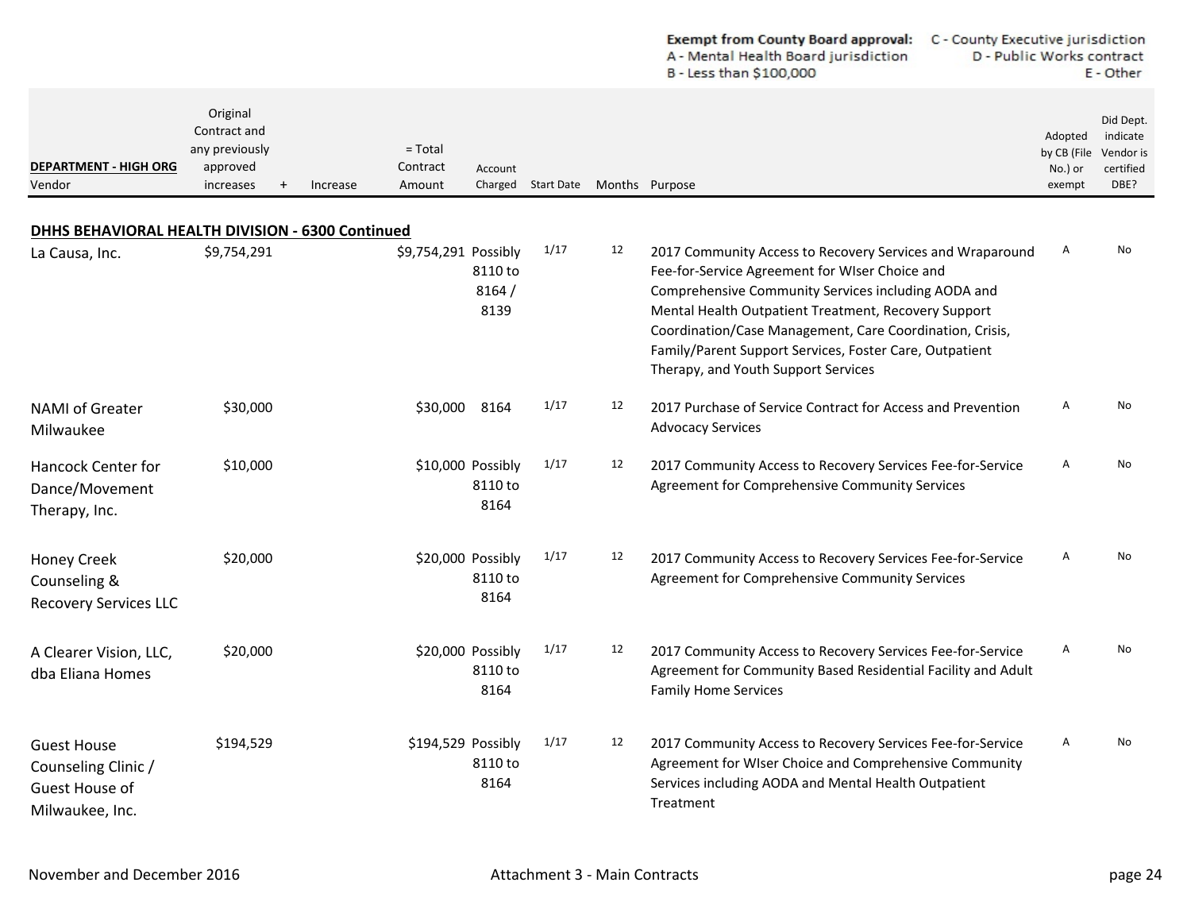**Exempt from County Board approval:**
A - Mental Health Board jurisdiction
B - Less than $100,000
C - County Executive jurisdiction
D - Public Works contract
E - Other

| **DEPARTMENT - HIGH ORG** Vendor | Original Contract and any previously approved increases | + | Increase | = Total Contract Amount | Account Charged | Start Date | Months | Purpose | Adopted by CB (File No.) or exempt | Did Dept. indicate Vendor is certified DBE? |
|---|---|---|---|---|---|---|---|---|---|---|
| **DHHS BEHAVIORAL HEALTH DIVISION - 6300 Continued** | | | | | | | | | | |
| La Causa, Inc. | $9,754,291 | | | $9,754,291 | Possibly 8110 to 8164 / 8139 | 1/17 | 12 | 2017 Community Access to Recovery Services and Wraparound Fee-for-Service Agreement for WIser Choice and Comprehensive Community Services including AODA and Mental Health Outpatient Treatment, Recovery Support Coordination/Case Management, Care Coordination, Crisis, Family/Parent Support Services, Foster Care, Outpatient Therapy, and Youth Support Services | A | No |
| NAMI of Greater Milwaukee | $30,000 | | | $30,000 | 8164 | 1/17 | 12 | 2017 Purchase of Service Contract for Access and Prevention Advocacy Services | A | No |
| Hancock Center for Dance/Movement Therapy, Inc. | $10,000 | | | $10,000 | Possibly 8110 to 8164 | 1/17 | 12 | 2017 Community Access to Recovery Services Fee-for-Service Agreement for Comprehensive Community Services | A | No |
| Honey Creek Counseling & Recovery Services LLC | $20,000 | | | $20,000 | Possibly 8110 to 8164 | 1/17 | 12 | 2017 Community Access to Recovery Services Fee-for-Service Agreement for Comprehensive Community Services | A | No |
| A Clearer Vision, LLC, dba Eliana Homes | $20,000 | | | $20,000 | Possibly 8110 to 8164 | 1/17 | 12 | 2017 Community Access to Recovery Services Fee-for-Service Agreement for Community Based Residential Facility and Adult Family Home Services | A | No |
| Guest House Counseling Clinic / Guest House of Milwaukee, Inc. | $194,529 | | | $194,529 | Possibly 8110 to 8164 | 1/17 | 12 | 2017 Community Access to Recovery Services Fee-for-Service Agreement for WIser Choice and Comprehensive Community Services including AODA and Mental Health Outpatient Treatment | A | No |

November and December 2016 — Attachment 3 - Main Contracts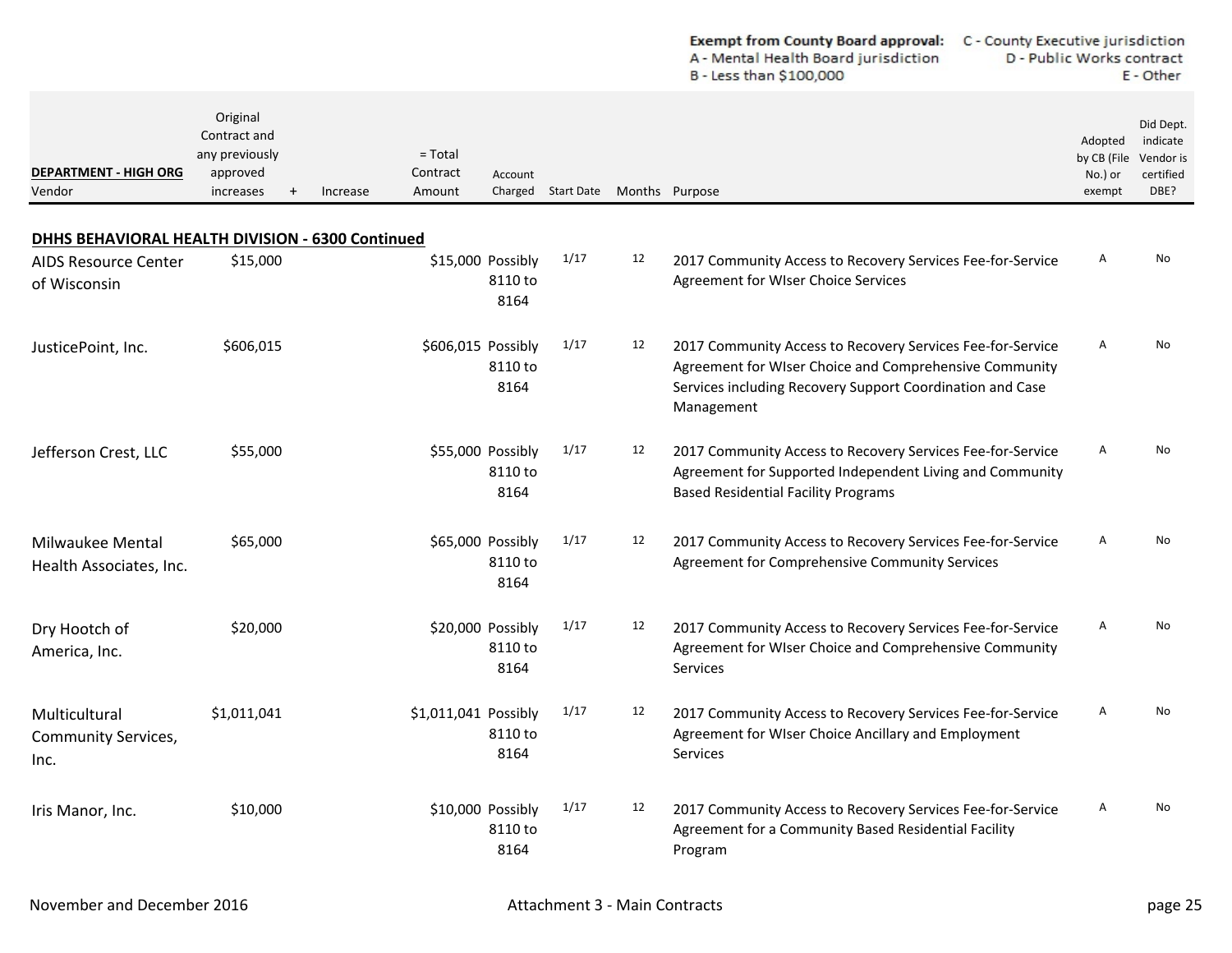**Exempt from County Board approval:** C - County Executive jurisdiction
A - Mental Health Board jurisdiction D - Public Works contract
B - Less than $100,000 E - Other

| DEPARTMENT - HIGH ORG<br>Vendor | Original Contract and any previously approved increases | + | Increase | = Total Contract Amount | Account Charged | Start Date | Months | Purpose | Adopted by CB (File No.) or exempt | Did Dept. indicate Vendor is certified DBE? |
|---|---|---|---|---|---|---|---|---|---|---|
| **DHHS BEHAVIORAL HEALTH DIVISION - 6300 Continued** | | | | | | | | | | |
| AIDS Resource Center of Wisconsin | $15,000 | | | $15,000 | Possibly 8110 to 8164 | 1/17 | 12 | 2017 Community Access to Recovery Services Fee-for-Service Agreement for WIser Choice Services | A | No |
| JusticePoint, Inc. | $606,015 | | | $606,015 | Possibly 8110 to 8164 | 1/17 | 12 | 2017 Community Access to Recovery Services Fee-for-Service Agreement for WIser Choice and Comprehensive Community Services including Recovery Support Coordination and Case Management | A | No |
| Jefferson Crest, LLC | $55,000 | | | $55,000 | Possibly 8110 to 8164 | 1/17 | 12 | 2017 Community Access to Recovery Services Fee-for-Service Agreement for Supported Independent Living and Community Based Residential Facility Programs | A | No |
| Milwaukee Mental Health Associates, Inc. | $65,000 | | | $65,000 | Possibly 8110 to 8164 | 1/17 | 12 | 2017 Community Access to Recovery Services Fee-for-Service Agreement for Comprehensive Community Services | A | No |
| Dry Hootch of America, Inc. | $20,000 | | | $20,000 | Possibly 8110 to 8164 | 1/17 | 12 | 2017 Community Access to Recovery Services Fee-for-Service Agreement for WIser Choice and Comprehensive Community Services | A | No |
| Multicultural Community Services, Inc. | $1,011,041 | | | $1,011,041 | Possibly 8110 to 8164 | 1/17 | 12 | 2017 Community Access to Recovery Services Fee-for-Service Agreement for WIser Choice Ancillary and Employment Services | A | No |
| Iris Manor, Inc. | $10,000 | | | $10,000 | Possibly 8110 to 8164 | 1/17 | 12 | 2017 Community Access to Recovery Services Fee-for-Service Agreement for a Community Based Residential Facility Program | A | No |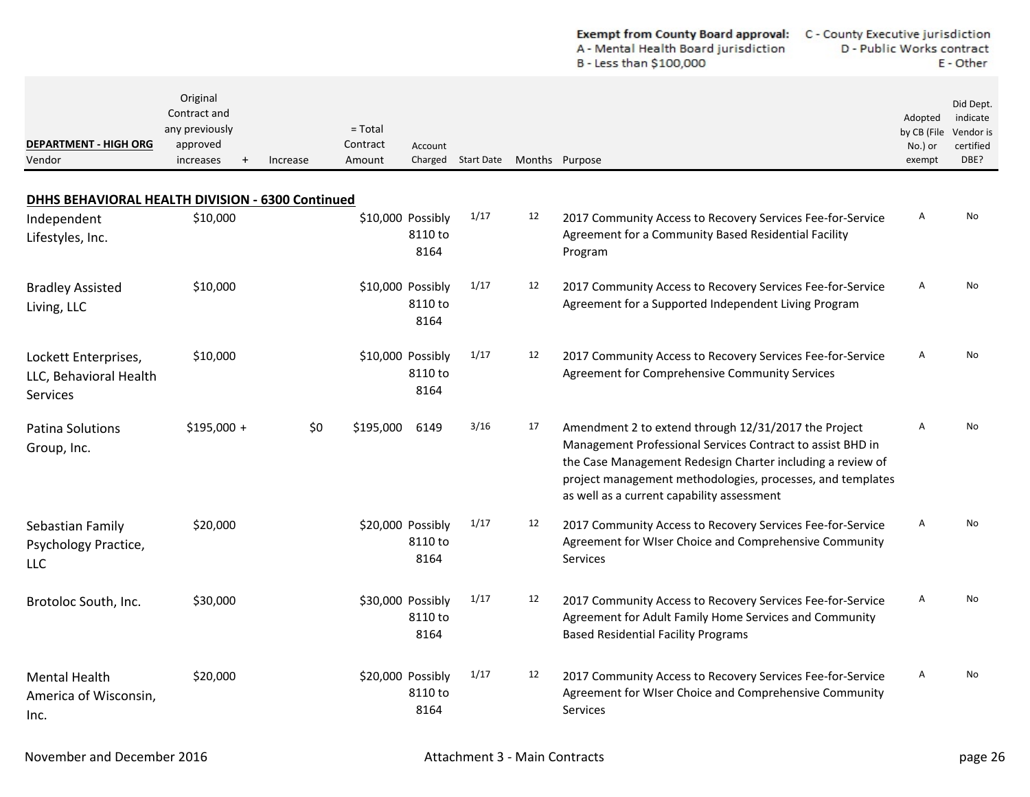**Exempt from County Board approval:**
A - Mental Health Board jurisdiction
B - Less than $100,000
C - County Executive jurisdiction
D - Public Works contract
E - Other

| DEPARTMENT - HIGH ORG<br>Vendor | Original Contract and any previously approved increases | + | Increase | = Total Contract Amount | Account Charged | Start Date | Months | Purpose | Adopted by CB (File No.) or exempt | Did Dept. indicate Vendor is certified DBE? |
|---|---|---|---|---|---|---|---|---|---|---|
| **DHHS BEHAVIORAL HEALTH DIVISION - 6300 Continued** | | | | | | | | | | |
| Independent Lifestyles, Inc. | $10,000 | | | $10,000 | Possibly 8110 to 8164 | 1/17 | 12 | 2017 Community Access to Recovery Services Fee-for-Service Agreement for a Community Based Residential Facility Program | A | No |
| Bradley Assisted Living, LLC | $10,000 | | | $10,000 | Possibly 8110 to 8164 | 1/17 | 12 | 2017 Community Access to Recovery Services Fee-for-Service Agreement for a Supported Independent Living Program | A | No |
| Lockett Enterprises, LLC, Behavioral Health Services | $10,000 | | | $10,000 | Possibly 8110 to 8164 | 1/17 | 12 | 2017 Community Access to Recovery Services Fee-for-Service Agreement for Comprehensive Community Services | A | No |
| Patina Solutions Group, Inc. | $195,000 | + | $0 | $195,000 | 6149 | 3/16 | 17 | Amendment 2 to extend through 12/31/2017 the Project Management Professional Services Contract to assist BHD in the Case Management Redesign Charter including a review of project management methodologies, processes, and templates as well as a current capability assessment | A | No |
| Sebastian Family Psychology Practice, LLC | $20,000 | | | $20,000 | Possibly 8110 to 8164 | 1/17 | 12 | 2017 Community Access to Recovery Services Fee-for-Service Agreement for WIser Choice and Comprehensive Community Services | A | No |
| Brotoloc South, Inc. | $30,000 | | | $30,000 | Possibly 8110 to 8164 | 1/17 | 12 | 2017 Community Access to Recovery Services Fee-for-Service Agreement for Adult Family Home Services and Community Based Residential Facility Programs | A | No |
| Mental Health America of Wisconsin, Inc. | $20,000 | | | $20,000 | Possibly 8110 to 8164 | 1/17 | 12 | 2017 Community Access to Recovery Services Fee-for-Service Agreement for WIser Choice and Comprehensive Community Services | A | No |

November and December 2016 — Attachment 3 - Main Contracts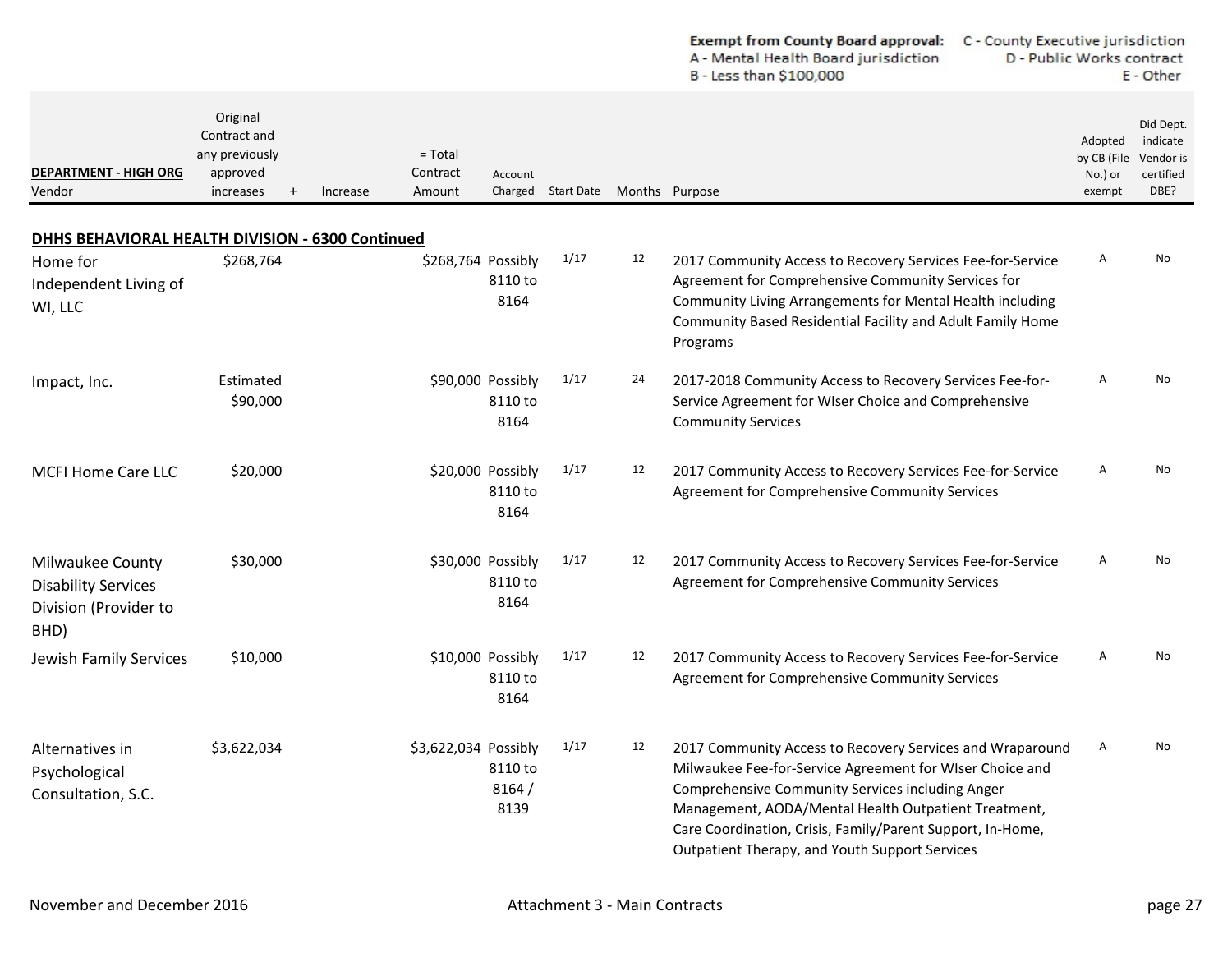**Exempt from County Board approval:**
A - Mental Health Board jurisdiction
B - Less than $100,000
C - County Executive jurisdiction
D - Public Works contract
E - Other

| DEPARTMENT - HIGH ORG<br>Vendor | Original Contract and any previously approved increases | + | Increase | = Total Contract Amount | Account Charged | Start Date | Months | Purpose | Adopted by CB (File No.) or exempt | Did Dept. indicate Vendor is certified DBE? |
|---|---|---|---|---|---|---|---|---|---|---|
| **DHHS BEHAVIORAL HEALTH DIVISION - 6300 Continued** | | | | | | | | | | |
| Home for Independent Living of WI, LLC | $268,764 | | | $268,764 | Possibly 8110 to 8164 | 1/17 | 12 | 2017 Community Access to Recovery Services Fee-for-Service Agreement for Comprehensive Community Services for Community Living Arrangements for Mental Health including Community Based Residential Facility and Adult Family Home Programs | A | No |
| Impact, Inc. | Estimated $90,000 | | | $90,000 | Possibly 8110 to 8164 | 1/17 | 24 | 2017-2018 Community Access to Recovery Services Fee-for-Service Agreement for WIser Choice and Comprehensive Community Services | A | No |
| MCFI Home Care LLC | $20,000 | | | $20,000 | Possibly 8110 to 8164 | 1/17 | 12 | 2017 Community Access to Recovery Services Fee-for-Service Agreement for Comprehensive Community Services | A | No |
| Milwaukee County Disability Services Division (Provider to BHD) | $30,000 | | | $30,000 | Possibly 8110 to 8164 | 1/17 | 12 | 2017 Community Access to Recovery Services Fee-for-Service Agreement for Comprehensive Community Services | A | No |
| Jewish Family Services | $10,000 | | | $10,000 | Possibly 8110 to 8164 | 1/17 | 12 | 2017 Community Access to Recovery Services Fee-for-Service Agreement for Comprehensive Community Services | A | No |
| Alternatives in Psychological Consultation, S.C. | $3,622,034 | | | $3,622,034 | Possibly 8110 to 8164 / 8139 | 1/17 | 12 | 2017 Community Access to Recovery Services and Wraparound Milwaukee Fee-for-Service Agreement for WIser Choice and Comprehensive Community Services including Anger Management, AODA/Mental Health Outpatient Treatment, Care Coordination, Crisis, Family/Parent Support, In-Home, Outpatient Therapy, and Youth Support Services | A | No |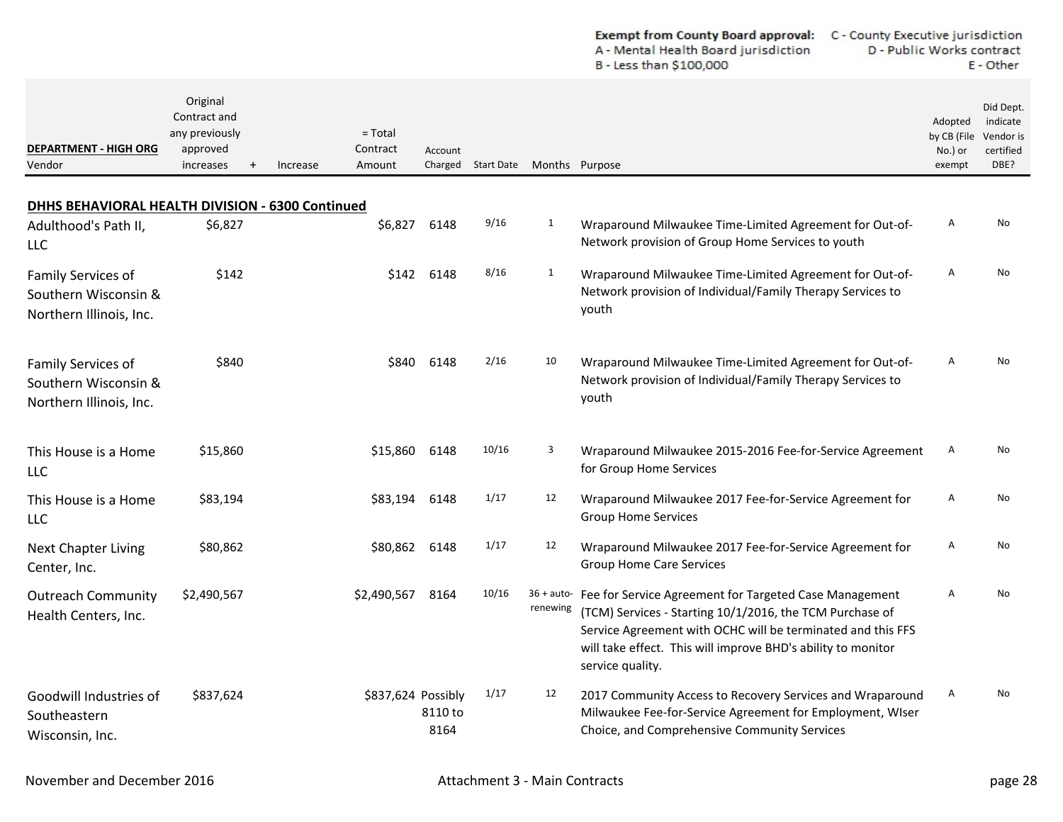**Exempt from County Board approval:** A - Mental Health Board jurisdiction; B - Less than $100,000; C - County Executive jurisdiction; D - Public Works contract; E - Other

| DEPARTMENT - HIGH ORG<br>Vendor | Original Contract and any previously approved increases | + | Increase | = Total Contract Amount | Account Charged | Start Date | Months | Purpose | Adopted by CB (File No.) or exempt | Did Dept. indicate Vendor is certified DBE? |
|---|---|---|---|---|---|---|---|---|---|---|
| **DHHS BEHAVIORAL HEALTH DIVISION - 6300 Continued** | | | | | | | | | | |
| Adulthood's Path II, LLC | $6,827 | | | $6,827 | 6148 | 9/16 | 1 | Wraparound Milwaukee Time-Limited Agreement for Out-of-Network provision of Group Home Services to youth | A | No |
| Family Services of Southern Wisconsin & Northern Illinois, Inc. | $142 | | | $142 | 6148 | 8/16 | 1 | Wraparound Milwaukee Time-Limited Agreement for Out-of-Network provision of Individual/Family Therapy Services to youth | A | No |
| Family Services of Southern Wisconsin & Northern Illinois, Inc. | $840 | | | $840 | 6148 | 2/16 | 10 | Wraparound Milwaukee Time-Limited Agreement for Out-of-Network provision of Individual/Family Therapy Services to youth | A | No |
| This House is a Home LLC | $15,860 | | | $15,860 | 6148 | 10/16 | 3 | Wraparound Milwaukee 2015-2016 Fee-for-Service Agreement for Group Home Services | A | No |
| This House is a Home LLC | $83,194 | | | $83,194 | 6148 | 1/17 | 12 | Wraparound Milwaukee 2017 Fee-for-Service Agreement for Group Home Services | A | No |
| Next Chapter Living Center, Inc. | $80,862 | | | $80,862 | 6148 | 1/17 | 12 | Wraparound Milwaukee 2017 Fee-for-Service Agreement for Group Home Care Services | A | No |
| Outreach Community Health Centers, Inc. | $2,490,567 | | | $2,490,567 | 8164 | 10/16 | 36 + auto-renewing | Fee for Service Agreement for Targeted Case Management (TCM) Services - Starting 10/1/2016, the TCM Purchase of Service Agreement with OCHC will be terminated and this FFS will take effect. This will improve BHD's ability to monitor service quality. | A | No |
| Goodwill Industries of Southeastern Wisconsin, Inc. | $837,624 | | | $837,624 | Possibly 8110 to 8164 | 1/17 | 12 | 2017 Community Access to Recovery Services and Wraparound Milwaukee Fee-for-Service Agreement for Employment, WIser Choice, and Comprehensive Community Services | A | No |

November and December 2016 — Attachment 3 - Main Contracts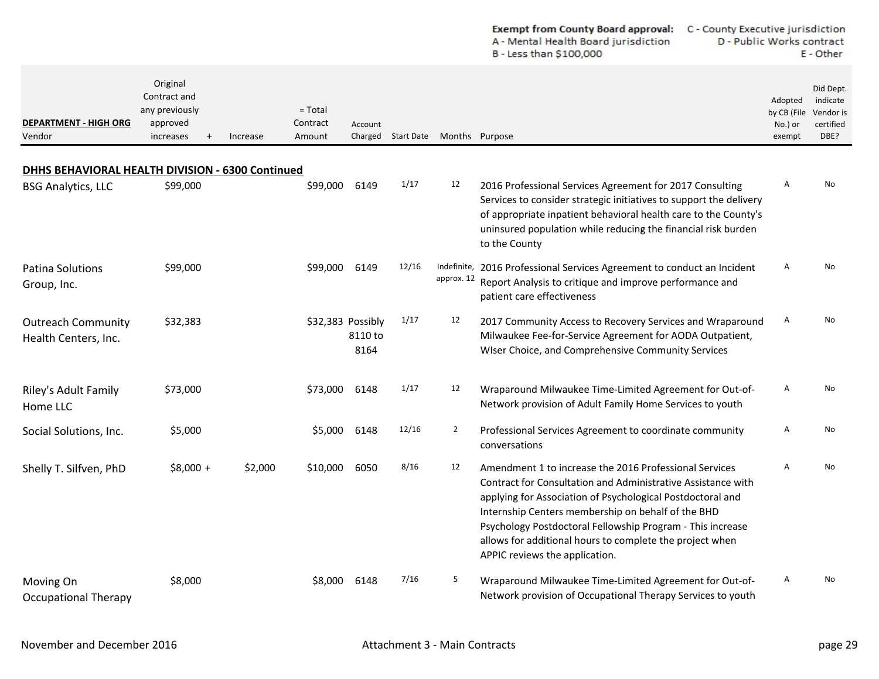**Exempt from County Board approval:** A - Mental Health Board jurisdiction; B - Less than $100,000; C - County Executive jurisdiction; D - Public Works contract; E - Other

| DEPARTMENT - HIGH ORG<br>Vendor | Original Contract and any previously approved increases | + | Increase | = Total Contract Amount | Account Charged | Start Date | Months | Purpose | Adopted by CB (File No.) or exempt | Did Dept. indicate Vendor is certified DBE? |
|---|---|---|---|---|---|---|---|---|---|---|
| **DHHS BEHAVIORAL HEALTH DIVISION - 6300 Continued** | | | | | | | | | | |
| BSG Analytics, LLC | $99,000 | | | $99,000 | 6149 | 1/17 | 12 | 2016 Professional Services Agreement for 2017 Consulting Services to consider strategic initiatives to support the delivery of appropriate inpatient behavioral health care to the County's uninsured population while reducing the financial risk burden to the County | A | No |
| Patina Solutions Group, Inc. | $99,000 | | | $99,000 | 6149 | 12/16 | Indefinite, approx. 12 | 2016 Professional Services Agreement to conduct an Incident Report Analysis to critique and improve performance and patient care effectiveness | A | No |
| Outreach Community Health Centers, Inc. | $32,383 | | | $32,383 | Possibly 8110 to 8164 | 1/17 | 12 | 2017 Community Access to Recovery Services and Wraparound Milwaukee Fee-for-Service Agreement for AODA Outpatient, WIser Choice, and Comprehensive Community Services | A | No |
| Riley's Adult Family Home LLC | $73,000 | | | $73,000 | 6148 | 1/17 | 12 | Wraparound Milwaukee Time-Limited Agreement for Out-of-Network provision of Adult Family Home Services to youth | A | No |
| Social Solutions, Inc. | $5,000 | | | $5,000 | 6148 | 12/16 | 2 | Professional Services Agreement to coordinate community conversations | A | No |
| Shelly T. Silfven, PhD | $8,000 | + | $2,000 | $10,000 | 6050 | 8/16 | 12 | Amendment 1 to increase the 2016 Professional Services Contract for Consultation and Administrative Assistance with applying for Association of Psychological Postdoctoral and Internship Centers membership on behalf of the BHD Psychology Postdoctoral Fellowship Program - This increase allows for additional hours to complete the project when APPIC reviews the application. | A | No |
| Moving On Occupational Therapy | $8,000 | | | $8,000 | 6148 | 7/16 | 5 | Wraparound Milwaukee Time-Limited Agreement for Out-of-Network provision of Occupational Therapy Services to youth | A | No |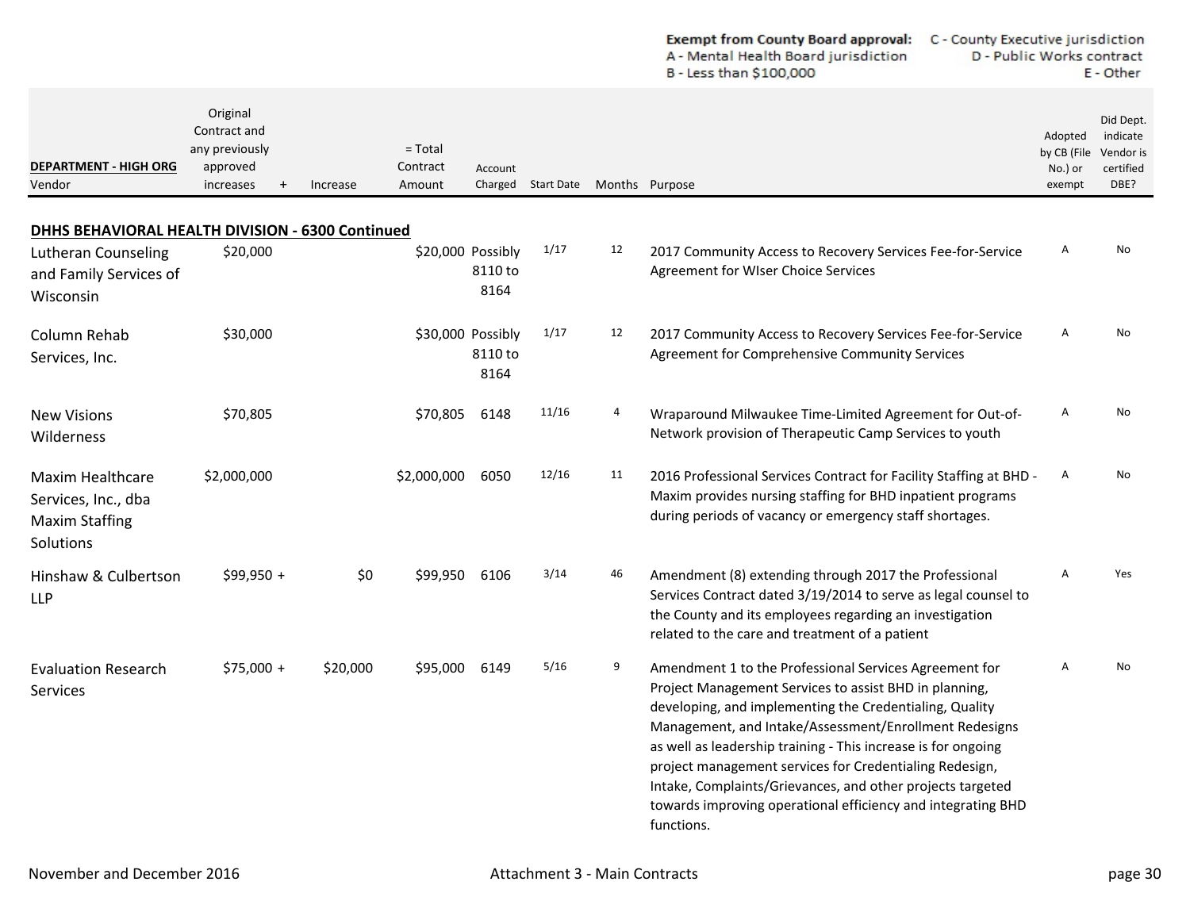**Exempt from County Board approval:** A - Mental Health Board jurisdiction  B - Less than $100,000  C - County Executive jurisdiction  D - Public Works contract  E - Other

| DEPARTMENT - HIGH ORG<br>Vendor | Original Contract and any previously approved increases | + | Increase | = Total Contract Amount | Account Charged | Start Date | Months | Purpose | Adopted by CB (File No.) or exempt | Did Dept. indicate Vendor is certified DBE? |
|---|---|---|---|---|---|---|---|---|---|---|
| **DHHS BEHAVIORAL HEALTH DIVISION - 6300 Continued** | | | | | | | | | | |
| Lutheran Counseling and Family Services of Wisconsin | $20,000 | | | $20,000 | Possibly 8110 to 8164 | 1/17 | 12 | 2017 Community Access to Recovery Services Fee-for-Service Agreement for WIser Choice Services | A | No |
| Column Rehab Services, Inc. | $30,000 | | | $30,000 | Possibly 8110 to 8164 | 1/17 | 12 | 2017 Community Access to Recovery Services Fee-for-Service Agreement for Comprehensive Community Services | A | No |
| New Visions Wilderness | $70,805 | | | $70,805 | 6148 | 11/16 | 4 | Wraparound Milwaukee Time-Limited Agreement for Out-of-Network provision of Therapeutic Camp Services to youth | A | No |
| Maxim Healthcare Services, Inc., dba Maxim Staffing Solutions | $2,000,000 | | | $2,000,000 | 6050 | 12/16 | 11 | 2016 Professional Services Contract for Facility Staffing at BHD - Maxim provides nursing staffing for BHD inpatient programs during periods of vacancy or emergency staff shortages. | A | No |
| Hinshaw & Culbertson LLP | $99,950 | + | $0 | $99,950 | 6106 | 3/14 | 46 | Amendment (8) extending through 2017 the Professional Services Contract dated 3/19/2014 to serve as legal counsel to the County and its employees regarding an investigation related to the care and treatment of a patient | A | Yes |
| Evaluation Research Services | $75,000 | + | $20,000 | $95,000 | 6149 | 5/16 | 9 | Amendment 1 to the Professional Services Agreement for Project Management Services to assist BHD in planning, developing, and implementing the Credentialing, Quality Management, and Intake/Assessment/Enrollment Redesigns as well as leadership training - This increase is for ongoing project management services for Credentialing Redesign, Intake, Complaints/Grievances, and other projects targeted towards improving operational efficiency and integrating BHD functions. | A | No |

November and December 2016 — Attachment 3 - Main Contracts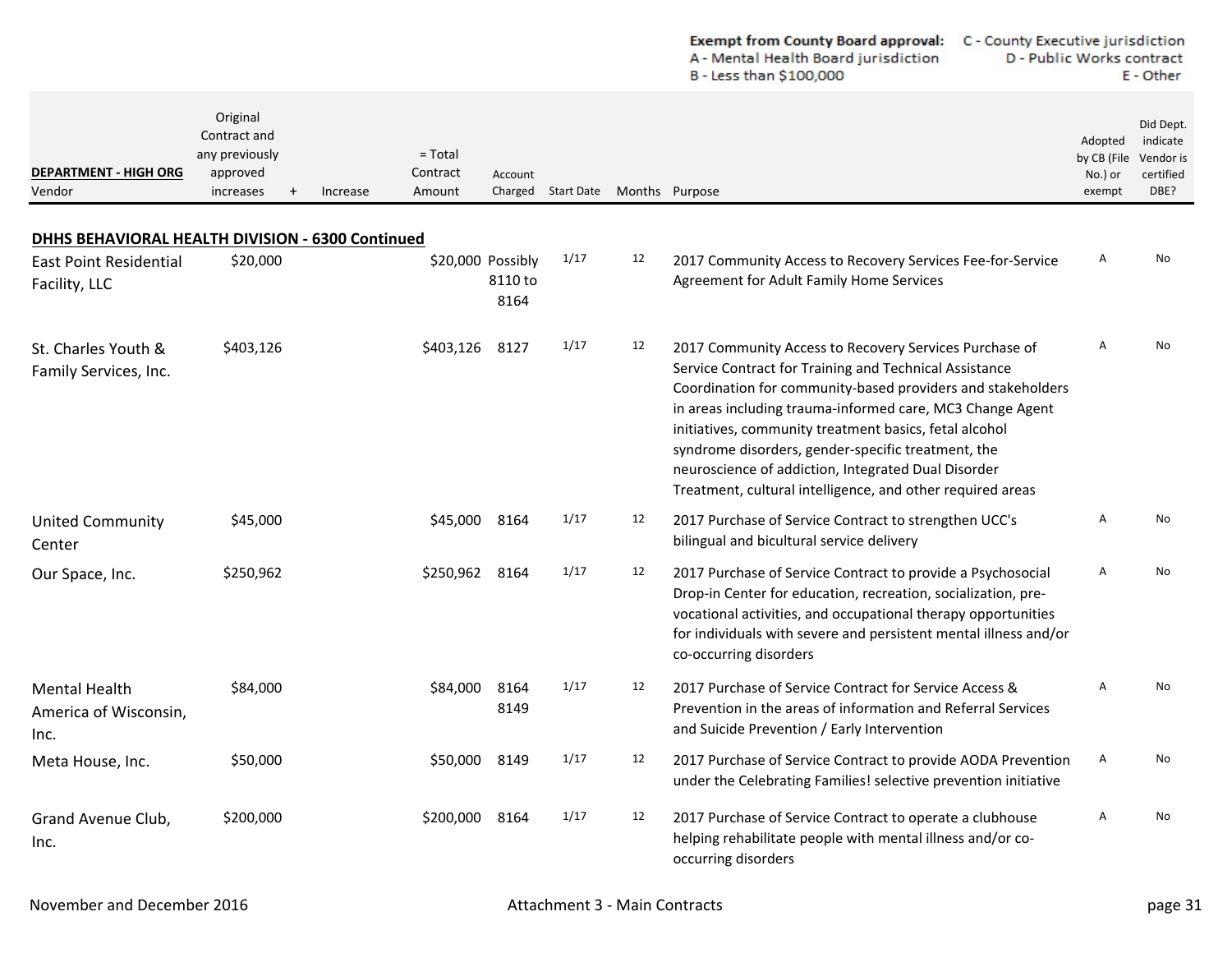**Exempt from County Board approval:** C - County Executive jurisdiction
A - Mental Health Board jurisdiction D - Public Works contract
B - Less than $100,000 E - Other

| DEPARTMENT - HIGH ORG<br>Vendor | Original Contract and any previously approved increases | + | Increase | = Total Contract Amount | Account Charged | Start Date | Months | Purpose | Adopted by CB (File No.) or exempt | Did Dept. indicate Vendor is certified DBE? |
|---|---|---|---|---|---|---|---|---|---|---|
| **DHHS BEHAVIORAL HEALTH DIVISION - 6300 Continued** | | | | | | | | | | |
| East Point Residential Facility, LLC | $20,000 | | | $20,000 | Possibly 8110 to 8164 | 1/17 | 12 | 2017 Community Access to Recovery Services Fee-for-Service Agreement for Adult Family Home Services | A | No |
| St. Charles Youth & Family Services, Inc. | $403,126 | | | $403,126 | 8127 | 1/17 | 12 | 2017 Community Access to Recovery Services Purchase of Service Contract for Training and Technical Assistance Coordination for community-based providers and stakeholders in areas including trauma-informed care, MC3 Change Agent initiatives, community treatment basics, fetal alcohol syndrome disorders, gender-specific treatment, the neuroscience of addiction, Integrated Dual Disorder Treatment, cultural intelligence, and other required areas | A | No |
| United Community Center | $45,000 | | | $45,000 | 8164 | 1/17 | 12 | 2017 Purchase of Service Contract to strengthen UCC's bilingual and bicultural service delivery | A | No |
| Our Space, Inc. | $250,962 | | | $250,962 | 8164 | 1/17 | 12 | 2017 Purchase of Service Contract to provide a Psychosocial Drop-in Center for education, recreation, socialization, pre-vocational activities, and occupational therapy opportunities for individuals with severe and persistent mental illness and/or co-occurring disorders | A | No |
| Mental Health America of Wisconsin, Inc. | $84,000 | | | $84,000 | 8164 8149 | 1/17 | 12 | 2017 Purchase of Service Contract for Service Access & Prevention in the areas of information and Referral Services and Suicide Prevention / Early Intervention | A | No |
| Meta House, Inc. | $50,000 | | | $50,000 | 8149 | 1/17 | 12 | 2017 Purchase of Service Contract to provide AODA Prevention under the Celebrating Families! selective prevention initiative | A | No |
| Grand Avenue Club, Inc. | $200,000 | | | $200,000 | 8164 | 1/17 | 12 | 2017 Purchase of Service Contract to operate a clubhouse helping rehabilitate people with mental illness and/or co-occurring disorders | A | No |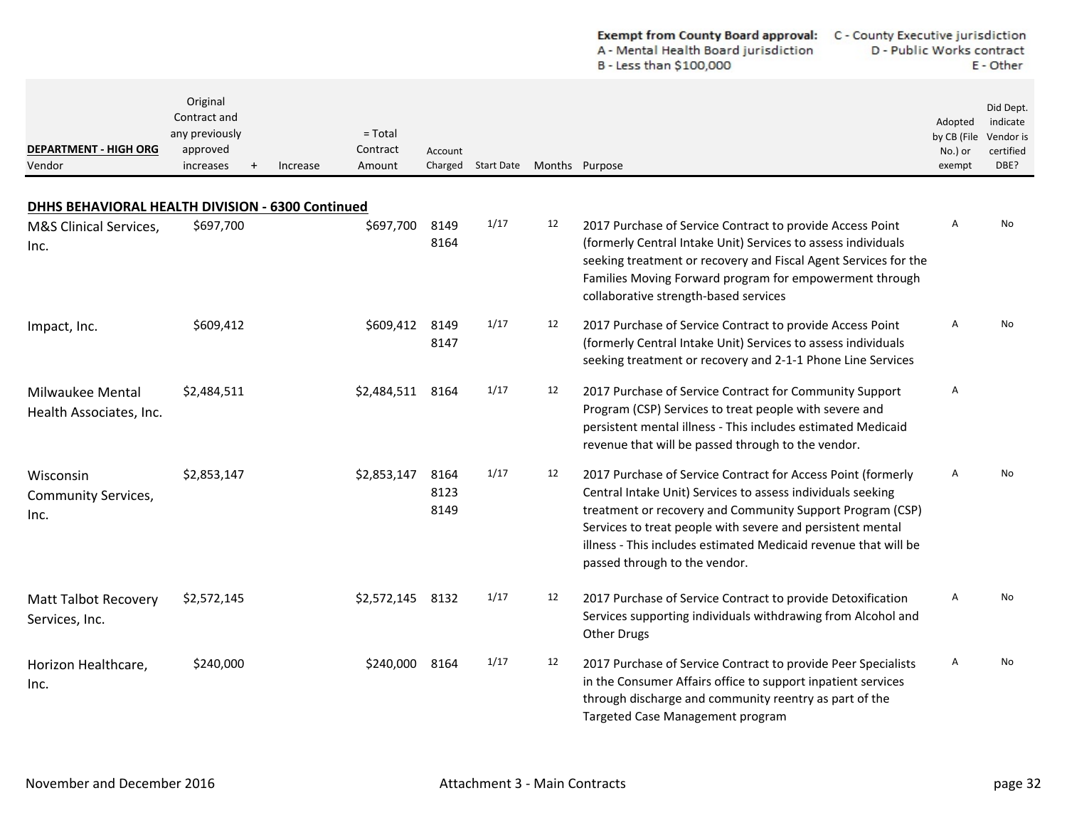**Exempt from County Board approval:** A - Mental Health Board jurisdiction; B - Less than $100,000; C - County Executive jurisdiction; D - Public Works contract; E - Other

| DEPARTMENT - HIGH ORG<br>Vendor | Original Contract and any previously approved increases | + | Increase | = Total Contract Amount | Account Charged | Start Date | Months | Purpose | Adopted by CB (File No.) or exempt | Did Dept. indicate Vendor is certified DBE? |
|---|---|---|---|---|---|---|---|---|---|---|
| **DHHS BEHAVIORAL HEALTH DIVISION - 6300 Continued** | | | | | | | | | | |
| M&S Clinical Services, Inc. | $697,700 | | | $697,700 | 8149<br>8164 | 1/17 | 12 | 2017 Purchase of Service Contract to provide Access Point (formerly Central Intake Unit) Services to assess individuals seeking treatment or recovery and Fiscal Agent Services for the Families Moving Forward program for empowerment through collaborative strength-based services | A | No |
| Impact, Inc. | $609,412 | | | $609,412 | 8149<br>8147 | 1/17 | 12 | 2017 Purchase of Service Contract to provide Access Point (formerly Central Intake Unit) Services to assess individuals seeking treatment or recovery and 2-1-1 Phone Line Services | A | No |
| Milwaukee Mental Health Associates, Inc. | $2,484,511 | | | $2,484,511 | 8164 | 1/17 | 12 | 2017 Purchase of Service Contract for Community Support Program (CSP) Services to treat people with severe and persistent mental illness - This includes estimated Medicaid revenue that will be passed through to the vendor. | A | |
| Wisconsin Community Services, Inc. | $2,853,147 | | | $2,853,147 | 8164<br>8123<br>8149 | 1/17 | 12 | 2017 Purchase of Service Contract for Access Point (formerly Central Intake Unit) Services to assess individuals seeking treatment or recovery and Community Support Program (CSP) Services to treat people with severe and persistent mental illness - This includes estimated Medicaid revenue that will be passed through to the vendor. | A | No |
| Matt Talbot Recovery Services, Inc. | $2,572,145 | | | $2,572,145 | 8132 | 1/17 | 12 | 2017 Purchase of Service Contract to provide Detoxification Services supporting individuals withdrawing from Alcohol and Other Drugs | A | No |
| Horizon Healthcare, Inc. | $240,000 | | | $240,000 | 8164 | 1/17 | 12 | 2017 Purchase of Service Contract to provide Peer Specialists in the Consumer Affairs office to support inpatient services through discharge and community reentry as part of the Targeted Case Management program | A | No |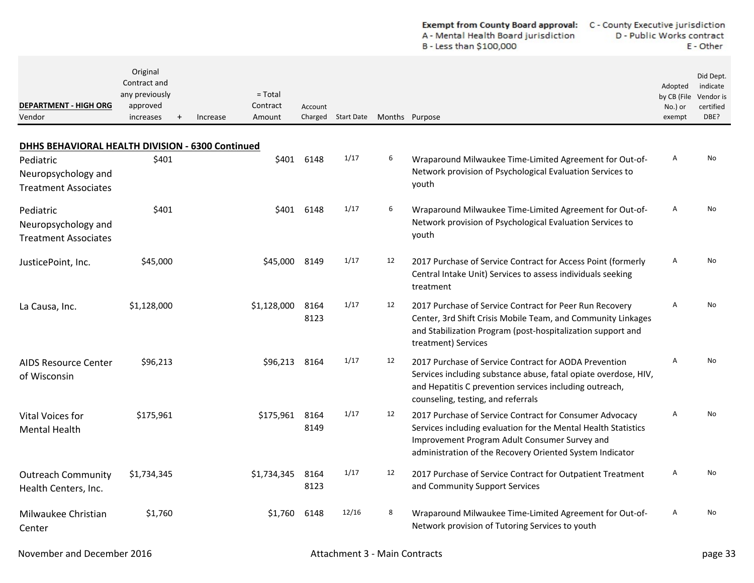**Exempt from County Board approval:** A - Mental Health Board jurisdiction; B - Less than $100,000; C - County Executive jurisdiction; D - Public Works contract; E - Other

| DEPARTMENT - HIGH ORG<br>Vendor | Original Contract and any previously approved increases | + | Increase | = Total Contract Amount | Account Charged | Start Date | Months | Purpose | Adopted by CB (File No.) or exempt | Did Dept. indicate Vendor is certified DBE? |
|---|---|---|---|---|---|---|---|---|---|---|
| **DHHS BEHAVIORAL HEALTH DIVISION - 6300 Continued** | | | | | | | | | | |
| Pediatric Neuropsychology and Treatment Associates | $401 | | | $401 | 6148 | 1/17 | 6 | Wraparound Milwaukee Time-Limited Agreement for Out-of-Network provision of Psychological Evaluation Services to youth | A | No |
| Pediatric Neuropsychology and Treatment Associates | $401 | | | $401 | 6148 | 1/17 | 6 | Wraparound Milwaukee Time-Limited Agreement for Out-of-Network provision of Psychological Evaluation Services to youth | A | No |
| JusticePoint, Inc. | $45,000 | | | $45,000 | 8149 | 1/17 | 12 | 2017 Purchase of Service Contract for Access Point (formerly Central Intake Unit) Services to assess individuals seeking treatment | A | No |
| La Causa, Inc. | $1,128,000 | | | $1,128,000 | 8164<br>8123 | 1/17 | 12 | 2017 Purchase of Service Contract for Peer Run Recovery Center, 3rd Shift Crisis Mobile Team, and Community Linkages and Stabilization Program (post-hospitalization support and treatment) Services | A | No |
| AIDS Resource Center of Wisconsin | $96,213 | | | $96,213 | 8164 | 1/17 | 12 | 2017 Purchase of Service Contract for AODA Prevention Services including substance abuse, fatal opiate overdose, HIV, and Hepatitis C prevention services including outreach, counseling, testing, and referrals | A | No |
| Vital Voices for Mental Health | $175,961 | | | $175,961 | 8164<br>8149 | 1/17 | 12 | 2017 Purchase of Service Contract for Consumer Advocacy Services including evaluation for the Mental Health Statistics Improvement Program Adult Consumer Survey and administration of the Recovery Oriented System Indicator | A | No |
| Outreach Community Health Centers, Inc. | $1,734,345 | | | $1,734,345 | 8164<br>8123 | 1/17 | 12 | 2017 Purchase of Service Contract for Outpatient Treatment and Community Support Services | A | No |
| Milwaukee Christian Center | $1,760 | | | $1,760 | 6148 | 12/16 | 8 | Wraparound Milwaukee Time-Limited Agreement for Out-of-Network provision of Tutoring Services to youth | A | No |

November and December 2016 — Attachment 3 - Main Contracts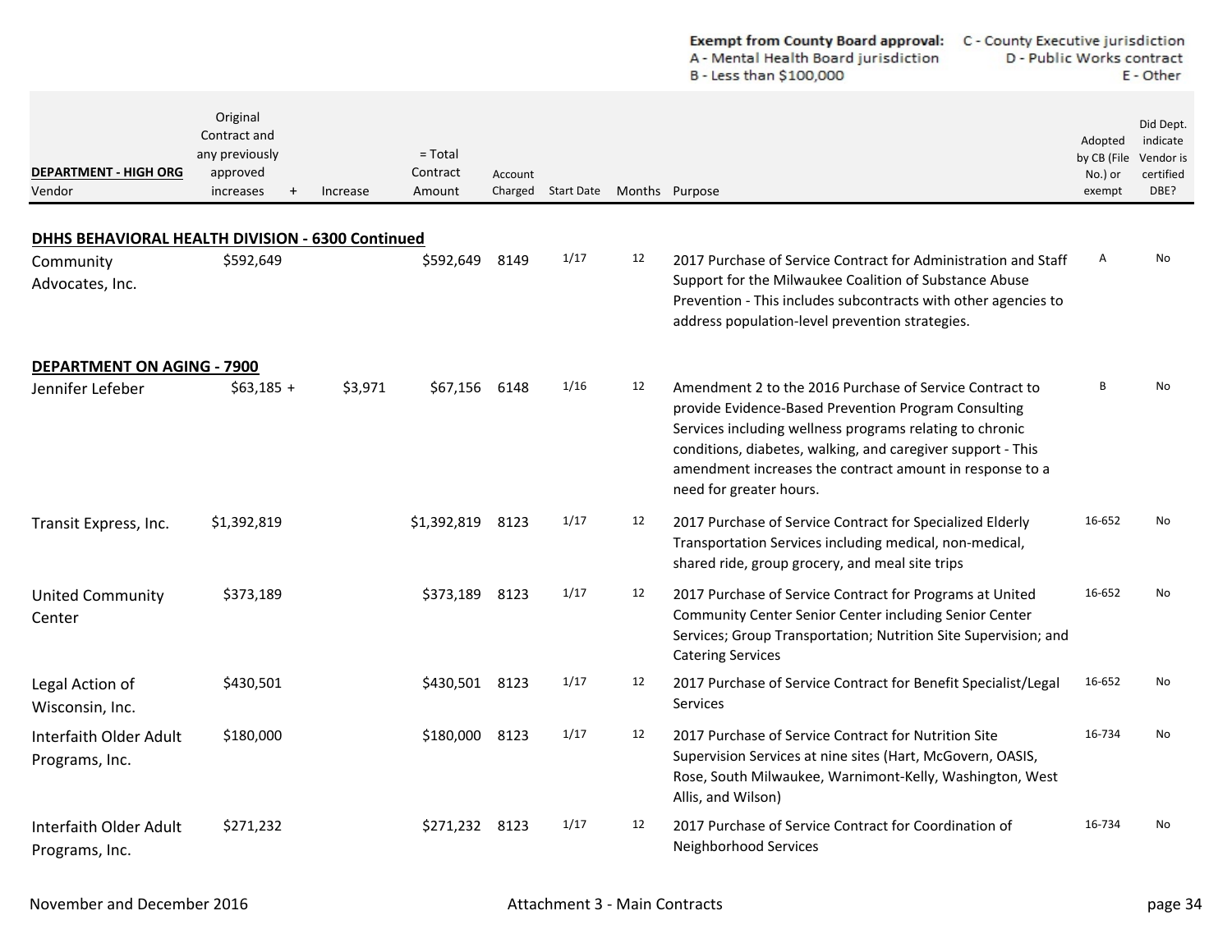**Exempt from County Board approval:** A - Mental Health Board jurisdiction B - Less than $100,000 C - County Executive jurisdiction D - Public Works contract E - Other

| DEPARTMENT - HIGH ORG Vendor | Original Contract and any previously approved increases | + | Increase | = Total Contract Amount | Account Charged | Start Date | Months | Purpose | Adopted by CB (File No.) or exempt | Did Dept. indicate Vendor is certified DBE? |
|---|---|---|---|---|---|---|---|---|---|---|
| **DHHS BEHAVIORAL HEALTH DIVISION - 6300 Continued** | | | | | | | | | | |
| Community Advocates, Inc. | $592,649 | | | $592,649 | 8149 | 1/17 | 12 | 2017 Purchase of Service Contract for Administration and Staff Support for the Milwaukee Coalition of Substance Abuse Prevention - This includes subcontracts with other agencies to address population-level prevention strategies. | A | No |
| **DEPARTMENT ON AGING - 7900** | | | | | | | | | | |
| Jennifer Lefeber | $63,185 | + | $3,971 | $67,156 | 6148 | 1/16 | 12 | Amendment 2 to the 2016 Purchase of Service Contract to provide Evidence-Based Prevention Program Consulting Services including wellness programs relating to chronic conditions, diabetes, walking, and caregiver support - This amendment increases the contract amount in response to a need for greater hours. | B | No |
| Transit Express, Inc. | $1,392,819 | | | $1,392,819 | 8123 | 1/17 | 12 | 2017 Purchase of Service Contract for Specialized Elderly Transportation Services including medical, non-medical, shared ride, group grocery, and meal site trips | 16-652 | No |
| United Community Center | $373,189 | | | $373,189 | 8123 | 1/17 | 12 | 2017 Purchase of Service Contract for Programs at United Community Center Senior Center including Senior Center Services; Group Transportation; Nutrition Site Supervision; and Catering Services | 16-652 | No |
| Legal Action of Wisconsin, Inc. | $430,501 | | | $430,501 | 8123 | 1/17 | 12 | 2017 Purchase of Service Contract for Benefit Specialist/Legal Services | 16-652 | No |
| Interfaith Older Adult Programs, Inc. | $180,000 | | | $180,000 | 8123 | 1/17 | 12 | 2017 Purchase of Service Contract for Nutrition Site Supervision Services at nine sites (Hart, McGovern, OASIS, Rose, South Milwaukee, Warnimont-Kelly, Washington, West Allis, and Wilson) | 16-734 | No |
| Interfaith Older Adult Programs, Inc. | $271,232 | | | $271,232 | 8123 | 1/17 | 12 | 2017 Purchase of Service Contract for Coordination of Neighborhood Services | 16-734 | No |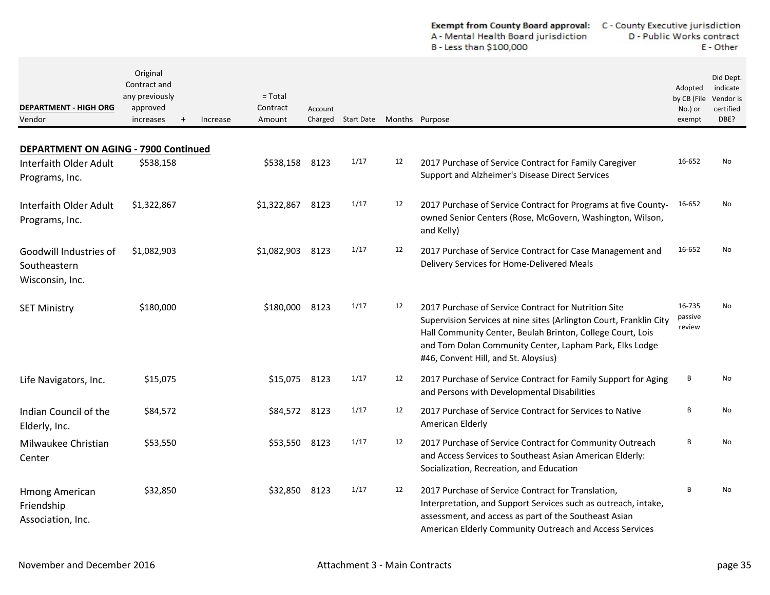**Exempt from County Board approval:**
A - Mental Health Board jurisdiction
B - Less than $100,000
C - County Executive jurisdiction
D - Public Works contract
E - Other

| DEPARTMENT - HIGH ORG Vendor | Original Contract and any previously approved increases | + | Increase | = Total Contract Amount | Account Charged | Start Date | Months | Purpose | Adopted by CB (File No.) or exempt | Did Dept. indicate Vendor is certified DBE? |
|---|---|---|---|---|---|---|---|---|---|---|
| **DEPARTMENT ON AGING - 7900 Continued** | | | | | | | | | | |
| Interfaith Older Adult Programs, Inc. | $538,158 | | | $538,158 | 8123 | 1/17 | 12 | 2017 Purchase of Service Contract for Family Caregiver Support and Alzheimer's Disease Direct Services | 16-652 | No |
| Interfaith Older Adult Programs, Inc. | $1,322,867 | | | $1,322,867 | 8123 | 1/17 | 12 | 2017 Purchase of Service Contract for Programs at five County-owned Senior Centers (Rose, McGovern, Washington, Wilson, and Kelly) | 16-652 | No |
| Goodwill Industries of Southeastern Wisconsin, Inc. | $1,082,903 | | | $1,082,903 | 8123 | 1/17 | 12 | 2017 Purchase of Service Contract for Case Management and Delivery Services for Home-Delivered Meals | 16-652 | No |
| SET Ministry | $180,000 | | | $180,000 | 8123 | 1/17 | 12 | 2017 Purchase of Service Contract for Nutrition Site Supervision Services at nine sites (Arlington Court, Franklin City Hall Community Center, Beulah Brinton, College Court, Lois and Tom Dolan Community Center, Lapham Park, Elks Lodge #46, Convent Hill, and St. Aloysius) | 16-735 passive review | No |
| Life Navigators, Inc. | $15,075 | | | $15,075 | 8123 | 1/17 | 12 | 2017 Purchase of Service Contract for Family Support for Aging and Persons with Developmental Disabilities | B | No |
| Indian Council of the Elderly, Inc. | $84,572 | | | $84,572 | 8123 | 1/17 | 12 | 2017 Purchase of Service Contract for Services to Native American Elderly | B | No |
| Milwaukee Christian Center | $53,550 | | | $53,550 | 8123 | 1/17 | 12 | 2017 Purchase of Service Contract for Community Outreach and Access Services to Southeast Asian American Elderly: Socialization, Recreation, and Education | B | No |
| Hmong American Friendship Association, Inc. | $32,850 | | | $32,850 | 8123 | 1/17 | 12 | 2017 Purchase of Service Contract for Translation, Interpretation, and Support Services such as outreach, intake, assessment, and access as part of the Southeast Asian American Elderly Community Outreach and Access Services | B | No |

November and December 2016 — Attachment 3 - Main Contracts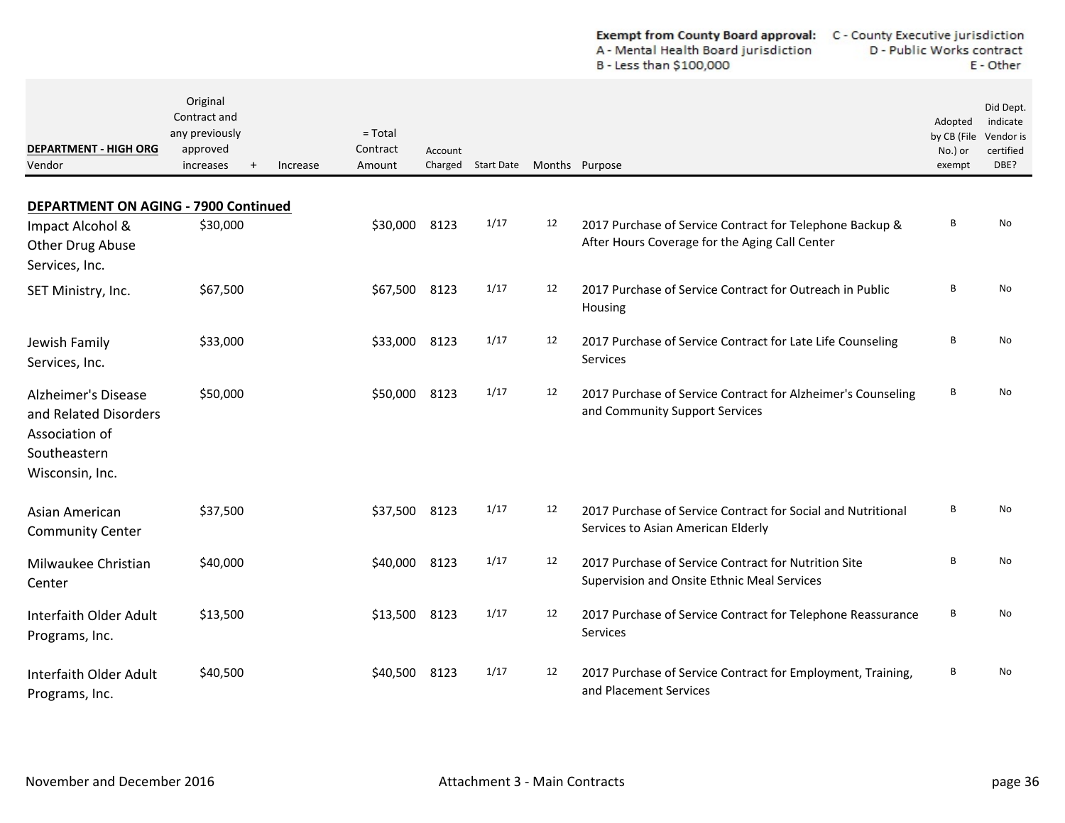**Exempt from County Board approval:** C - County Executive jurisdiction
A - Mental Health Board jurisdiction D - Public Works contract
B - Less than $100,000 E - Other

| DEPARTMENT - HIGH ORG<br>Vendor | Original Contract and any previously approved increases | + | Increase | = Total Contract Amount | Account Charged | Start Date | Months | Purpose | Adopted by CB (File No.) or exempt | Did Dept. indicate Vendor is certified DBE? |
|---|---|---|---|---|---|---|---|---|---|---|
| **DEPARTMENT ON AGING - 7900 Continued** | | | | | | | | | | |
| Impact Alcohol & Other Drug Abuse Services, Inc. | $30,000 | | | $30,000 | 8123 | 1/17 | 12 | 2017 Purchase of Service Contract for Telephone Backup & After Hours Coverage for the Aging Call Center | B | No |
| SET Ministry, Inc. | $67,500 | | | $67,500 | 8123 | 1/17 | 12 | 2017 Purchase of Service Contract for Outreach in Public Housing | B | No |
| Jewish Family Services, Inc. | $33,000 | | | $33,000 | 8123 | 1/17 | 12 | 2017 Purchase of Service Contract for Late Life Counseling Services | B | No |
| Alzheimer's Disease and Related Disorders Association of Southeastern Wisconsin, Inc. | $50,000 | | | $50,000 | 8123 | 1/17 | 12 | 2017 Purchase of Service Contract for Alzheimer's Counseling and Community Support Services | B | No |
| Asian American Community Center | $37,500 | | | $37,500 | 8123 | 1/17 | 12 | 2017 Purchase of Service Contract for Social and Nutritional Services to Asian American Elderly | B | No |
| Milwaukee Christian Center | $40,000 | | | $40,000 | 8123 | 1/17 | 12 | 2017 Purchase of Service Contract for Nutrition Site Supervision and Onsite Ethnic Meal Services | B | No |
| Interfaith Older Adult Programs, Inc. | $13,500 | | | $13,500 | 8123 | 1/17 | 12 | 2017 Purchase of Service Contract for Telephone Reassurance Services | B | No |
| Interfaith Older Adult Programs, Inc. | $40,500 | | | $40,500 | 8123 | 1/17 | 12 | 2017 Purchase of Service Contract for Employment, Training, and Placement Services | B | No |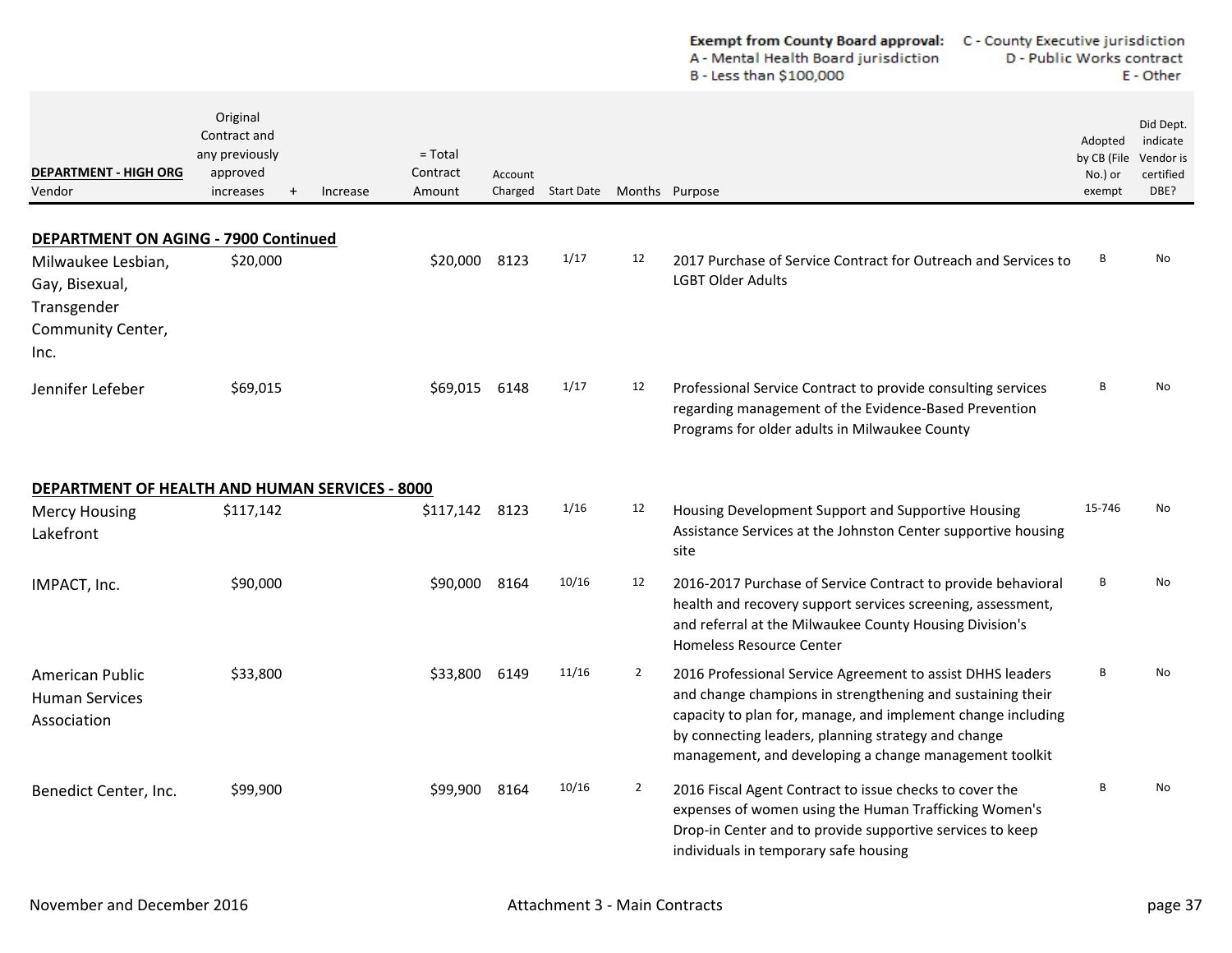**Exempt from County Board approval:** C - County Executive jurisdiction
A - Mental Health Board jurisdiction D - Public Works contract
B - Less than $100,000 E - Other

| DEPARTMENT - HIGH ORG Vendor | Original Contract and any previously approved increases | + | Increase | = Total Contract Amount | Account Charged | Start Date | Months | Purpose | Adopted by CB (File No.) or exempt | Did Dept. indicate Vendor is certified DBE? |
|---|---|---|---|---|---|---|---|---|---|---|
| **DEPARTMENT ON AGING - 7900 Continued** | | | | | | | | | | |
| Milwaukee Lesbian, Gay, Bisexual, Transgender Community Center, Inc. | $20,000 | | | $20,000 | 8123 | 1/17 | 12 | 2017 Purchase of Service Contract for Outreach and Services to LGBT Older Adults | B | No |
| Jennifer Lefeber | $69,015 | | | $69,015 | 6148 | 1/17 | 12 | Professional Service Contract to provide consulting services regarding management of the Evidence-Based Prevention Programs for older adults in Milwaukee County | B | No |
| **DEPARTMENT OF HEALTH AND HUMAN SERVICES - 8000** | | | | | | | | | | |
| Mercy Housing Lakefront | $117,142 | | | $117,142 | 8123 | 1/16 | 12 | Housing Development Support and Supportive Housing Assistance Services at the Johnston Center supportive housing site | 15-746 | No |
| IMPACT, Inc. | $90,000 | | | $90,000 | 8164 | 10/16 | 12 | 2016-2017 Purchase of Service Contract to provide behavioral health and recovery support services screening, assessment, and referral at the Milwaukee County Housing Division's Homeless Resource Center | B | No |
| American Public Human Services Association | $33,800 | | | $33,800 | 6149 | 11/16 | 2 | 2016 Professional Service Agreement to assist DHHS leaders and change champions in strengthening and sustaining their capacity to plan for, manage, and implement change including by connecting leaders, planning strategy and change management, and developing a change management toolkit | B | No |
| Benedict Center, Inc. | $99,900 | | | $99,900 | 8164 | 10/16 | 2 | 2016 Fiscal Agent Contract to issue checks to cover the expenses of women using the Human Trafficking Women's Drop-in Center and to provide supportive services to keep individuals in temporary safe housing | B | No |

November and December 2016 Attachment 3 - Main Contracts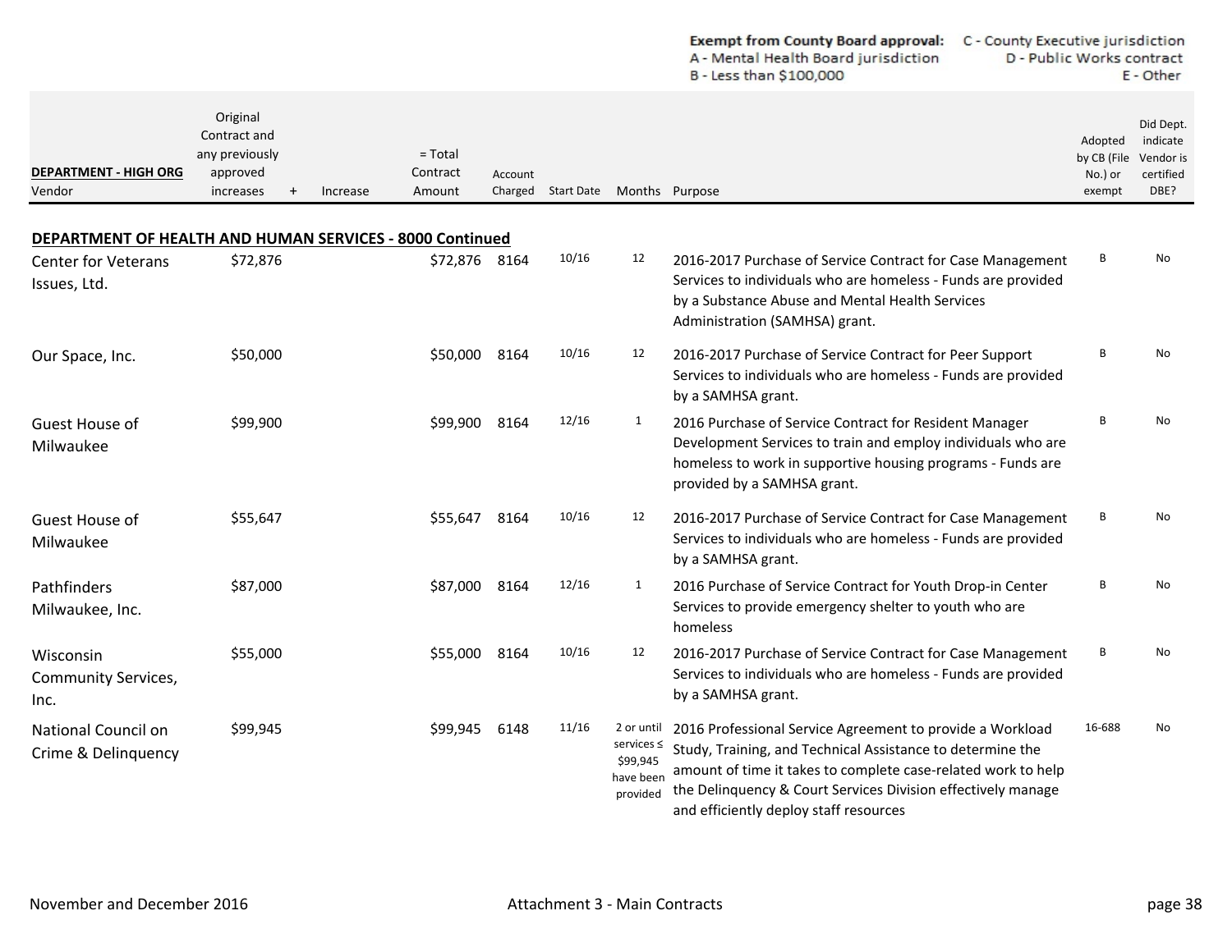**Exempt from County Board approval:** A - Mental Health Board jurisdiction B - Less than $100,000 C - County Executive jurisdiction D - Public Works contract E - Other

| DEPARTMENT - HIGH ORG Vendor | Original Contract and any previously approved increases | + | Increase | = Total Contract Amount | Account Charged | Start Date | Months | Purpose | Adopted by CB (File No.) or exempt | Did Dept. indicate Vendor is certified DBE? |
|---|---|---|---|---|---|---|---|---|---|---|
| **DEPARTMENT OF HEALTH AND HUMAN SERVICES - 8000 Continued** | | | | | | | | | | |
| Center for Veterans Issues, Ltd. | $72,876 | | | $72,876 | 8164 | 10/16 | 12 | 2016-2017 Purchase of Service Contract for Case Management Services to individuals who are homeless - Funds are provided by a Substance Abuse and Mental Health Services Administration (SAMHSA) grant. | B | No |
| Our Space, Inc. | $50,000 | | | $50,000 | 8164 | 10/16 | 12 | 2016-2017 Purchase of Service Contract for Peer Support Services to individuals who are homeless - Funds are provided by a SAMHSA grant. | B | No |
| Guest House of Milwaukee | $99,900 | | | $99,900 | 8164 | 12/16 | 1 | 2016 Purchase of Service Contract for Resident Manager Development Services to train and employ individuals who are homeless to work in supportive housing programs - Funds are provided by a SAMHSA grant. | B | No |
| Guest House of Milwaukee | $55,647 | | | $55,647 | 8164 | 10/16 | 12 | 2016-2017 Purchase of Service Contract for Case Management Services to individuals who are homeless - Funds are provided by a SAMHSA grant. | B | No |
| Pathfinders Milwaukee, Inc. | $87,000 | | | $87,000 | 8164 | 12/16 | 1 | 2016 Purchase of Service Contract for Youth Drop-in Center Services to provide emergency shelter to youth who are homeless | B | No |
| Wisconsin Community Services, Inc. | $55,000 | | | $55,000 | 8164 | 10/16 | 12 | 2016-2017 Purchase of Service Contract for Case Management Services to individuals who are homeless - Funds are provided by a SAMHSA grant. | B | No |
| National Council on Crime & Delinquency | $99,945 | | | $99,945 | 6148 | 11/16 | 2 or until services ≤ $99,945 have been provided | 2016 Professional Service Agreement to provide a Workload Study, Training, and Technical Assistance to determine the amount of time it takes to complete case-related work to help the Delinquency & Court Services Division effectively manage and efficiently deploy staff resources | 16-688 | No |

November and December 2016 Attachment 3 - Main Contracts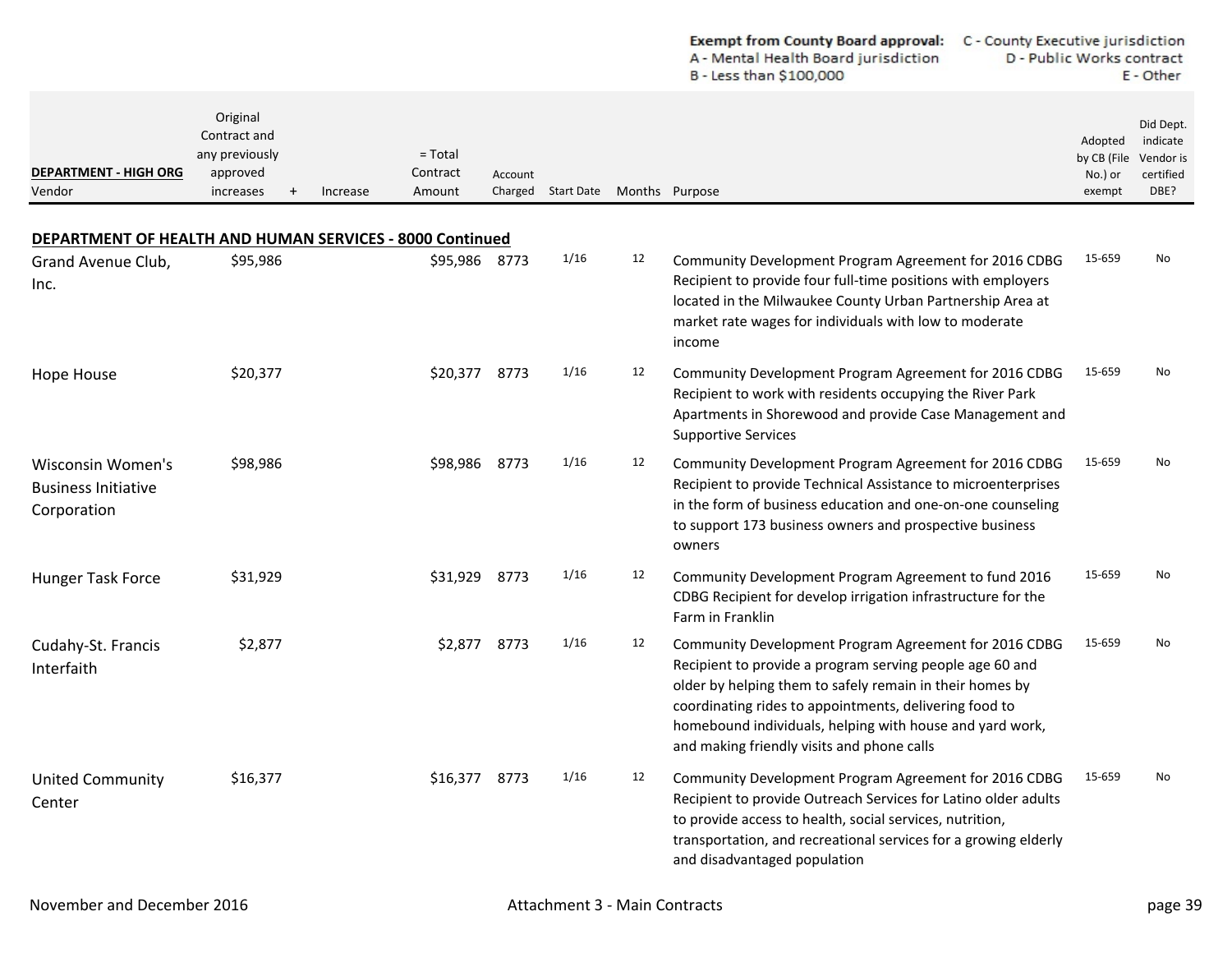**Exempt from County Board approval:** A - Mental Health Board jurisdiction B - Less than $100,000 C - County Executive jurisdiction D - Public Works contract E - Other

| DEPARTMENT - HIGH ORG Vendor | Original Contract and any previously approved increases | + | Increase | = Total Contract Amount | Account Charged | Start Date | Months | Purpose | Adopted by CB (File No.) or exempt | Did Dept. indicate Vendor is certified DBE? |
|---|---|---|---|---|---|---|---|---|---|---|
| **DEPARTMENT OF HEALTH AND HUMAN SERVICES - 8000 Continued** | | | | | | | | | | |
| Grand Avenue Club, Inc. | $95,986 | | | $95,986 | 8773 | 1/16 | 12 | Community Development Program Agreement for 2016 CDBG Recipient to provide four full-time positions with employers located in the Milwaukee County Urban Partnership Area at market rate wages for individuals with low to moderate income | 15-659 | No |
| Hope House | $20,377 | | | $20,377 | 8773 | 1/16 | 12 | Community Development Program Agreement for 2016 CDBG Recipient to work with residents occupying the River Park Apartments in Shorewood and provide Case Management and Supportive Services | 15-659 | No |
| Wisconsin Women's Business Initiative Corporation | $98,986 | | | $98,986 | 8773 | 1/16 | 12 | Community Development Program Agreement for 2016 CDBG Recipient to provide Technical Assistance to microenterprises in the form of business education and one-on-one counseling to support 173 business owners and prospective business owners | 15-659 | No |
| Hunger Task Force | $31,929 | | | $31,929 | 8773 | 1/16 | 12 | Community Development Program Agreement to fund 2016 CDBG Recipient for develop irrigation infrastructure for the Farm in Franklin | 15-659 | No |
| Cudahy-St. Francis Interfaith | $2,877 | | | $2,877 | 8773 | 1/16 | 12 | Community Development Program Agreement for 2016 CDBG Recipient to provide a program serving people age 60 and older by helping them to safely remain in their homes by coordinating rides to appointments, delivering food to homebound individuals, helping with house and yard work, and making friendly visits and phone calls | 15-659 | No |
| United Community Center | $16,377 | | | $16,377 | 8773 | 1/16 | 12 | Community Development Program Agreement for 2016 CDBG Recipient to provide Outreach Services for Latino older adults to provide access to health, social services, nutrition, transportation, and recreational services for a growing elderly and disadvantaged population | 15-659 | No |

November and December 2016 — Attachment 3 - Main Contracts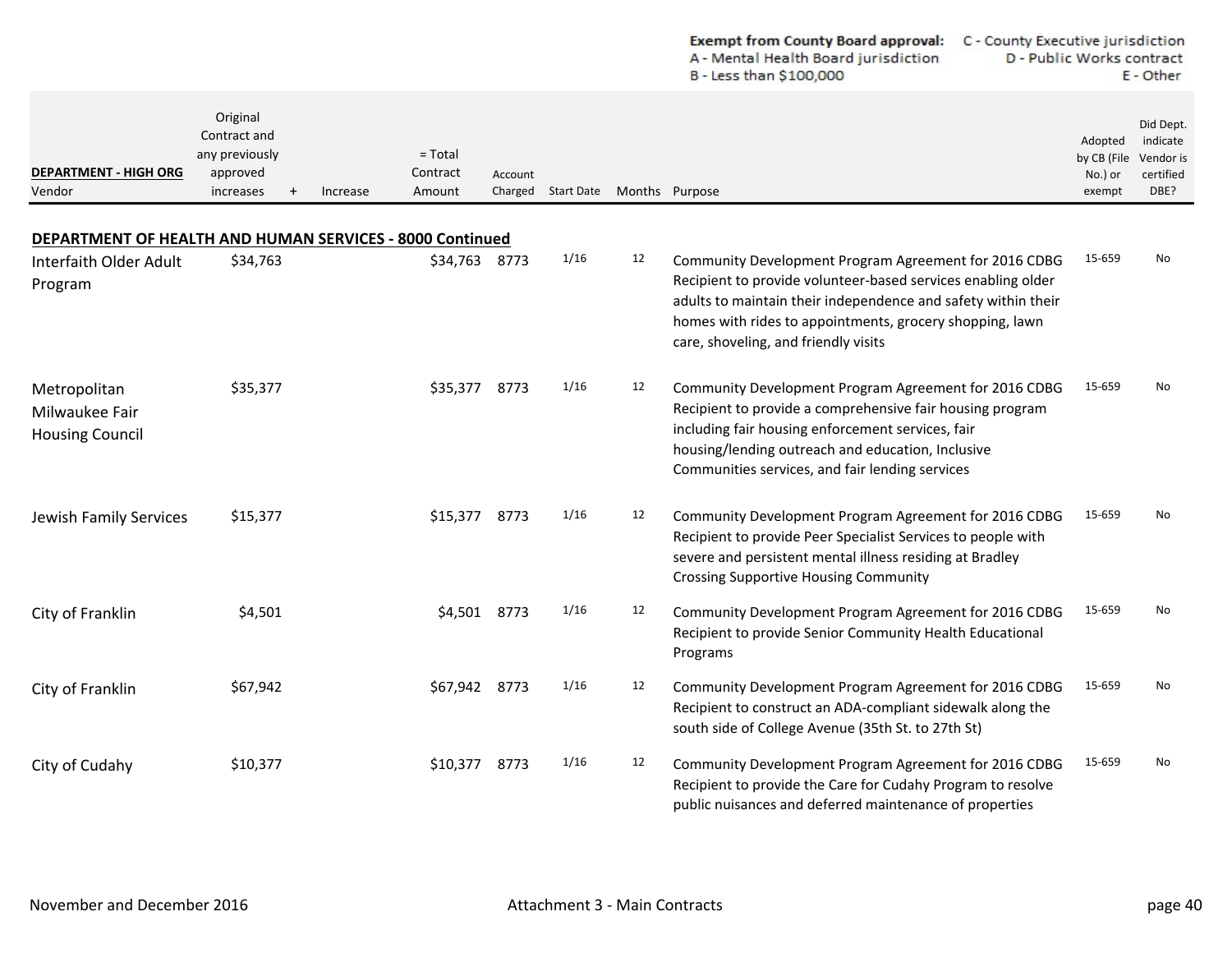Exempt from County Board approval: A - Mental Health Board jurisdiction; B - Less than $100,000; C - County Executive jurisdiction; D - Public Works contract; E - Other

| DEPARTMENT - HIGH ORG<br>Vendor | Original Contract and any previously approved increases | + | Increase | = Total Contract Amount | Account Charged | Start Date | Months | Purpose | Adopted by CB (File No.) or exempt | Did Dept. indicate Vendor is certified DBE? |
|---|---|---|---|---|---|---|---|---|---|---|
| **DEPARTMENT OF HEALTH AND HUMAN SERVICES - 8000 Continued** | | | | | | | | | | |
| Interfaith Older Adult Program | $34,763 | | | $34,763 | 8773 | 1/16 | 12 | Community Development Program Agreement for 2016 CDBG Recipient to provide volunteer-based services enabling older adults to maintain their independence and safety within their homes with rides to appointments, grocery shopping, lawn care, shoveling, and friendly visits | 15-659 | No |
| Metropolitan Milwaukee Fair Housing Council | $35,377 | | | $35,377 | 8773 | 1/16 | 12 | Community Development Program Agreement for 2016 CDBG Recipient to provide a comprehensive fair housing program including fair housing enforcement services, fair housing/lending outreach and education, Inclusive Communities services, and fair lending services | 15-659 | No |
| Jewish Family Services | $15,377 | | | $15,377 | 8773 | 1/16 | 12 | Community Development Program Agreement for 2016 CDBG Recipient to provide Peer Specialist Services to people with severe and persistent mental illness residing at Bradley Crossing Supportive Housing Community | 15-659 | No |
| City of Franklin | $4,501 | | | $4,501 | 8773 | 1/16 | 12 | Community Development Program Agreement for 2016 CDBG Recipient to provide Senior Community Health Educational Programs | 15-659 | No |
| City of Franklin | $67,942 | | | $67,942 | 8773 | 1/16 | 12 | Community Development Program Agreement for 2016 CDBG Recipient to construct an ADA-compliant sidewalk along the south side of College Avenue (35th St. to 27th St) | 15-659 | No |
| City of Cudahy | $10,377 | | | $10,377 | 8773 | 1/16 | 12 | Community Development Program Agreement for 2016 CDBG Recipient to provide the Care for Cudahy Program to resolve public nuisances and deferred maintenance of properties | 15-659 | No |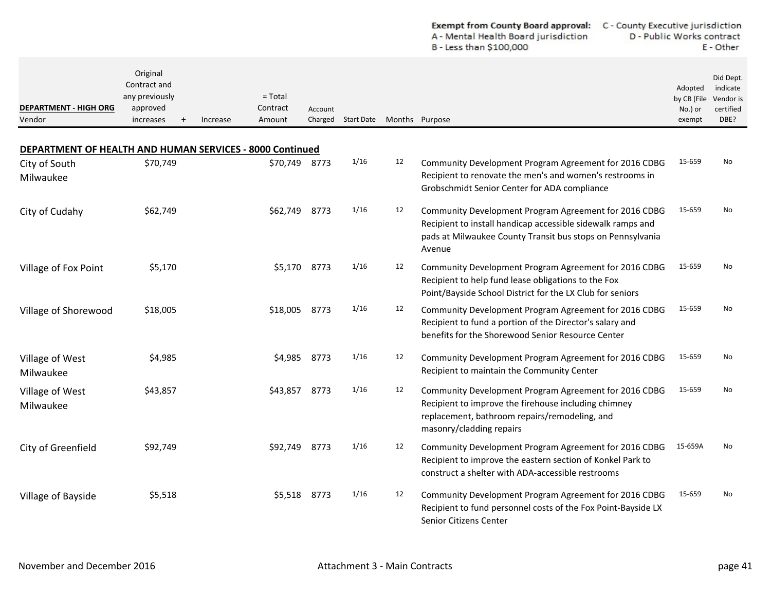Exempt from County Board approval: A - Mental Health Board jurisdiction; B - Less than $100,000; C - County Executive jurisdiction; D - Public Works contract; E - Other

| DEPARTMENT - HIGH ORG<br>Vendor | Original Contract and any previously approved increases | + | Increase | = Total Contract Amount | Account Charged | Start Date | Months | Purpose | Adopted by CB (File No.) or exempt | Did Dept. indicate Vendor is certified DBE? |
|---|---|---|---|---|---|---|---|---|---|---|
| **DEPARTMENT OF HEALTH AND HUMAN SERVICES - 8000 Continued** | | | | | | | | | | |
| City of South Milwaukee | $70,749 | | | $70,749 | 8773 | 1/16 | 12 | Community Development Program Agreement for 2016 CDBG Recipient to renovate the men's and women's restrooms in Grobschmidt Senior Center for ADA compliance | 15-659 | No |
| City of Cudahy | $62,749 | | | $62,749 | 8773 | 1/16 | 12 | Community Development Program Agreement for 2016 CDBG Recipient to install handicap accessible sidewalk ramps and pads at Milwaukee County Transit bus stops on Pennsylvania Avenue | 15-659 | No |
| Village of Fox Point | $5,170 | | | $5,170 | 8773 | 1/16 | 12 | Community Development Program Agreement for 2016 CDBG Recipient to help fund lease obligations to the Fox Point/Bayside School District for the LX Club for seniors | 15-659 | No |
| Village of Shorewood | $18,005 | | | $18,005 | 8773 | 1/16 | 12 | Community Development Program Agreement for 2016 CDBG Recipient to fund a portion of the Director's salary and benefits for the Shorewood Senior Resource Center | 15-659 | No |
| Village of West Milwaukee | $4,985 | | | $4,985 | 8773 | 1/16 | 12 | Community Development Program Agreement for 2016 CDBG Recipient to maintain the Community Center | 15-659 | No |
| Village of West Milwaukee | $43,857 | | | $43,857 | 8773 | 1/16 | 12 | Community Development Program Agreement for 2016 CDBG Recipient to improve the firehouse including chimney replacement, bathroom repairs/remodeling, and masonry/cladding repairs | 15-659 | No |
| City of Greenfield | $92,749 | | | $92,749 | 8773 | 1/16 | 12 | Community Development Program Agreement for 2016 CDBG Recipient to improve the eastern section of Konkel Park to construct a shelter with ADA-accessible restrooms | 15-659A | No |
| Village of Bayside | $5,518 | | | $5,518 | 8773 | 1/16 | 12 | Community Development Program Agreement for 2016 CDBG Recipient to fund personnel costs of the Fox Point-Bayside LX Senior Citizens Center | 15-659 | No |

November and December 2016 — Attachment 3 - Main Contracts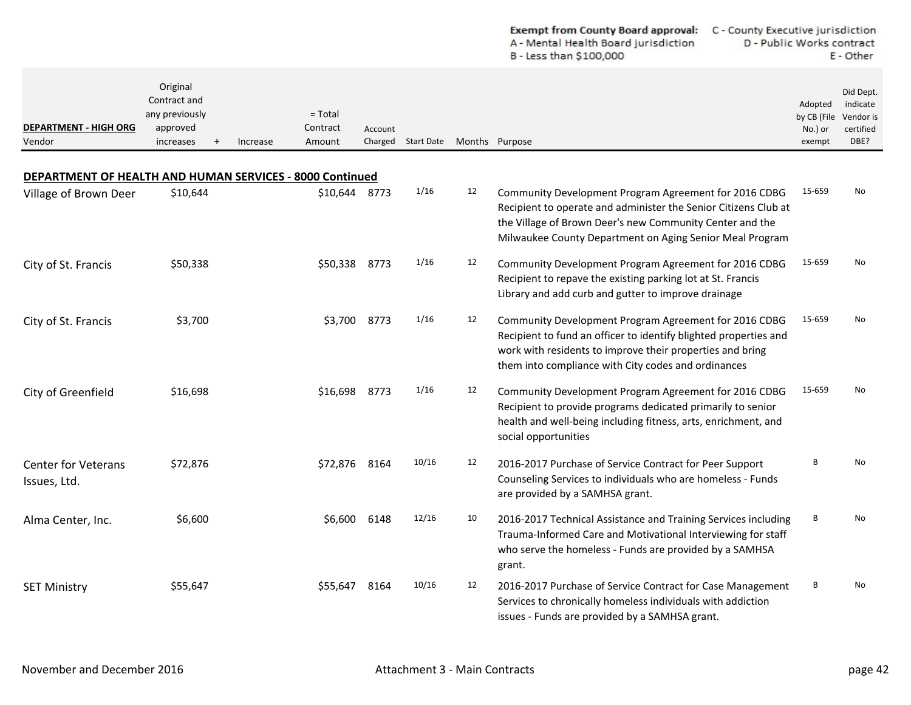**Exempt from County Board approval:** A - Mental Health Board jurisdiction B - Less than $100,000 C - County Executive jurisdiction D - Public Works contract E - Other

| DEPARTMENT - HIGH ORG Vendor | Original Contract and any previously approved increases | + | Increase | = Total Contract Amount | Account Charged | Start Date | Months | Purpose | Adopted by CB (File No.) or exempt | Did Dept. indicate Vendor is certified DBE? |
|---|---|---|---|---|---|---|---|---|---|---|
| **DEPARTMENT OF HEALTH AND HUMAN SERVICES - 8000 Continued** | | | | | | | | | | |
| Village of Brown Deer | $10,644 | | | $10,644 | 8773 | 1/16 | 12 | Community Development Program Agreement for 2016 CDBG Recipient to operate and administer the Senior Citizens Club at the Village of Brown Deer's new Community Center and the Milwaukee County Department on Aging Senior Meal Program | 15-659 | No |
| City of St. Francis | $50,338 | | | $50,338 | 8773 | 1/16 | 12 | Community Development Program Agreement for 2016 CDBG Recipient to repave the existing parking lot at St. Francis Library and add curb and gutter to improve drainage | 15-659 | No |
| City of St. Francis | $3,700 | | | $3,700 | 8773 | 1/16 | 12 | Community Development Program Agreement for 2016 CDBG Recipient to fund an officer to identify blighted properties and work with residents to improve their properties and bring them into compliance with City codes and ordinances | 15-659 | No |
| City of Greenfield | $16,698 | | | $16,698 | 8773 | 1/16 | 12 | Community Development Program Agreement for 2016 CDBG Recipient to provide programs dedicated primarily to senior health and well-being including fitness, arts, enrichment, and social opportunities | 15-659 | No |
| Center for Veterans Issues, Ltd. | $72,876 | | | $72,876 | 8164 | 10/16 | 12 | 2016-2017 Purchase of Service Contract for Peer Support Counseling Services to individuals who are homeless - Funds are provided by a SAMHSA grant. | B | No |
| Alma Center, Inc. | $6,600 | | | $6,600 | 6148 | 12/16 | 10 | 2016-2017 Technical Assistance and Training Services including Trauma-Informed Care and Motivational Interviewing for staff who serve the homeless - Funds are provided by a SAMHSA grant. | B | No |
| SET Ministry | $55,647 | | | $55,647 | 8164 | 10/16 | 12 | 2016-2017 Purchase of Service Contract for Case Management Services to chronically homeless individuals with addiction issues - Funds are provided by a SAMHSA grant. | B | No |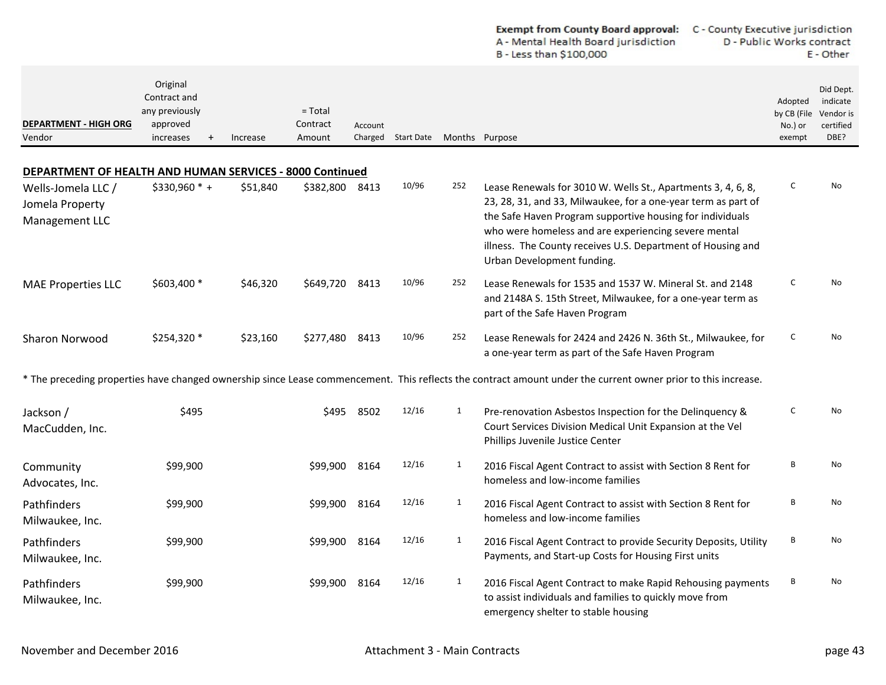**Exempt from County Board approval:** C - County Executive jurisdiction
A - Mental Health Board jurisdiction D - Public Works contract
B - Less than $100,000 E - Other

| DEPARTMENT - HIGH ORG<br>Vendor | Original Contract and any previously approved increases | + | Increase | = Total Contract Amount | Account Charged | Start Date | Months | Purpose | Adopted by CB (File No.) or exempt | Did Dept. indicate Vendor is certified DBE? |
|---|---|---|---|---|---|---|---|---|---|---|
| **DEPARTMENT OF HEALTH AND HUMAN SERVICES - 8000 Continued** | | | | | | | | | | |
| Wells-Jomela LLC / Jomela Property Management LLC | $330,960 * | + | $51,840 | $382,800 | 8413 | 10/96 | 252 | Lease Renewals for 3010 W. Wells St., Apartments 3, 4, 6, 8, 23, 28, 31, and 33, Milwaukee, for a one-year term as part of the Safe Haven Program supportive housing for individuals who were homeless and are experiencing severe mental illness. The County receives U.S. Department of Housing and Urban Development funding. | C | No |
| MAE Properties LLC | $603,400 * | | $46,320 | $649,720 | 8413 | 10/96 | 252 | Lease Renewals for 1535 and 1537 W. Mineral St. and 2148 and 2148A S. 15th Street, Milwaukee, for a one-year term as part of the Safe Haven Program | C | No |
| Sharon Norwood | $254,320 * | | $23,160 | $277,480 | 8413 | 10/96 | 252 | Lease Renewals for 2424 and 2426 N. 36th St., Milwaukee, for a one-year term as part of the Safe Haven Program | C | No |
| * The preceding properties have changed ownership since Lease commencement. This reflects the contract amount under the current owner prior to this increase. | | | | | | | | | | |
| Jackson / MacCudden, Inc. | $495 | | | $495 | 8502 | 12/16 | 1 | Pre-renovation Asbestos Inspection for the Delinquency & Court Services Division Medical Unit Expansion at the Vel Phillips Juvenile Justice Center | C | No |
| Community Advocates, Inc. | $99,900 | | | $99,900 | 8164 | 12/16 | 1 | 2016 Fiscal Agent Contract to assist with Section 8 Rent for homeless and low-income families | B | No |
| Pathfinders Milwaukee, Inc. | $99,900 | | | $99,900 | 8164 | 12/16 | 1 | 2016 Fiscal Agent Contract to assist with Section 8 Rent for homeless and low-income families | B | No |
| Pathfinders Milwaukee, Inc. | $99,900 | | | $99,900 | 8164 | 12/16 | 1 | 2016 Fiscal Agent Contract to provide Security Deposits, Utility Payments, and Start-up Costs for Housing First units | B | No |
| Pathfinders Milwaukee, Inc. | $99,900 | | | $99,900 | 8164 | 12/16 | 1 | 2016 Fiscal Agent Contract to make Rapid Rehousing payments to assist individuals and families to quickly move from emergency shelter to stable housing | B | No |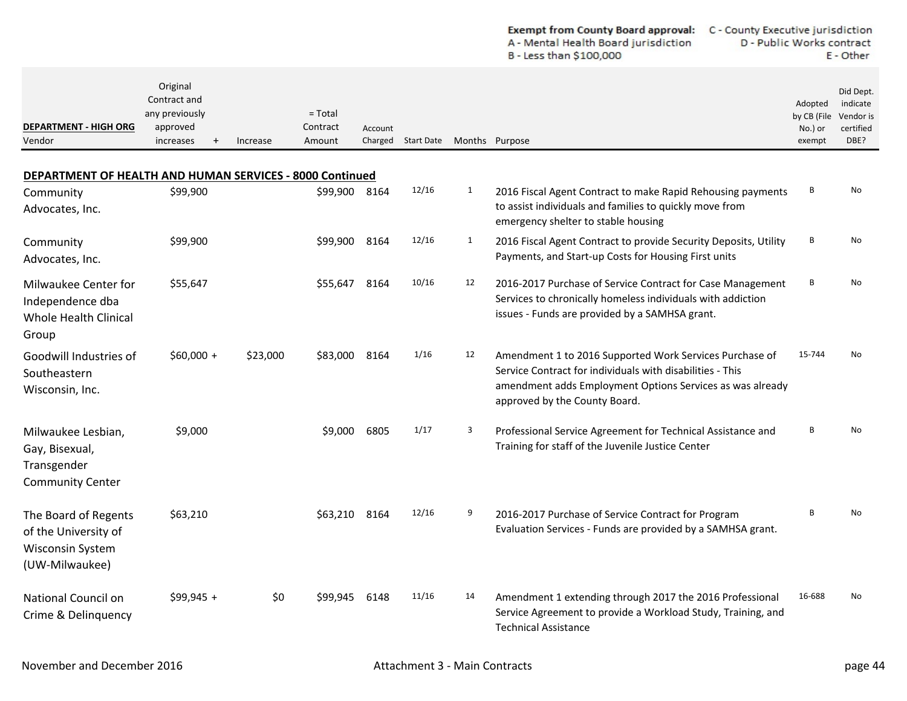**Exempt from County Board approval:** A - Mental Health Board jurisdiction, B - Less than $100,000, C - County Executive jurisdiction, D - Public Works contract, E - Other

| DEPARTMENT - HIGH ORG<br>Vendor | Original Contract and any previously approved increases | + | Increase | = Total Contract Amount | Account Charged | Start Date | Months | Purpose | Adopted by CB (File No.) or exempt | Did Dept. indicate Vendor is certified DBE? |
|---|---|---|---|---|---|---|---|---|---|---|
| **DEPARTMENT OF HEALTH AND HUMAN SERVICES - 8000 Continued** | | | | | | | | | | |
| Community Advocates, Inc. | $99,900 | | | $99,900 | 8164 | 12/16 | 1 | 2016 Fiscal Agent Contract to make Rapid Rehousing payments to assist individuals and families to quickly move from emergency shelter to stable housing | B | No |
| Community Advocates, Inc. | $99,900 | | | $99,900 | 8164 | 12/16 | 1 | 2016 Fiscal Agent Contract to provide Security Deposits, Utility Payments, and Start-up Costs for Housing First units | B | No |
| Milwaukee Center for Independence dba Whole Health Clinical Group | $55,647 | | | $55,647 | 8164 | 10/16 | 12 | 2016-2017 Purchase of Service Contract for Case Management Services to chronically homeless individuals with addiction issues - Funds are provided by a SAMHSA grant. | B | No |
| Goodwill Industries of Southeastern Wisconsin, Inc. | $60,000 | + | $23,000 | $83,000 | 8164 | 1/16 | 12 | Amendment 1 to 2016 Supported Work Services Purchase of Service Contract for individuals with disabilities - This amendment adds Employment Options Services as was already approved by the County Board. | 15-744 | No |
| Milwaukee Lesbian, Gay, Bisexual, Transgender Community Center | $9,000 | | | $9,000 | 6805 | 1/17 | 3 | Professional Service Agreement for Technical Assistance and Training for staff of the Juvenile Justice Center | B | No |
| The Board of Regents of the University of Wisconsin System (UW-Milwaukee) | $63,210 | | | $63,210 | 8164 | 12/16 | 9 | 2016-2017 Purchase of Service Contract for Program Evaluation Services - Funds are provided by a SAMHSA grant. | B | No |
| National Council on Crime & Delinquency | $99,945 | + | $0 | $99,945 | 6148 | 11/16 | 14 | Amendment 1 extending through 2017 the 2016 Professional Service Agreement to provide a Workload Study, Training, and Technical Assistance | 16-688 | No |

November and December 2016 — Attachment 3 - Main Contracts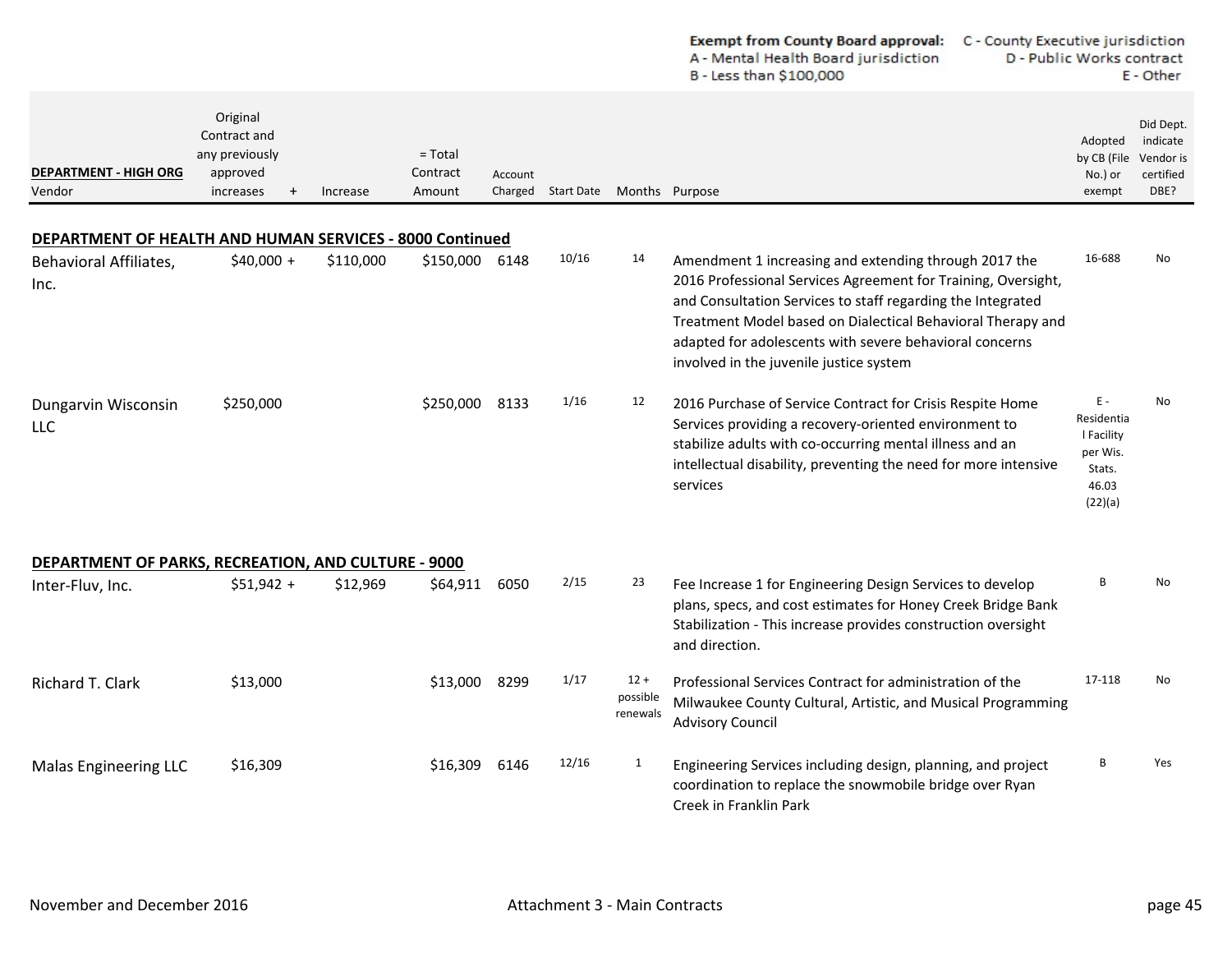Exempt from County Board approval: A - Mental Health Board jurisdiction B - Less than $100,000 C - County Executive jurisdiction D - Public Works contract E - Other

| DEPARTMENT - HIGH ORG<br>Vendor | Original Contract and any previously approved increases | + | Increase | = Total Contract Amount | Account Charged | Start Date | Months | Purpose | Adopted by CB (File No.) or exempt | Did Dept. indicate Vendor is certified DBE? |
|---|---|---|---|---|---|---|---|---|---|---|
| **DEPARTMENT OF HEALTH AND HUMAN SERVICES - 8000 Continued** | | | | | | | | | | |
| Behavioral Affiliates, Inc. | $40,000 | + | $110,000 | $150,000 | 6148 | 10/16 | 14 | Amendment 1 increasing and extending through 2017 the 2016 Professional Services Agreement for Training, Oversight, and Consultation Services to staff regarding the Integrated Treatment Model based on Dialectical Behavioral Therapy and adapted for adolescents with severe behavioral concerns involved in the juvenile justice system | 16-688 | No |
| Dungarvin Wisconsin LLC | $250,000 | | | $250,000 | 8133 | 1/16 | 12 | 2016 Purchase of Service Contract for Crisis Respite Home Services providing a recovery-oriented environment to stabilize adults with co-occurring mental illness and an intellectual disability, preventing the need for more intensive services | E - Residential Facility per Wis. Stats. 46.03 (22)(a) | No |
| **DEPARTMENT OF PARKS, RECREATION, AND CULTURE - 9000** | | | | | | | | | | |
| Inter-Fluv, Inc. | $51,942 | + | $12,969 | $64,911 | 6050 | 2/15 | 23 | Fee Increase 1 for Engineering Design Services to develop plans, specs, and cost estimates for Honey Creek Bridge Bank Stabilization - This increase provides construction oversight and direction. | B | No |
| Richard T. Clark | $13,000 | | | $13,000 | 8299 | 1/17 | 12 + possible renewals | Professional Services Contract for administration of the Milwaukee County Cultural, Artistic, and Musical Programming Advisory Council | 17-118 | No |
| Malas Engineering LLC | $16,309 | | | $16,309 | 6146 | 12/16 | 1 | Engineering Services including design, planning, and project coordination to replace the snowmobile bridge over Ryan Creek in Franklin Park | B | Yes |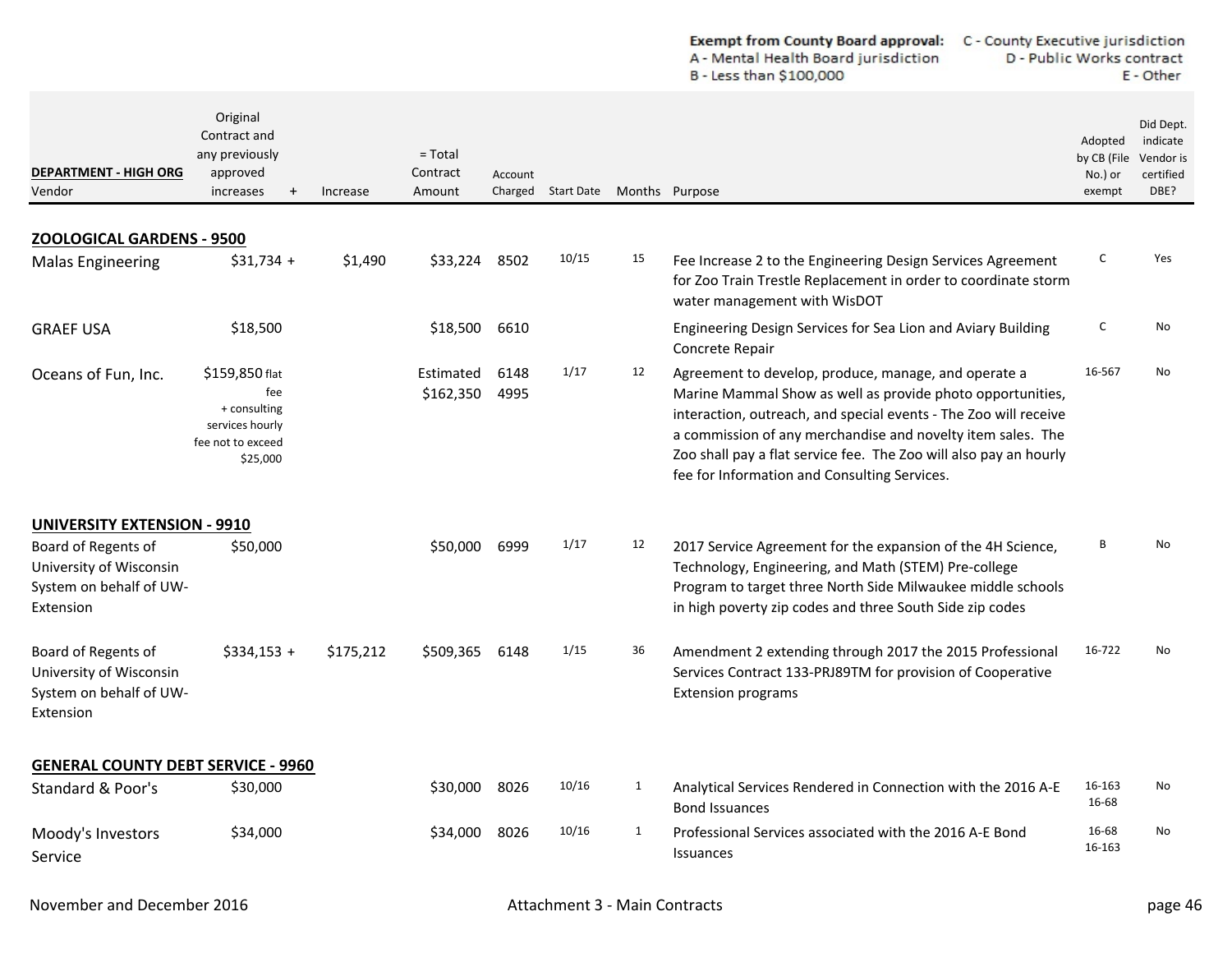**Exempt from County Board approval:**
A - Mental Health Board jurisdiction
B - Less than $100,000
C - County Executive jurisdiction
D - Public Works contract
E - Other

| DEPARTMENT - HIGH ORG<br>Vendor | Original Contract and any previously approved increases | + | Increase | = Total Contract Amount | Account Charged | Start Date | Months | Purpose | Adopted by CB (File No.) or exempt | Did Dept. indicate Vendor is certified DBE? |
|---|---|---|---|---|---|---|---|---|---|---|
| **ZOOLOGICAL GARDENS - 9500** | | | | | | | | | | |
| Malas Engineering | $31,734 | + | $1,490 | $33,224 | 8502 | 10/15 | 15 | Fee Increase 2 to the Engineering Design Services Agreement for Zoo Train Trestle Replacement in order to coordinate storm water management with WisDOT | C | Yes |
| GRAEF USA | $18,500 | | | $18,500 | 6610 | | | Engineering Design Services for Sea Lion and Aviary Building Concrete Repair | C | No |
| Oceans of Fun, Inc. | $159,850 flat fee + consulting services hourly fee not to exceed $25,000 | | | Estimated $162,350 | 6148 4995 | 1/17 | 12 | Agreement to develop, produce, manage, and operate a Marine Mammal Show as well as provide photo opportunities, interaction, outreach, and special events - The Zoo will receive a commission of any merchandise and novelty item sales. The Zoo shall pay a flat service fee. The Zoo will also pay an hourly fee for Information and Consulting Services. | 16-567 | No |
| **UNIVERSITY EXTENSION - 9910** | | | | | | | | | | |
| Board of Regents of University of Wisconsin System on behalf of UW-Extension | $50,000 | | | $50,000 | 6999 | 1/17 | 12 | 2017 Service Agreement for the expansion of the 4H Science, Technology, Engineering, and Math (STEM) Pre-college Program to target three North Side Milwaukee middle schools in high poverty zip codes and three South Side zip codes | B | No |
| Board of Regents of University of Wisconsin System on behalf of UW-Extension | $334,153 | + | $175,212 | $509,365 | 6148 | 1/15 | 36 | Amendment 2 extending through 2017 the 2015 Professional Services Contract 133-PRJ89TM for provision of Cooperative Extension programs | 16-722 | No |
| **GENERAL COUNTY DEBT SERVICE - 9960** | | | | | | | | | | |
| Standard & Poor's | $30,000 | | | $30,000 | 8026 | 10/16 | 1 | Analytical Services Rendered in Connection with the 2016 A-E Bond Issuances | 16-163<br>16-68 | No |
| Moody's Investors Service | $34,000 | | | $34,000 | 8026 | 10/16 | 1 | Professional Services associated with the 2016 A-E Bond Issuances | 16-68<br>16-163 | No |

November and December 2016 — Attachment 3 - Main Contracts